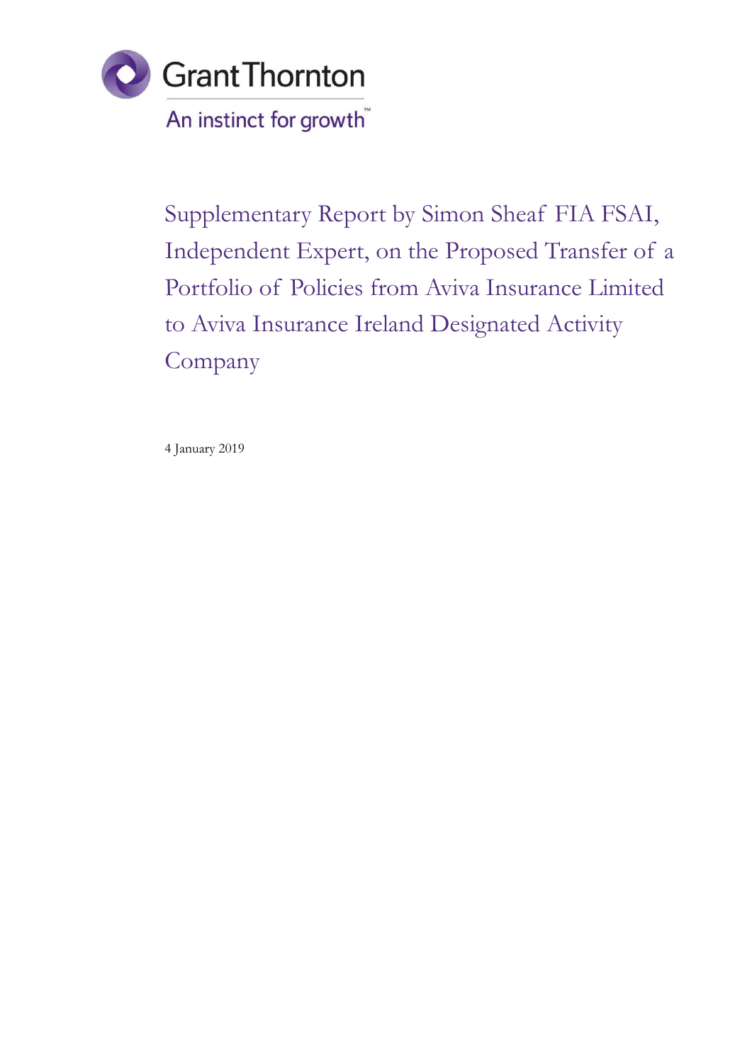Grant Thornton

An instinct for growth™

# Supplementary Report by Simon Sheaf FIA FSAI, Independent Expert, on the Proposed Transfer of a Portfolio of Policies from Aviva Insurance Limited to Aviva Insurance Ireland Designated Activity Company

4 January 2019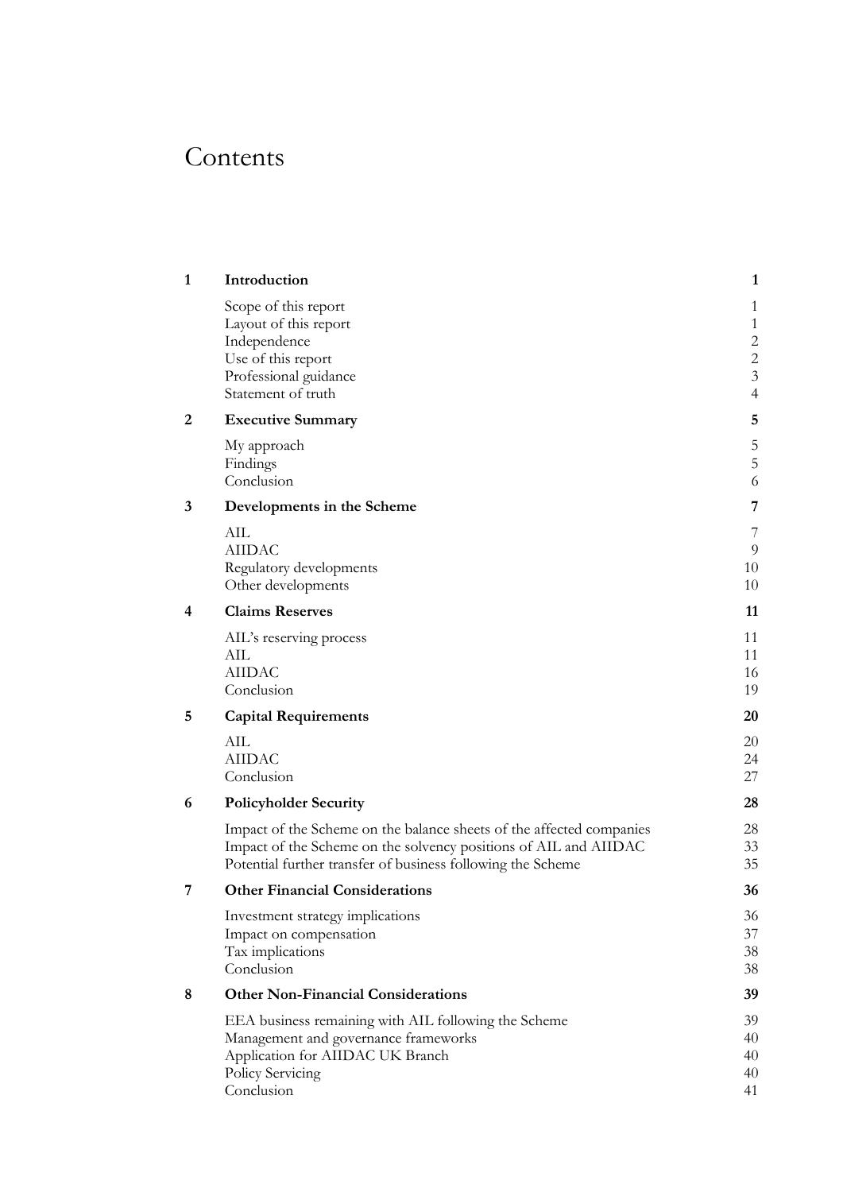# Contents

| | | |
|---|---|---|
| **1** | **Introduction** | **1** |
| | Scope of this report | 1 |
| | Layout of this report | 1 |
| | Independence | 2 |
| | Use of this report | 2 |
| | Professional guidance | 3 |
| | Statement of truth | 4 |
| **2** | **Executive Summary** | **5** |
| | My approach | 5 |
| | Findings | 5 |
| | Conclusion | 6 |
| **3** | **Developments in the Scheme** | **7** |
| | AIL | 7 |
| | AIIDAC | 9 |
| | Regulatory developments | 10 |
| | Other developments | 10 |
| **4** | **Claims Reserves** | **11** |
| | AIL's reserving process | 11 |
| | AIL | 11 |
| | AIIDAC | 16 |
| | Conclusion | 19 |
| **5** | **Capital Requirements** | **20** |
| | AIL | 20 |
| | AIIDAC | 24 |
| | Conclusion | 27 |
| **6** | **Policyholder Security** | **28** |
| | Impact of the Scheme on the balance sheets of the affected companies | 28 |
| | Impact of the Scheme on the solvency positions of AIL and AIIDAC | 33 |
| | Potential further transfer of business following the Scheme | 35 |
| **7** | **Other Financial Considerations** | **36** |
| | Investment strategy implications | 36 |
| | Impact on compensation | 37 |
| | Tax implications | 38 |
| | Conclusion | 38 |
| **8** | **Other Non-Financial Considerations** | **39** |
| | EEA business remaining with AIL following the Scheme | 39 |
| | Management and governance frameworks | 40 |
| | Application for AIIDAC UK Branch | 40 |
| | Policy Servicing | 40 |
| | Conclusion | 41 |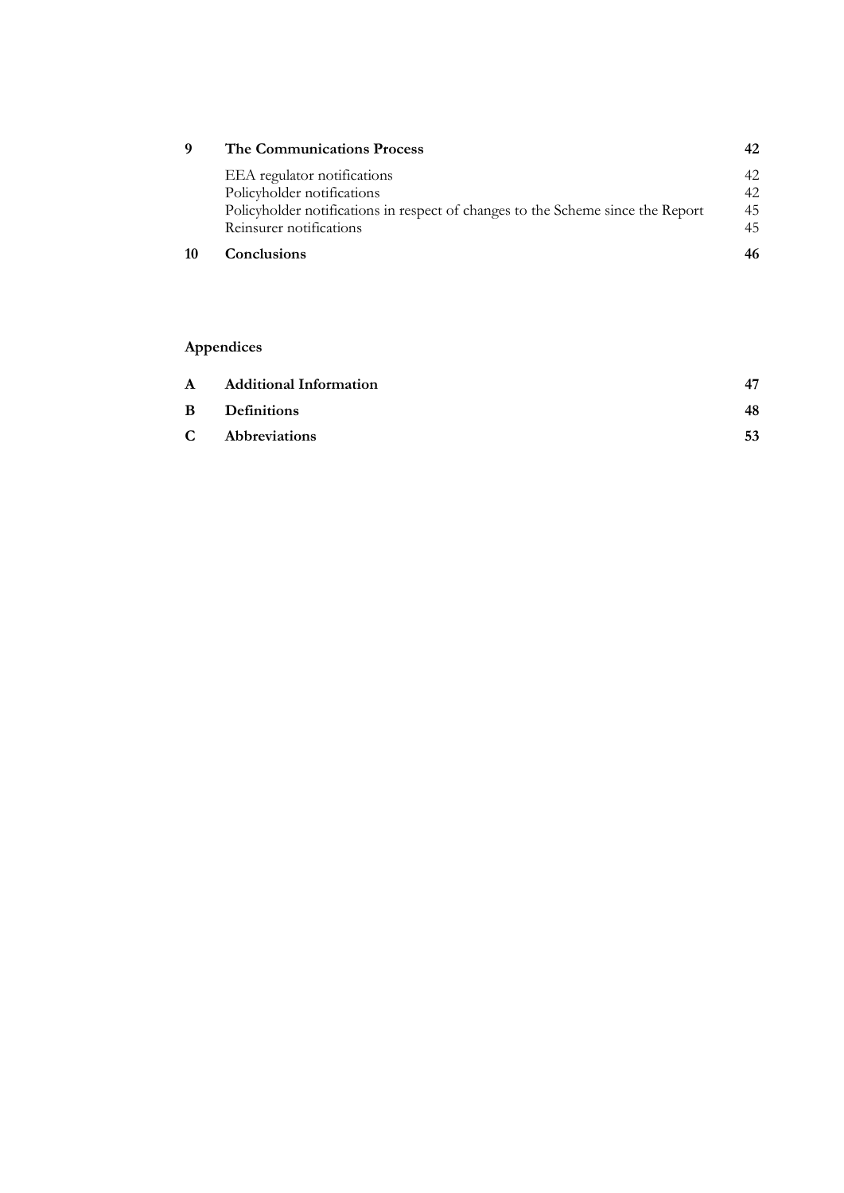| | | |
|---|---|---|
| **9** | **The Communications Process** | **42** |
| | EEA regulator notifications | 42 |
| | Policyholder notifications | 42 |
| | Policyholder notifications in respect of changes to the Scheme since the Report | 45 |
| | Reinsurer notifications | 45 |
| **10** | **Conclusions** | **46** |

## Appendices

| | | |
|---|---|---|
| **A** | **Additional Information** | **47** |
| **B** | **Definitions** | **48** |
| **C** | **Abbreviations** | **53** |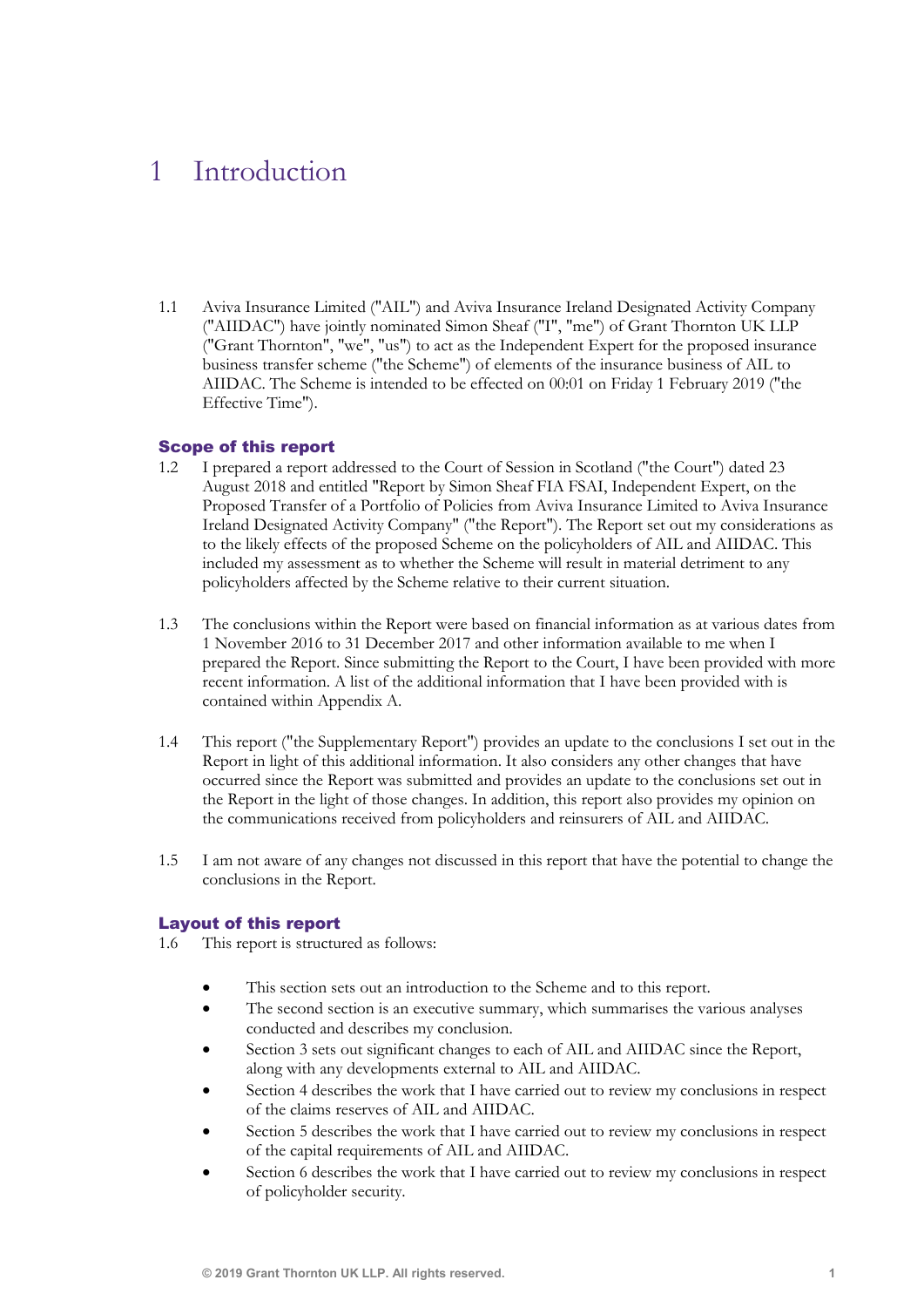# 1 Introduction

1.1 Aviva Insurance Limited ("AIL") and Aviva Insurance Ireland Designated Activity Company ("AIIDAC") have jointly nominated Simon Sheaf ("I", "me") of Grant Thornton UK LLP ("Grant Thornton", "we", "us") to act as the Independent Expert for the proposed insurance business transfer scheme ("the Scheme") of elements of the insurance business of AIL to AIIDAC. The Scheme is intended to be effected on 00:01 on Friday 1 February 2019 ("the Effective Time").

## Scope of this report

1.2 I prepared a report addressed to the Court of Session in Scotland ("the Court") dated 23 August 2018 and entitled "Report by Simon Sheaf FIA FSAI, Independent Expert, on the Proposed Transfer of a Portfolio of Policies from Aviva Insurance Limited to Aviva Insurance Ireland Designated Activity Company" ("the Report"). The Report set out my considerations as to the likely effects of the proposed Scheme on the policyholders of AIL and AIIDAC. This included my assessment as to whether the Scheme will result in material detriment to any policyholders affected by the Scheme relative to their current situation.

1.3 The conclusions within the Report were based on financial information as at various dates from 1 November 2016 to 31 December 2017 and other information available to me when I prepared the Report. Since submitting the Report to the Court, I have been provided with more recent information. A list of the additional information that I have been provided with is contained within Appendix A.

1.4 This report ("the Supplementary Report") provides an update to the conclusions I set out in the Report in light of this additional information. It also considers any other changes that have occurred since the Report was submitted and provides an update to the conclusions set out in the Report in the light of those changes. In addition, this report also provides my opinion on the communications received from policyholders and reinsurers of AIL and AIIDAC.

1.5 I am not aware of any changes not discussed in this report that have the potential to change the conclusions in the Report.

## Layout of this report

1.6 This report is structured as follows:

- This section sets out an introduction to the Scheme and to this report.
- The second section is an executive summary, which summarises the various analyses conducted and describes my conclusion.
- Section 3 sets out significant changes to each of AIL and AIIDAC since the Report, along with any developments external to AIL and AIIDAC.
- Section 4 describes the work that I have carried out to review my conclusions in respect of the claims reserves of AIL and AIIDAC.
- Section 5 describes the work that I have carried out to review my conclusions in respect of the capital requirements of AIL and AIIDAC.
- Section 6 describes the work that I have carried out to review my conclusions in respect of policyholder security.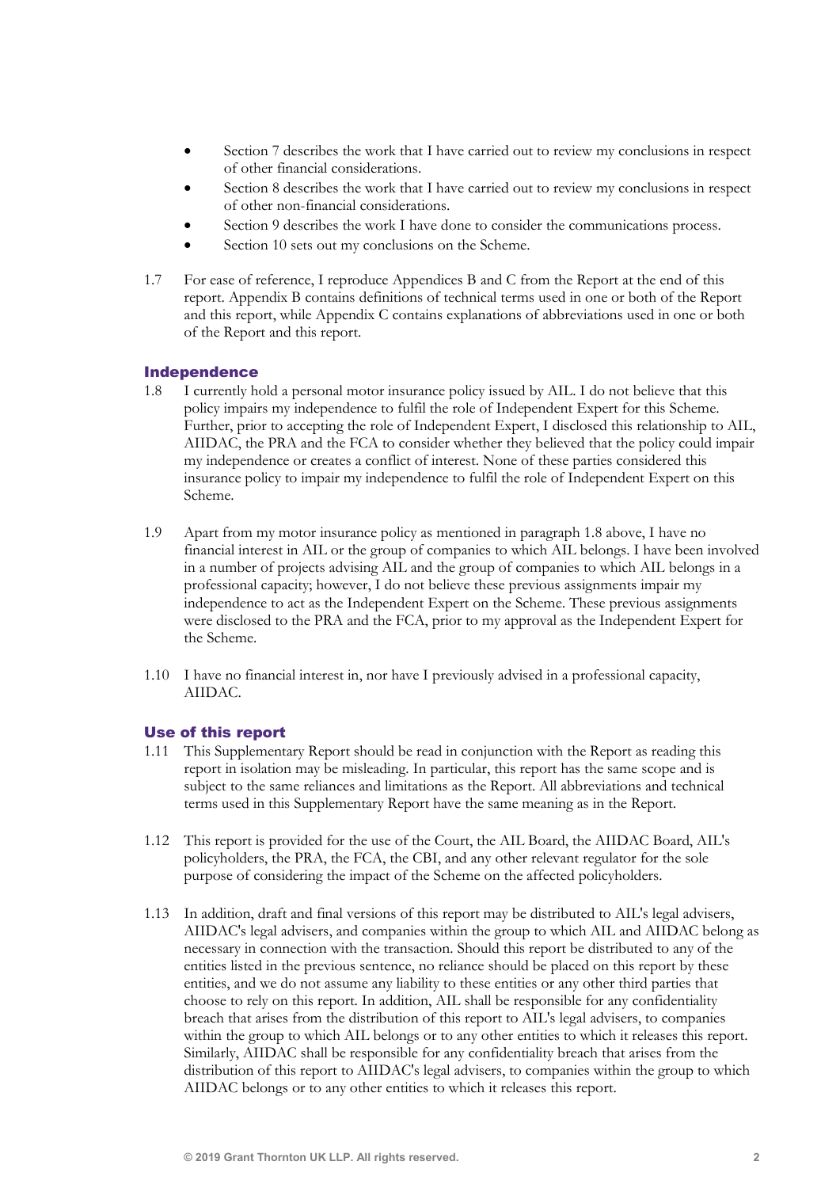- Section 7 describes the work that I have carried out to review my conclusions in respect of other financial considerations.
- Section 8 describes the work that I have carried out to review my conclusions in respect of other non-financial considerations.
- Section 9 describes the work I have done to consider the communications process.
- Section 10 sets out my conclusions on the Scheme.

1.7 For ease of reference, I reproduce Appendices B and C from the Report at the end of this report. Appendix B contains definitions of technical terms used in one or both of the Report and this report, while Appendix C contains explanations of abbreviations used in one or both of the Report and this report.

## Independence

1.8 I currently hold a personal motor insurance policy issued by AIL. I do not believe that this policy impairs my independence to fulfil the role of Independent Expert for this Scheme. Further, prior to accepting the role of Independent Expert, I disclosed this relationship to AIL, AIIDAC, the PRA and the FCA to consider whether they believed that the policy could impair my independence or creates a conflict of interest. None of these parties considered this insurance policy to impair my independence to fulfil the role of Independent Expert on this Scheme.

1.9 Apart from my motor insurance policy as mentioned in paragraph 1.8 above, I have no financial interest in AIL or the group of companies to which AIL belongs. I have been involved in a number of projects advising AIL and the group of companies to which AIL belongs in a professional capacity; however, I do not believe these previous assignments impair my independence to act as the Independent Expert on the Scheme. These previous assignments were disclosed to the PRA and the FCA, prior to my approval as the Independent Expert for the Scheme.

1.10 I have no financial interest in, nor have I previously advised in a professional capacity, AIIDAC.

## Use of this report

1.11 This Supplementary Report should be read in conjunction with the Report as reading this report in isolation may be misleading. In particular, this report has the same scope and is subject to the same reliances and limitations as the Report. All abbreviations and technical terms used in this Supplementary Report have the same meaning as in the Report.

1.12 This report is provided for the use of the Court, the AIL Board, the AIIDAC Board, AIL's policyholders, the PRA, the FCA, the CBI, and any other relevant regulator for the sole purpose of considering the impact of the Scheme on the affected policyholders.

1.13 In addition, draft and final versions of this report may be distributed to AIL's legal advisers, AIIDAC's legal advisers, and companies within the group to which AIL and AIIDAC belong as necessary in connection with the transaction. Should this report be distributed to any of the entities listed in the previous sentence, no reliance should be placed on this report by these entities, and we do not assume any liability to these entities or any other third parties that choose to rely on this report. In addition, AIL shall be responsible for any confidentiality breach that arises from the distribution of this report to AIL's legal advisers, to companies within the group to which AIL belongs or to any other entities to which it releases this report. Similarly, AIIDAC shall be responsible for any confidentiality breach that arises from the distribution of this report to AIIDAC's legal advisers, to companies within the group to which AIIDAC belongs or to any other entities to which it releases this report.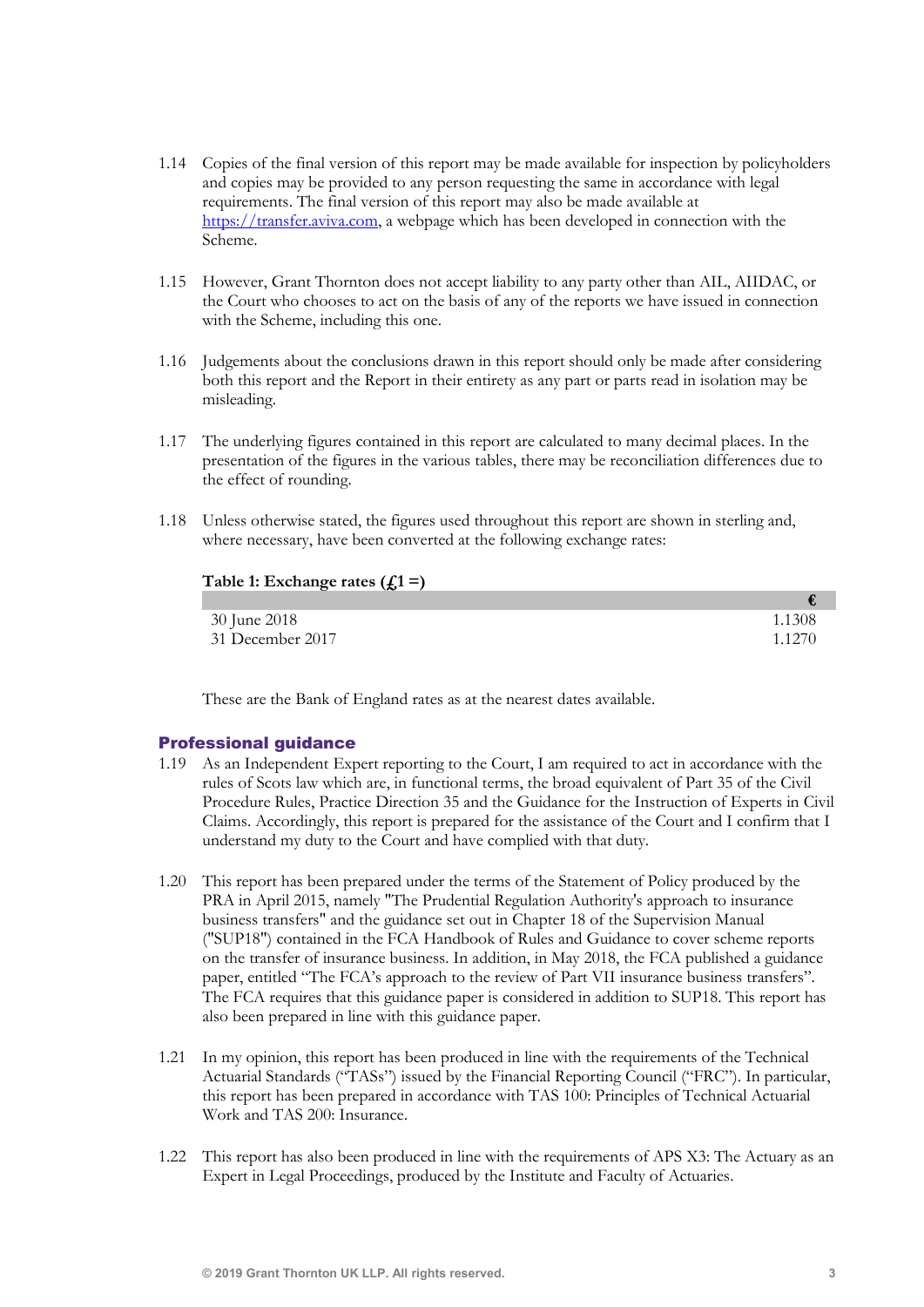1.14 Copies of the final version of this report may be made available for inspection by policyholders and copies may be provided to any person requesting the same in accordance with legal requirements. The final version of this report may also be made available at https://transfer.aviva.com, a webpage which has been developed in connection with the Scheme.

1.15 However, Grant Thornton does not accept liability to any party other than AIL, AIIDAC, or the Court who chooses to act on the basis of any of the reports we have issued in connection with the Scheme, including this one.

1.16 Judgements about the conclusions drawn in this report should only be made after considering both this report and the Report in their entirety as any part or parts read in isolation may be misleading.

1.17 The underlying figures contained in this report are calculated to many decimal places. In the presentation of the figures in the various tables, there may be reconciliation differences due to the effect of rounding.

1.18 Unless otherwise stated, the figures used throughout this report are shown in sterling and, where necessary, have been converted at the following exchange rates:

**Table 1: Exchange rates (£1 =)**

| | € |
|---|---|
| 30 June 2018 | 1.1308 |
| 31 December 2017 | 1.1270 |

These are the Bank of England rates as at the nearest dates available.

## Professional guidance

1.19 As an Independent Expert reporting to the Court, I am required to act in accordance with the rules of Scots law which are, in functional terms, the broad equivalent of Part 35 of the Civil Procedure Rules, Practice Direction 35 and the Guidance for the Instruction of Experts in Civil Claims. Accordingly, this report is prepared for the assistance of the Court and I confirm that I understand my duty to the Court and have complied with that duty.

1.20 This report has been prepared under the terms of the Statement of Policy produced by the PRA in April 2015, namely "The Prudential Regulation Authority's approach to insurance business transfers" and the guidance set out in Chapter 18 of the Supervision Manual ("SUP18") contained in the FCA Handbook of Rules and Guidance to cover scheme reports on the transfer of insurance business. In addition, in May 2018, the FCA published a guidance paper, entitled "The FCA's approach to the review of Part VII insurance business transfers". The FCA requires that this guidance paper is considered in addition to SUP18. This report has also been prepared in line with this guidance paper.

1.21 In my opinion, this report has been produced in line with the requirements of the Technical Actuarial Standards ("TASs") issued by the Financial Reporting Council ("FRC"). In particular, this report has been prepared in accordance with TAS 100: Principles of Technical Actuarial Work and TAS 200: Insurance.

1.22 This report has also been produced in line with the requirements of APS X3: The Actuary as an Expert in Legal Proceedings, produced by the Institute and Faculty of Actuaries.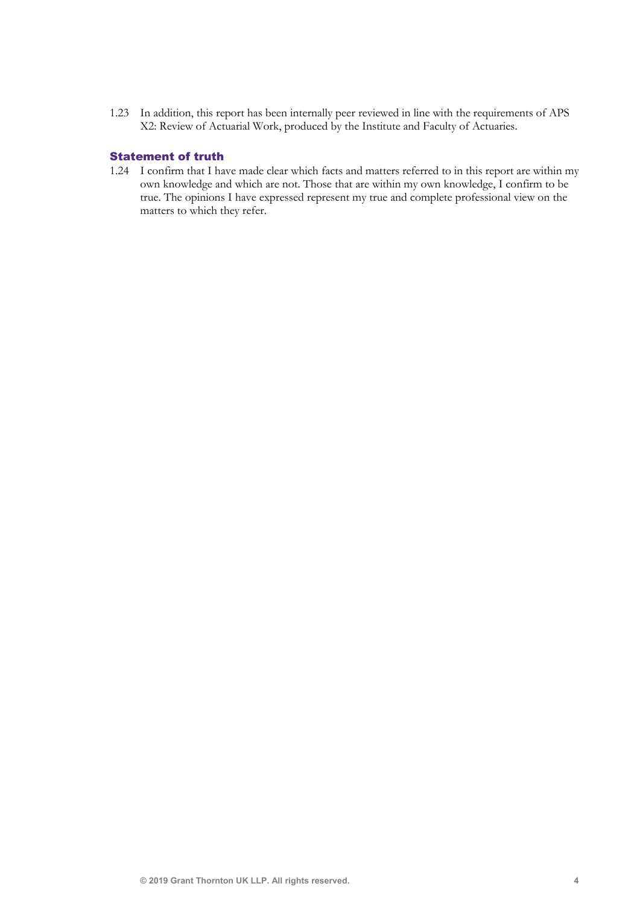1.23 In addition, this report has been internally peer reviewed in line with the requirements of APS X2: Review of Actuarial Work, produced by the Institute and Faculty of Actuaries.

## Statement of truth

1.24 I confirm that I have made clear which facts and matters referred to in this report are within my own knowledge and which are not. Those that are within my own knowledge, I confirm to be true. The opinions I have expressed represent my true and complete professional view on the matters to which they refer.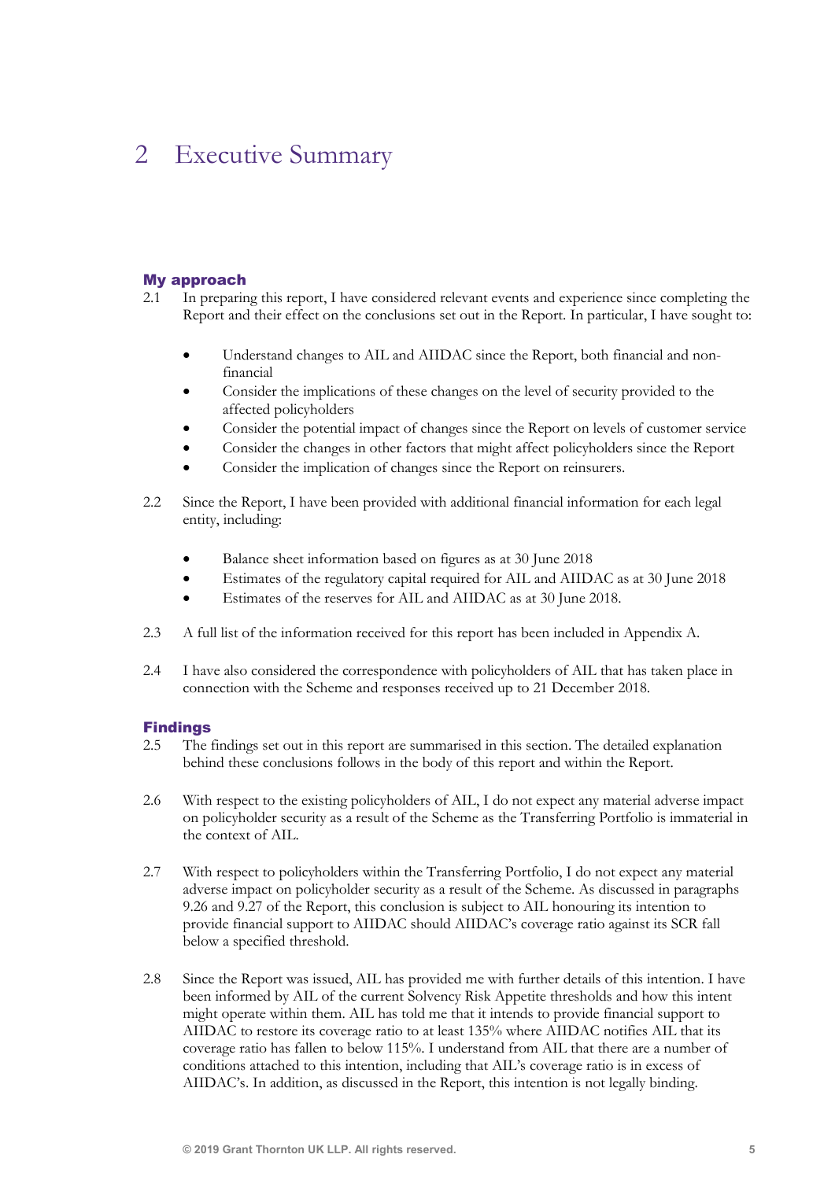# 2 Executive Summary

### My approach

2.1 In preparing this report, I have considered relevant events and experience since completing the Report and their effect on the conclusions set out in the Report. In particular, I have sought to:

- Understand changes to AIL and AIIDAC since the Report, both financial and non-financial
- Consider the implications of these changes on the level of security provided to the affected policyholders
- Consider the potential impact of changes since the Report on levels of customer service
- Consider the changes in other factors that might affect policyholders since the Report
- Consider the implication of changes since the Report on reinsurers.

2.2 Since the Report, I have been provided with additional financial information for each legal entity, including:

- Balance sheet information based on figures as at 30 June 2018
- Estimates of the regulatory capital required for AIL and AIIDAC as at 30 June 2018
- Estimates of the reserves for AIL and AIIDAC as at 30 June 2018.

2.3 A full list of the information received for this report has been included in Appendix A.

2.4 I have also considered the correspondence with policyholders of AIL that has taken place in connection with the Scheme and responses received up to 21 December 2018.

### Findings

2.5 The findings set out in this report are summarised in this section. The detailed explanation behind these conclusions follows in the body of this report and within the Report.

2.6 With respect to the existing policyholders of AIL, I do not expect any material adverse impact on policyholder security as a result of the Scheme as the Transferring Portfolio is immaterial in the context of AIL.

2.7 With respect to policyholders within the Transferring Portfolio, I do not expect any material adverse impact on policyholder security as a result of the Scheme. As discussed in paragraphs 9.26 and 9.27 of the Report, this conclusion is subject to AIL honouring its intention to provide financial support to AIIDAC should AIIDAC's coverage ratio against its SCR fall below a specified threshold.

2.8 Since the Report was issued, AIL has provided me with further details of this intention. I have been informed by AIL of the current Solvency Risk Appetite thresholds and how this intent might operate within them. AIL has told me that it intends to provide financial support to AIIDAC to restore its coverage ratio to at least 135% where AIIDAC notifies AIL that its coverage ratio has fallen to below 115%. I understand from AIL that there are a number of conditions attached to this intention, including that AIL's coverage ratio is in excess of AIIDAC's. In addition, as discussed in the Report, this intention is not legally binding.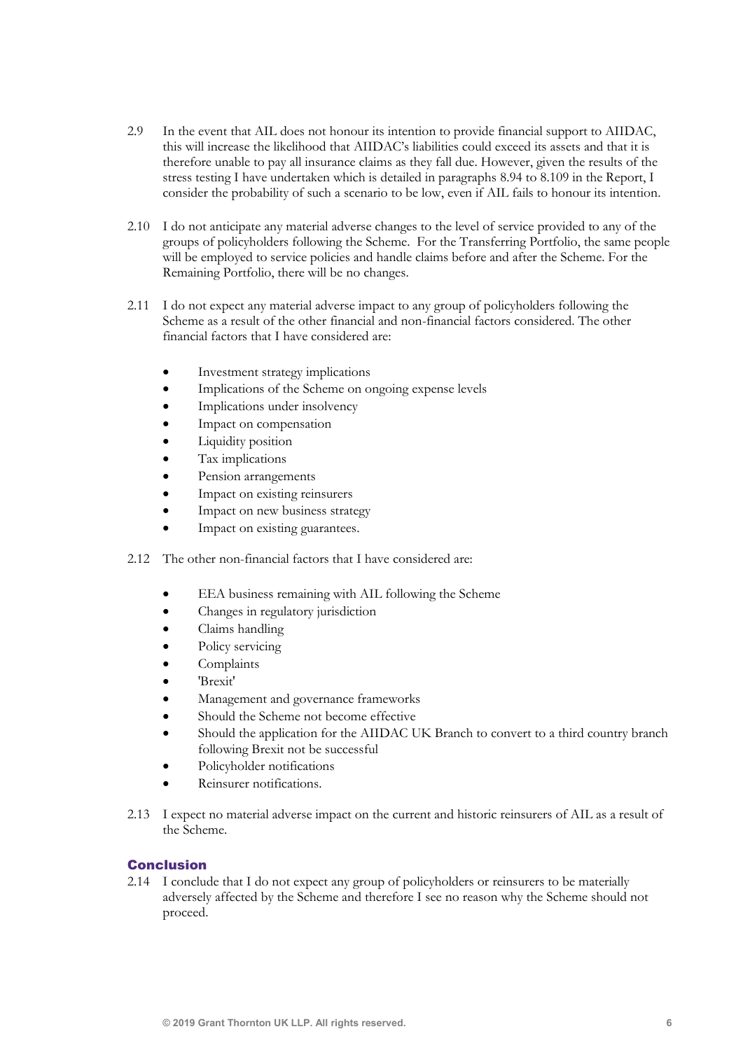2.9 In the event that AIL does not honour its intention to provide financial support to AIIDAC, this will increase the likelihood that AIIDAC's liabilities could exceed its assets and that it is therefore unable to pay all insurance claims as they fall due. However, given the results of the stress testing I have undertaken which is detailed in paragraphs 8.94 to 8.109 in the Report, I consider the probability of such a scenario to be low, even if AIL fails to honour its intention.

2.10 I do not anticipate any material adverse changes to the level of service provided to any of the groups of policyholders following the Scheme. For the Transferring Portfolio, the same people will be employed to service policies and handle claims before and after the Scheme. For the Remaining Portfolio, there will be no changes.

2.11 I do not expect any material adverse impact to any group of policyholders following the Scheme as a result of the other financial and non-financial factors considered. The other financial factors that I have considered are:

- Investment strategy implications
- Implications of the Scheme on ongoing expense levels
- Implications under insolvency
- Impact on compensation
- Liquidity position
- Tax implications
- Pension arrangements
- Impact on existing reinsurers
- Impact on new business strategy
- Impact on existing guarantees.

2.12 The other non-financial factors that I have considered are:

- EEA business remaining with AIL following the Scheme
- Changes in regulatory jurisdiction
- Claims handling
- Policy servicing
- Complaints
- 'Brexit'
- Management and governance frameworks
- Should the Scheme not become effective
- Should the application for the AIIDAC UK Branch to convert to a third country branch following Brexit not be successful
- Policyholder notifications
- Reinsurer notifications.

2.13 I expect no material adverse impact on the current and historic reinsurers of AIL as a result of the Scheme.

## Conclusion

2.14 I conclude that I do not expect any group of policyholders or reinsurers to be materially adversely affected by the Scheme and therefore I see no reason why the Scheme should not proceed.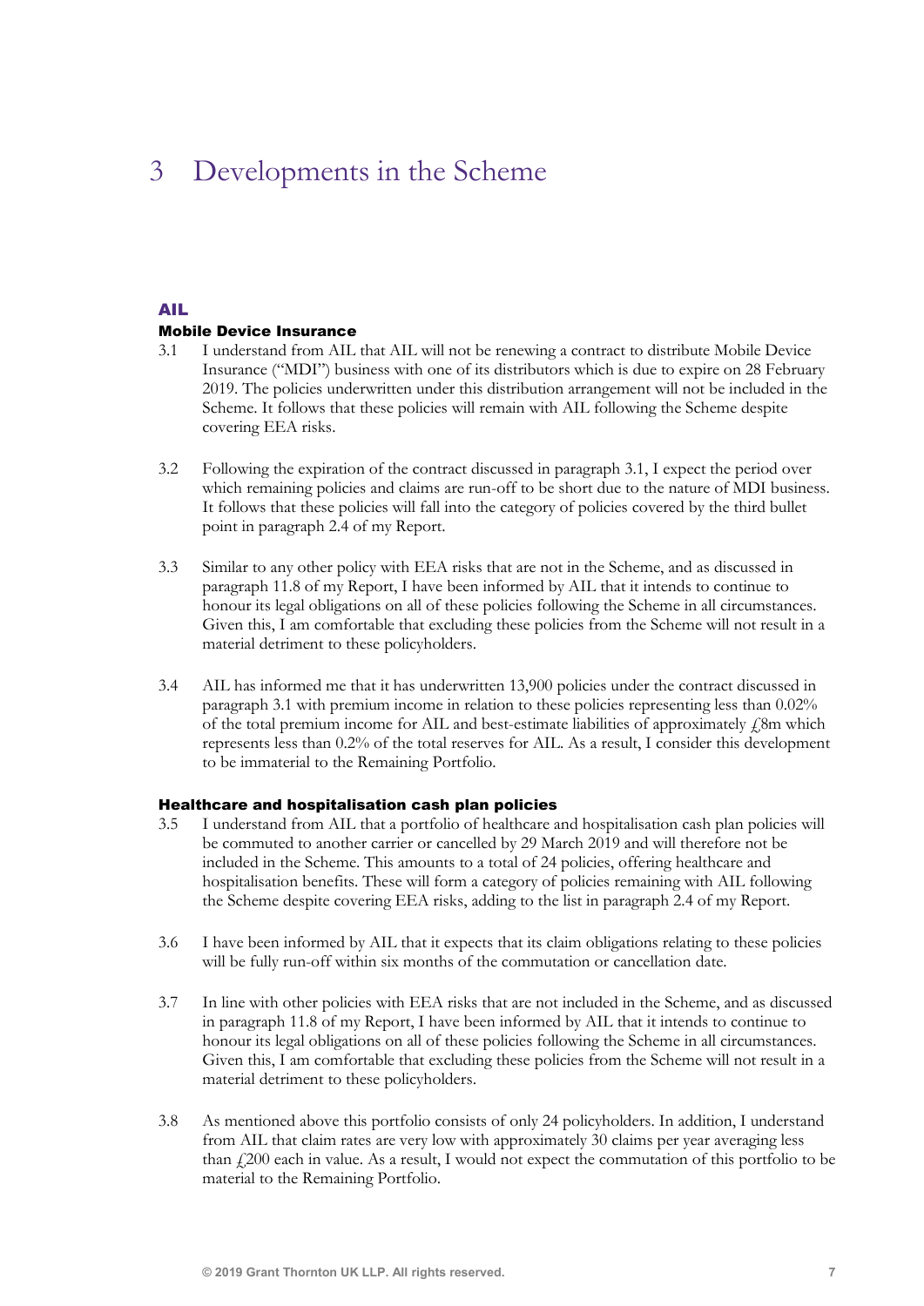# 3 Developments in the Scheme

## AIL

### Mobile Device Insurance

3.1 I understand from AIL that AIL will not be renewing a contract to distribute Mobile Device Insurance ("MDI") business with one of its distributors which is due to expire on 28 February 2019. The policies underwritten under this distribution arrangement will not be included in the Scheme. It follows that these policies will remain with AIL following the Scheme despite covering EEA risks.

3.2 Following the expiration of the contract discussed in paragraph 3.1, I expect the period over which remaining policies and claims are run-off to be short due to the nature of MDI business. It follows that these policies will fall into the category of policies covered by the third bullet point in paragraph 2.4 of my Report.

3.3 Similar to any other policy with EEA risks that are not in the Scheme, and as discussed in paragraph 11.8 of my Report, I have been informed by AIL that it intends to continue to honour its legal obligations on all of these policies following the Scheme in all circumstances. Given this, I am comfortable that excluding these policies from the Scheme will not result in a material detriment to these policyholders.

3.4 AIL has informed me that it has underwritten 13,900 policies under the contract discussed in paragraph 3.1 with premium income in relation to these policies representing less than 0.02% of the total premium income for AIL and best-estimate liabilities of approximately £8m which represents less than 0.2% of the total reserves for AIL. As a result, I consider this development to be immaterial to the Remaining Portfolio.

### Healthcare and hospitalisation cash plan policies

3.5 I understand from AIL that a portfolio of healthcare and hospitalisation cash plan policies will be commuted to another carrier or cancelled by 29 March 2019 and will therefore not be included in the Scheme. This amounts to a total of 24 policies, offering healthcare and hospitalisation benefits. These will form a category of policies remaining with AIL following the Scheme despite covering EEA risks, adding to the list in paragraph 2.4 of my Report.

3.6 I have been informed by AIL that it expects that its claim obligations relating to these policies will be fully run-off within six months of the commutation or cancellation date.

3.7 In line with other policies with EEA risks that are not included in the Scheme, and as discussed in paragraph 11.8 of my Report, I have been informed by AIL that it intends to continue to honour its legal obligations on all of these policies following the Scheme in all circumstances. Given this, I am comfortable that excluding these policies from the Scheme will not result in a material detriment to these policyholders.

3.8 As mentioned above this portfolio consists of only 24 policyholders. In addition, I understand from AIL that claim rates are very low with approximately 30 claims per year averaging less than £200 each in value. As a result, I would not expect the commutation of this portfolio to be material to the Remaining Portfolio.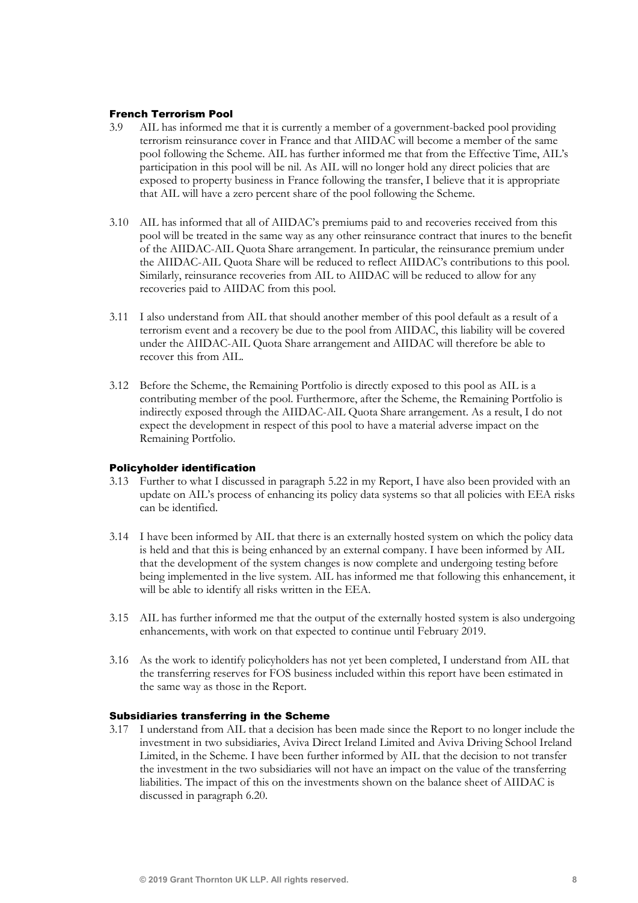### French Terrorism Pool

3.9 AIL has informed me that it is currently a member of a government-backed pool providing terrorism reinsurance cover in France and that AIIDAC will become a member of the same pool following the Scheme. AIL has further informed me that from the Effective Time, AIL's participation in this pool will be nil. As AIL will no longer hold any direct policies that are exposed to property business in France following the transfer, I believe that it is appropriate that AIL will have a zero percent share of the pool following the Scheme.

3.10 AIL has informed that all of AIIDAC's premiums paid to and recoveries received from this pool will be treated in the same way as any other reinsurance contract that inures to the benefit of the AIIDAC-AIL Quota Share arrangement. In particular, the reinsurance premium under the AIIDAC-AIL Quota Share will be reduced to reflect AIIDAC's contributions to this pool. Similarly, reinsurance recoveries from AIL to AIIDAC will be reduced to allow for any recoveries paid to AIIDAC from this pool.

3.11 I also understand from AIL that should another member of this pool default as a result of a terrorism event and a recovery be due to the pool from AIIDAC, this liability will be covered under the AIIDAC-AIL Quota Share arrangement and AIIDAC will therefore be able to recover this from AIL.

3.12 Before the Scheme, the Remaining Portfolio is directly exposed to this pool as AIL is a contributing member of the pool. Furthermore, after the Scheme, the Remaining Portfolio is indirectly exposed through the AIIDAC-AIL Quota Share arrangement. As a result, I do not expect the development in respect of this pool to have a material adverse impact on the Remaining Portfolio.

### Policyholder identification

3.13 Further to what I discussed in paragraph 5.22 in my Report, I have also been provided with an update on AIL's process of enhancing its policy data systems so that all policies with EEA risks can be identified.

3.14 I have been informed by AIL that there is an externally hosted system on which the policy data is held and that this is being enhanced by an external company. I have been informed by AIL that the development of the system changes is now complete and undergoing testing before being implemented in the live system. AIL has informed me that following this enhancement, it will be able to identify all risks written in the EEA.

3.15 AIL has further informed me that the output of the externally hosted system is also undergoing enhancements, with work on that expected to continue until February 2019.

3.16 As the work to identify policyholders has not yet been completed, I understand from AIL that the transferring reserves for FOS business included within this report have been estimated in the same way as those in the Report.

### Subsidiaries transferring in the Scheme

3.17 I understand from AIL that a decision has been made since the Report to no longer include the investment in two subsidiaries, Aviva Direct Ireland Limited and Aviva Driving School Ireland Limited, in the Scheme. I have been further informed by AIL that the decision to not transfer the investment in the two subsidiaries will not have an impact on the value of the transferring liabilities. The impact of this on the investments shown on the balance sheet of AIIDAC is discussed in paragraph 6.20.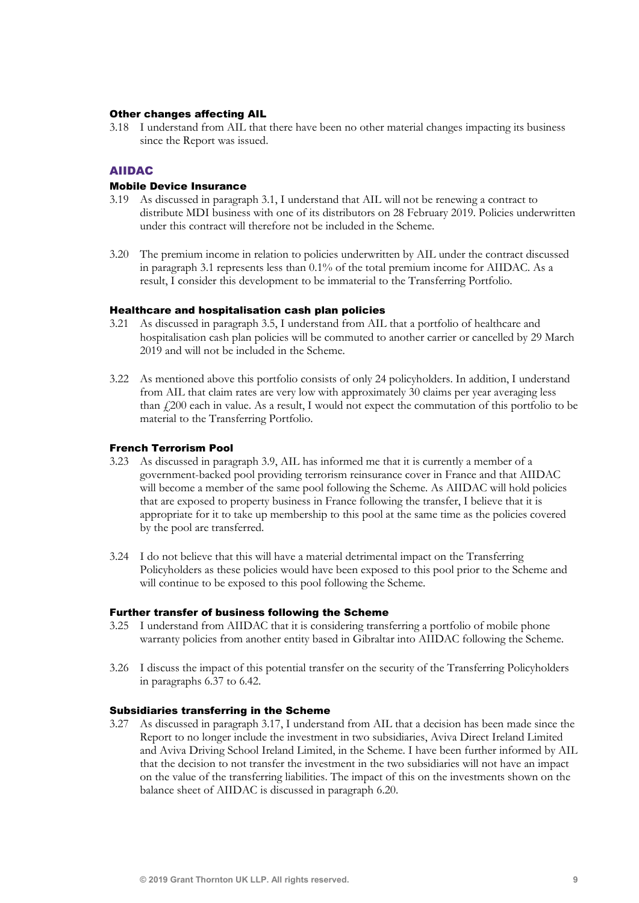### Other changes affecting AIL

3.18 I understand from AIL that there have been no other material changes impacting its business since the Report was issued.

## AIIDAC

### Mobile Device Insurance

3.19 As discussed in paragraph 3.1, I understand that AIL will not be renewing a contract to distribute MDI business with one of its distributors on 28 February 2019. Policies underwritten under this contract will therefore not be included in the Scheme.

3.20 The premium income in relation to policies underwritten by AIL under the contract discussed in paragraph 3.1 represents less than 0.1% of the total premium income for AIIDAC. As a result, I consider this development to be immaterial to the Transferring Portfolio.

### Healthcare and hospitalisation cash plan policies

3.21 As discussed in paragraph 3.5, I understand from AIL that a portfolio of healthcare and hospitalisation cash plan policies will be commuted to another carrier or cancelled by 29 March 2019 and will not be included in the Scheme.

3.22 As mentioned above this portfolio consists of only 24 policyholders. In addition, I understand from AIL that claim rates are very low with approximately 30 claims per year averaging less than £200 each in value. As a result, I would not expect the commutation of this portfolio to be material to the Transferring Portfolio.

### French Terrorism Pool

3.23 As discussed in paragraph 3.9, AIL has informed me that it is currently a member of a government-backed pool providing terrorism reinsurance cover in France and that AIIDAC will become a member of the same pool following the Scheme. As AIIDAC will hold policies that are exposed to property business in France following the transfer, I believe that it is appropriate for it to take up membership to this pool at the same time as the policies covered by the pool are transferred.

3.24 I do not believe that this will have a material detrimental impact on the Transferring Policyholders as these policies would have been exposed to this pool prior to the Scheme and will continue to be exposed to this pool following the Scheme.

### Further transfer of business following the Scheme

3.25 I understand from AIIDAC that it is considering transferring a portfolio of mobile phone warranty policies from another entity based in Gibraltar into AIIDAC following the Scheme.

3.26 I discuss the impact of this potential transfer on the security of the Transferring Policyholders in paragraphs 6.37 to 6.42.

### Subsidiaries transferring in the Scheme

3.27 As discussed in paragraph 3.17, I understand from AIL that a decision has been made since the Report to no longer include the investment in two subsidiaries, Aviva Direct Ireland Limited and Aviva Driving School Ireland Limited, in the Scheme. I have been further informed by AIL that the decision to not transfer the investment in the two subsidiaries will not have an impact on the value of the transferring liabilities. The impact of this on the investments shown on the balance sheet of AIIDAC is discussed in paragraph 6.20.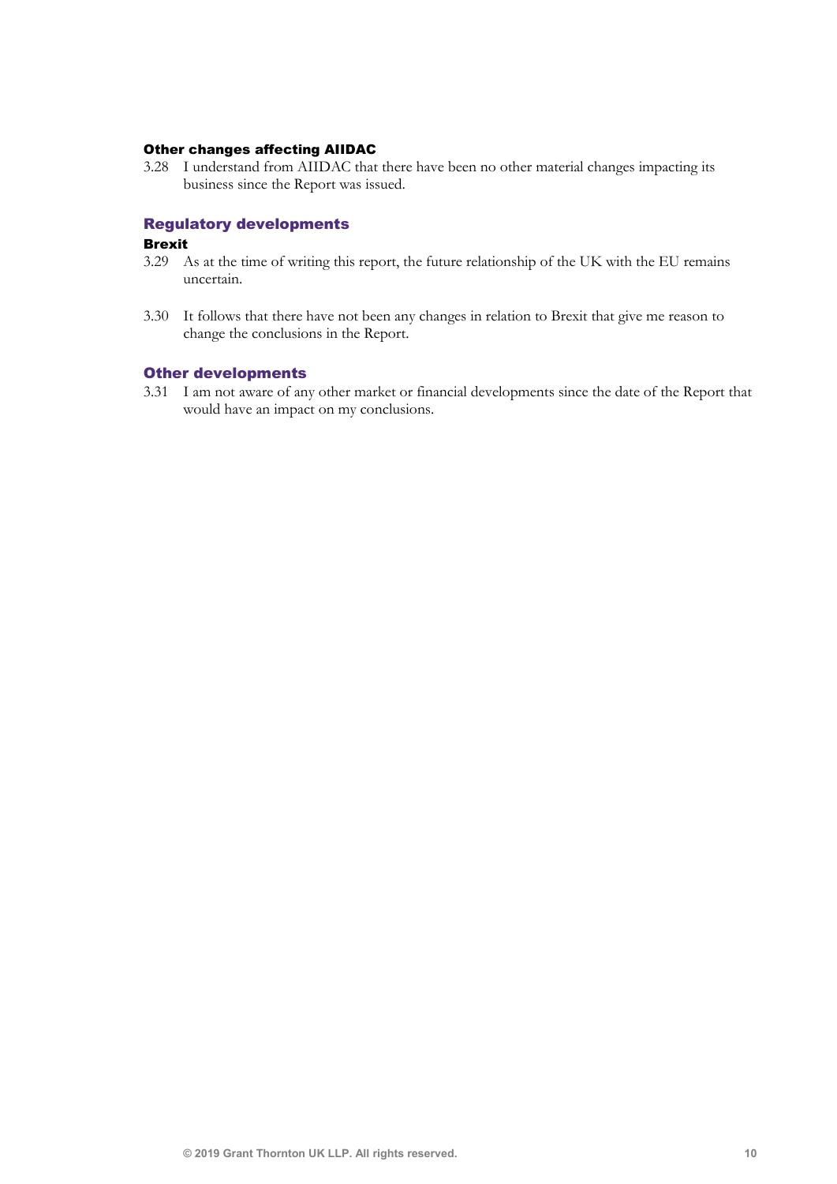### Other changes affecting AIIDAC

3.28 I understand from AIIDAC that there have been no other material changes impacting its business since the Report was issued.

## Regulatory developments

### Brexit

3.29 As at the time of writing this report, the future relationship of the UK with the EU remains uncertain.

3.30 It follows that there have not been any changes in relation to Brexit that give me reason to change the conclusions in the Report.

## Other developments

3.31 I am not aware of any other market or financial developments since the date of the Report that would have an impact on my conclusions.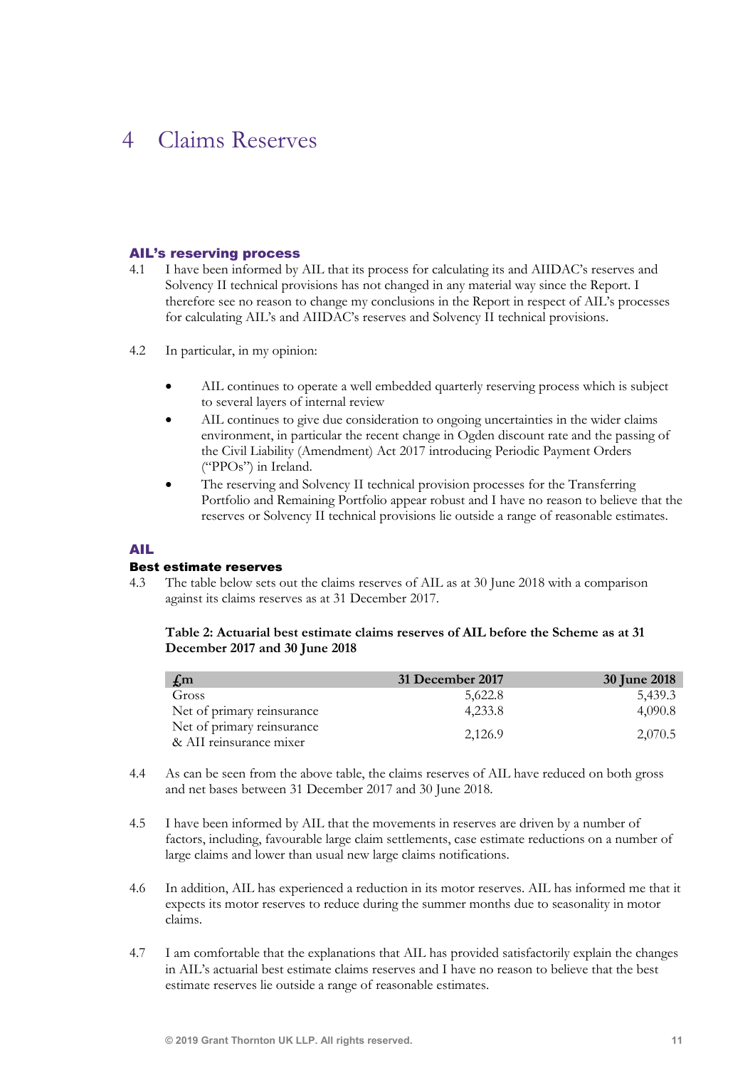# 4 Claims Reserves

### AIL's reserving process

4.1 I have been informed by AIL that its process for calculating its and AIIDAC's reserves and Solvency II technical provisions has not changed in any material way since the Report. I therefore see no reason to change my conclusions in the Report in respect of AIL's processes for calculating AIL's and AIIDAC's reserves and Solvency II technical provisions.

4.2 In particular, in my opinion:

- AIL continues to operate a well embedded quarterly reserving process which is subject to several layers of internal review
- AIL continues to give due consideration to ongoing uncertainties in the wider claims environment, in particular the recent change in Ogden discount rate and the passing of the Civil Liability (Amendment) Act 2017 introducing Periodic Payment Orders ("PPOs") in Ireland.
- The reserving and Solvency II technical provision processes for the Transferring Portfolio and Remaining Portfolio appear robust and I have no reason to believe that the reserves or Solvency II technical provisions lie outside a range of reasonable estimates.

## AIL

#### Best estimate reserves

4.3 The table below sets out the claims reserves of AIL as at 30 June 2018 with a comparison against its claims reserves as at 31 December 2017.

**Table 2: Actuarial best estimate claims reserves of AIL before the Scheme as at 31 December 2017 and 30 June 2018**

| £m | 31 December 2017 | 30 June 2018 |
|---|---|---|
| Gross | 5,622.8 | 5,439.3 |
| Net of primary reinsurance | 4,233.8 | 4,090.8 |
| Net of primary reinsurance & AII reinsurance mixer | 2,126.9 | 2,070.5 |

4.4 As can be seen from the above table, the claims reserves of AIL have reduced on both gross and net bases between 31 December 2017 and 30 June 2018.

4.5 I have been informed by AIL that the movements in reserves are driven by a number of factors, including, favourable large claim settlements, case estimate reductions on a number of large claims and lower than usual new large claims notifications.

4.6 In addition, AIL has experienced a reduction in its motor reserves. AIL has informed me that it expects its motor reserves to reduce during the summer months due to seasonality in motor claims.

4.7 I am comfortable that the explanations that AIL has provided satisfactorily explain the changes in AIL's actuarial best estimate claims reserves and I have no reason to believe that the best estimate reserves lie outside a range of reasonable estimates.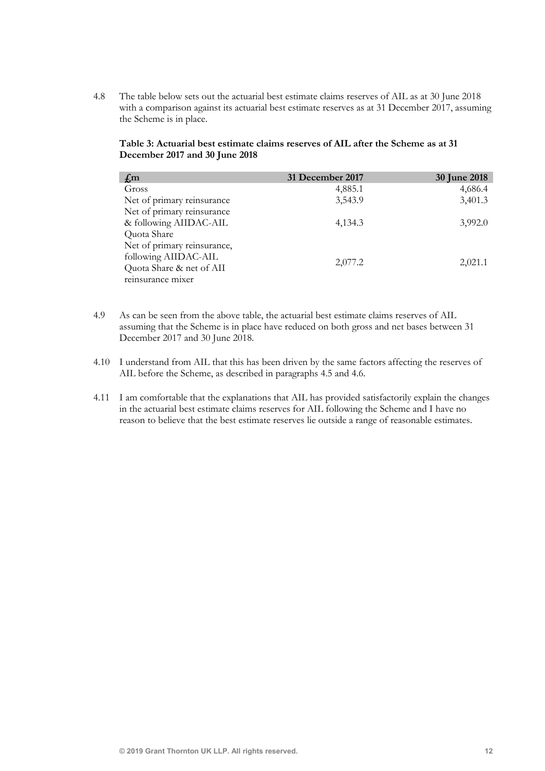4.8 The table below sets out the actuarial best estimate claims reserves of AIL as at 30 June 2018 with a comparison against its actuarial best estimate reserves as at 31 December 2017, assuming the Scheme is in place.

**Table 3: Actuarial best estimate claims reserves of AIL after the Scheme as at 31 December 2017 and 30 June 2018**

| £m | 31 December 2017 | 30 June 2018 |
|---|---|---|
| Gross | 4,885.1 | 4,686.4 |
| Net of primary reinsurance | 3,543.9 | 3,401.3 |
| Net of primary reinsurance & following AIIDAC-AIL Quota Share | 4,134.3 | 3,992.0 |
| Net of primary reinsurance, following AIIDAC-AIL Quota Share & net of AII reinsurance mixer | 2,077.2 | 2,021.1 |

4.9 As can be seen from the above table, the actuarial best estimate claims reserves of AIL assuming that the Scheme is in place have reduced on both gross and net bases between 31 December 2017 and 30 June 2018.

4.10 I understand from AIL that this has been driven by the same factors affecting the reserves of AIL before the Scheme, as described in paragraphs 4.5 and 4.6.

4.11 I am comfortable that the explanations that AIL has provided satisfactorily explain the changes in the actuarial best estimate claims reserves for AIL following the Scheme and I have no reason to believe that the best estimate reserves lie outside a range of reasonable estimates.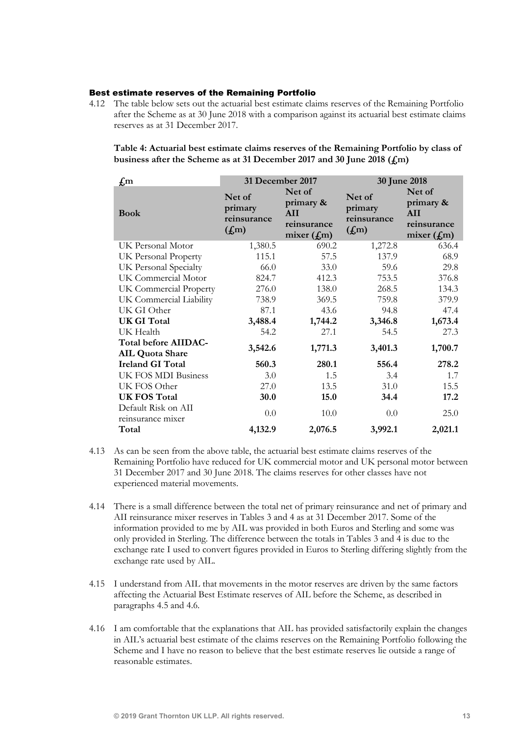### Best estimate reserves of the Remaining Portfolio

4.12 The table below sets out the actuarial best estimate claims reserves of the Remaining Portfolio after the Scheme as at 30 June 2018 with a comparison against its actuarial best estimate claims reserves as at 31 December 2017.

**Table 4: Actuarial best estimate claims reserves of the Remaining Portfolio by class of business after the Scheme as at 31 December 2017 and 30 June 2018 (£m)**

| £m | 31 December 2017 | | 30 June 2018 | |
|---|---|---|---|---|
| **Book** | **Net of primary reinsurance (£m)** | **Net of primary & AII reinsurance mixer (£m)** | **Net of primary reinsurance (£m)** | **Net of primary & AII reinsurance mixer (£m)** |
| UK Personal Motor | 1,380.5 | 690.2 | 1,272.8 | 636.4 |
| UK Personal Property | 115.1 | 57.5 | 137.9 | 68.9 |
| UK Personal Specialty | 66.0 | 33.0 | 59.6 | 29.8 |
| UK Commercial Motor | 824.7 | 412.3 | 753.5 | 376.8 |
| UK Commercial Property | 276.0 | 138.0 | 268.5 | 134.3 |
| UK Commercial Liability | 738.9 | 369.5 | 759.8 | 379.9 |
| UK GI Other | 87.1 | 43.6 | 94.8 | 47.4 |
| **UK GI Total** | **3,488.4** | **1,744.2** | **3,346.8** | **1,673.4** |
| UK Health | 54.2 | 27.1 | 54.5 | 27.3 |
| **Total before AIIDAC-AIL Quota Share** | **3,542.6** | **1,771.3** | **3,401.3** | **1,700.7** |
| **Ireland GI Total** | **560.3** | **280.1** | **556.4** | **278.2** |
| UK FOS MDI Business | 3.0 | 1.5 | 3.4 | 1.7 |
| UK FOS Other | 27.0 | 13.5 | 31.0 | 15.5 |
| **UK FOS Total** | **30.0** | **15.0** | **34.4** | **17.2** |
| Default Risk on AII reinsurance mixer | 0.0 | 10.0 | 0.0 | 25.0 |
| **Total** | **4,132.9** | **2,076.5** | **3,992.1** | **2,021.1** |

4.13 As can be seen from the above table, the actuarial best estimate claims reserves of the Remaining Portfolio have reduced for UK commercial motor and UK personal motor between 31 December 2017 and 30 June 2018. The claims reserves for other classes have not experienced material movements.

4.14 There is a small difference between the total net of primary reinsurance and net of primary and AII reinsurance mixer reserves in Tables 3 and 4 as at 31 December 2017. Some of the information provided to me by AIL was provided in both Euros and Sterling and some was only provided in Sterling. The difference between the totals in Tables 3 and 4 is due to the exchange rate I used to convert figures provided in Euros to Sterling differing slightly from the exchange rate used by AIL.

4.15 I understand from AIL that movements in the motor reserves are driven by the same factors affecting the Actuarial Best Estimate reserves of AIL before the Scheme, as described in paragraphs 4.5 and 4.6.

4.16 I am comfortable that the explanations that AIL has provided satisfactorily explain the changes in AIL's actuarial best estimate of the claims reserves on the Remaining Portfolio following the Scheme and I have no reason to believe that the best estimate reserves lie outside a range of reasonable estimates.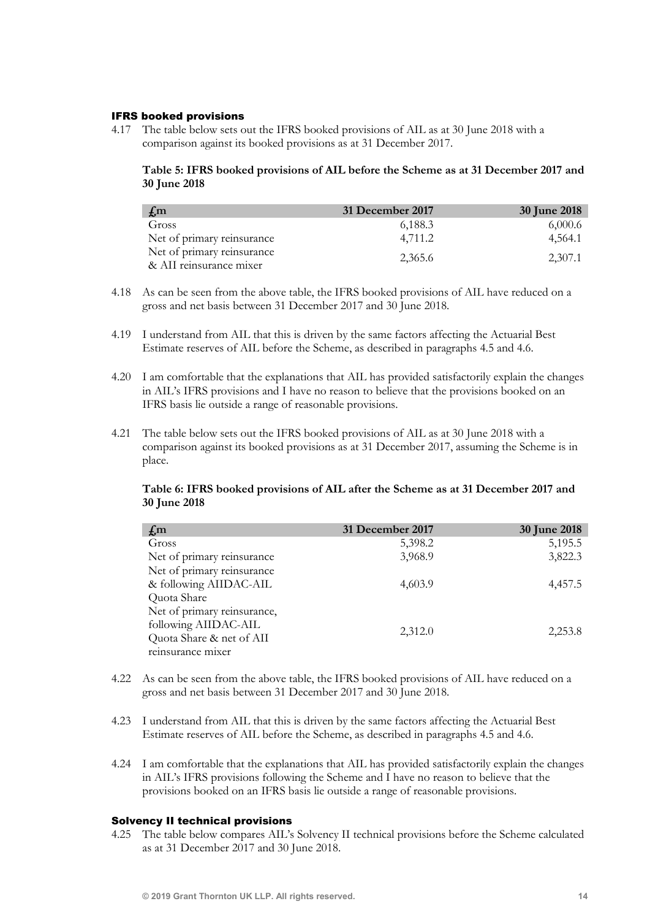### IFRS booked provisions

4.17 The table below sets out the IFRS booked provisions of AIL as at 30 June 2018 with a comparison against its booked provisions as at 31 December 2017.

**Table 5: IFRS booked provisions of AIL before the Scheme as at 31 December 2017 and 30 June 2018**

| £m | 31 December 2017 | 30 June 2018 |
|---|---|---|
| Gross | 6,188.3 | 6,000.6 |
| Net of primary reinsurance | 4,711.2 | 4,564.1 |
| Net of primary reinsurance & AII reinsurance mixer | 2,365.6 | 2,307.1 |

4.18 As can be seen from the above table, the IFRS booked provisions of AIL have reduced on a gross and net basis between 31 December 2017 and 30 June 2018.

4.19 I understand from AIL that this is driven by the same factors affecting the Actuarial Best Estimate reserves of AIL before the Scheme, as described in paragraphs 4.5 and 4.6.

4.20 I am comfortable that the explanations that AIL has provided satisfactorily explain the changes in AIL's IFRS provisions and I have no reason to believe that the provisions booked on an IFRS basis lie outside a range of reasonable provisions.

4.21 The table below sets out the IFRS booked provisions of AIL as at 30 June 2018 with a comparison against its booked provisions as at 31 December 2017, assuming the Scheme is in place.

**Table 6: IFRS booked provisions of AIL after the Scheme as at 31 December 2017 and 30 June 2018**

| £m | 31 December 2017 | 30 June 2018 |
|---|---|---|
| Gross | 5,398.2 | 5,195.5 |
| Net of primary reinsurance | 3,968.9 | 3,822.3 |
| Net of primary reinsurance & following AIIDAC-AIL Quota Share | 4,603.9 | 4,457.5 |
| Net of primary reinsurance, following AIIDAC-AIL Quota Share & net of AII reinsurance mixer | 2,312.0 | 2,253.8 |

4.22 As can be seen from the above table, the IFRS booked provisions of AIL have reduced on a gross and net basis between 31 December 2017 and 30 June 2018.

4.23 I understand from AIL that this is driven by the same factors affecting the Actuarial Best Estimate reserves of AIL before the Scheme, as described in paragraphs 4.5 and 4.6.

4.24 I am comfortable that the explanations that AIL has provided satisfactorily explain the changes in AIL's IFRS provisions following the Scheme and I have no reason to believe that the provisions booked on an IFRS basis lie outside a range of reasonable provisions.

### Solvency II technical provisions

4.25 The table below compares AIL's Solvency II technical provisions before the Scheme calculated as at 31 December 2017 and 30 June 2018.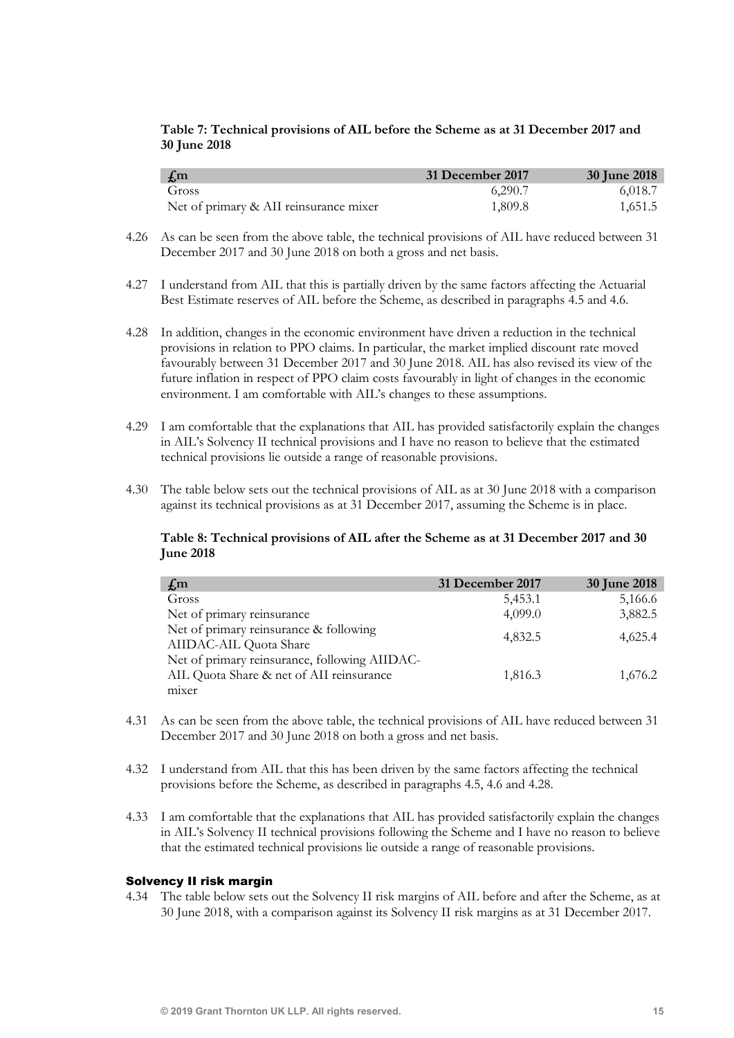**Table 7: Technical provisions of AIL before the Scheme as at 31 December 2017 and 30 June 2018**

| £m | 31 December 2017 | 30 June 2018 |
|---|---|---|
| Gross | 6,290.7 | 6,018.7 |
| Net of primary & AII reinsurance mixer | 1,809.8 | 1,651.5 |

4.26 As can be seen from the above table, the technical provisions of AIL have reduced between 31 December 2017 and 30 June 2018 on both a gross and net basis.

4.27 I understand from AIL that this is partially driven by the same factors affecting the Actuarial Best Estimate reserves of AIL before the Scheme, as described in paragraphs 4.5 and 4.6.

4.28 In addition, changes in the economic environment have driven a reduction in the technical provisions in relation to PPO claims. In particular, the market implied discount rate moved favourably between 31 December 2017 and 30 June 2018. AIL has also revised its view of the future inflation in respect of PPO claim costs favourably in light of changes in the economic environment. I am comfortable with AIL's changes to these assumptions.

4.29 I am comfortable that the explanations that AIL has provided satisfactorily explain the changes in AIL's Solvency II technical provisions and I have no reason to believe that the estimated technical provisions lie outside a range of reasonable provisions.

4.30 The table below sets out the technical provisions of AIL as at 30 June 2018 with a comparison against its technical provisions as at 31 December 2017, assuming the Scheme is in place.

**Table 8: Technical provisions of AIL after the Scheme as at 31 December 2017 and 30 June 2018**

| £m | 31 December 2017 | 30 June 2018 |
|---|---|---|
| Gross | 5,453.1 | 5,166.6 |
| Net of primary reinsurance | 4,099.0 | 3,882.5 |
| Net of primary reinsurance & following AIIDAC-AIL Quota Share | 4,832.5 | 4,625.4 |
| Net of primary reinsurance, following AIIDAC-AIL Quota Share & net of AII reinsurance mixer | 1,816.3 | 1,676.2 |

4.31 As can be seen from the above table, the technical provisions of AIL have reduced between 31 December 2017 and 30 June 2018 on both a gross and net basis.

4.32 I understand from AIL that this has been driven by the same factors affecting the technical provisions before the Scheme, as described in paragraphs 4.5, 4.6 and 4.28.

4.33 I am comfortable that the explanations that AIL has provided satisfactorily explain the changes in AIL's Solvency II technical provisions following the Scheme and I have no reason to believe that the estimated technical provisions lie outside a range of reasonable provisions.

### Solvency II risk margin

4.34 The table below sets out the Solvency II risk margins of AIL before and after the Scheme, as at 30 June 2018, with a comparison against its Solvency II risk margins as at 31 December 2017.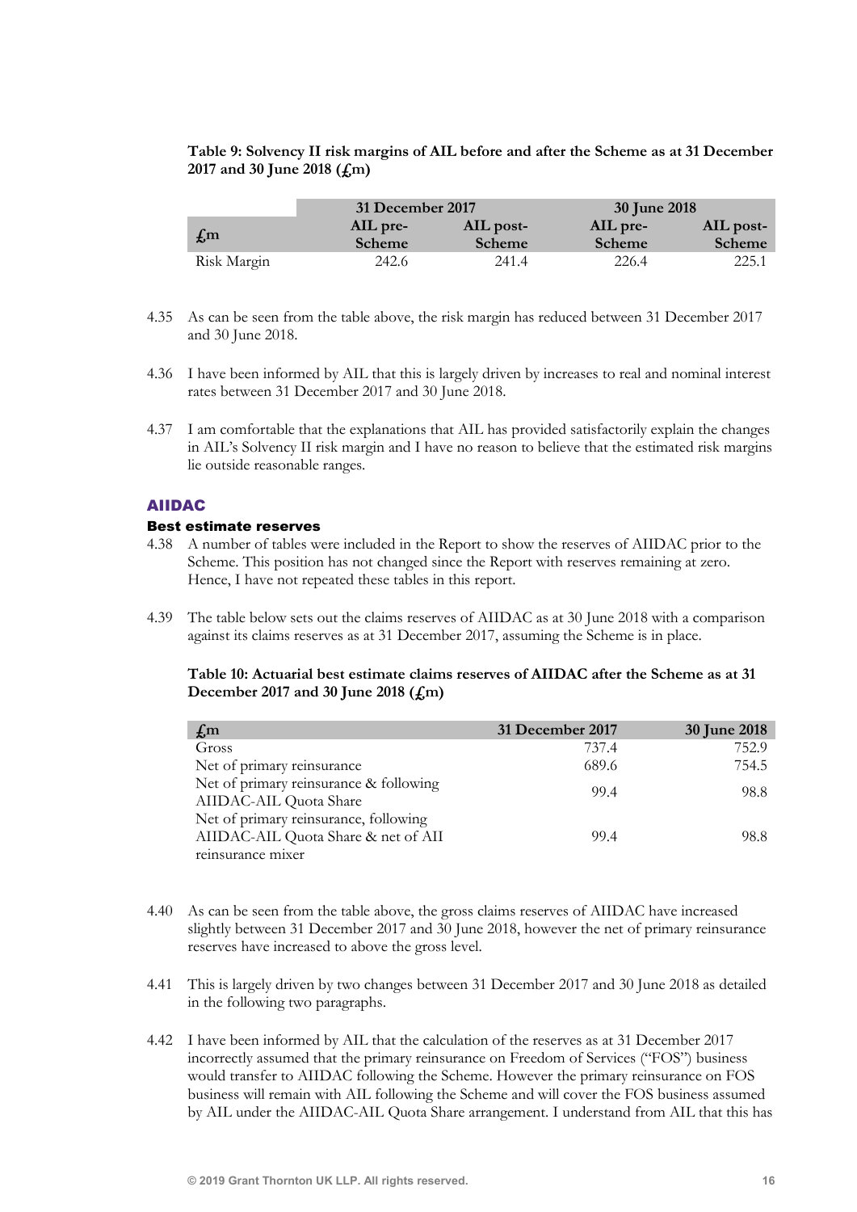**Table 9: Solvency II risk margins of AIL before and after the Scheme as at 31 December 2017 and 30 June 2018 (£m)**

| | 31 December 2017 | | 30 June 2018 | |
|---|---|---|---|---|
| £m | AIL pre-Scheme | AIL post-Scheme | AIL pre-Scheme | AIL post-Scheme |
| Risk Margin | 242.6 | 241.4 | 226.4 | 225.1 |

4.35 As can be seen from the table above, the risk margin has reduced between 31 December 2017 and 30 June 2018.

4.36 I have been informed by AIL that this is largely driven by increases to real and nominal interest rates between 31 December 2017 and 30 June 2018.

4.37 I am comfortable that the explanations that AIL has provided satisfactorily explain the changes in AIL's Solvency II risk margin and I have no reason to believe that the estimated risk margins lie outside reasonable ranges.

## AIIDAC

### Best estimate reserves

4.38 A number of tables were included in the Report to show the reserves of AIIDAC prior to the Scheme. This position has not changed since the Report with reserves remaining at zero. Hence, I have not repeated these tables in this report.

4.39 The table below sets out the claims reserves of AIIDAC as at 30 June 2018 with a comparison against its claims reserves as at 31 December 2017, assuming the Scheme is in place.

**Table 10: Actuarial best estimate claims reserves of AIIDAC after the Scheme as at 31 December 2017 and 30 June 2018 (£m)**

| £m | 31 December 2017 | 30 June 2018 |
|---|---|---|
| Gross | 737.4 | 752.9 |
| Net of primary reinsurance | 689.6 | 754.5 |
| Net of primary reinsurance & following AIIDAC-AIL Quota Share | 99.4 | 98.8 |
| Net of primary reinsurance, following AIIDAC-AIL Quota Share & net of AII reinsurance mixer | 99.4 | 98.8 |

4.40 As can be seen from the table above, the gross claims reserves of AIIDAC have increased slightly between 31 December 2017 and 30 June 2018, however the net of primary reinsurance reserves have increased to above the gross level.

4.41 This is largely driven by two changes between 31 December 2017 and 30 June 2018 as detailed in the following two paragraphs.

4.42 I have been informed by AIL that the calculation of the reserves as at 31 December 2017 incorrectly assumed that the primary reinsurance on Freedom of Services ("FOS") business would transfer to AIIDAC following the Scheme. However the primary reinsurance on FOS business will remain with AIL following the Scheme and will cover the FOS business assumed by AIL under the AIIDAC-AIL Quota Share arrangement. I understand from AIL that this has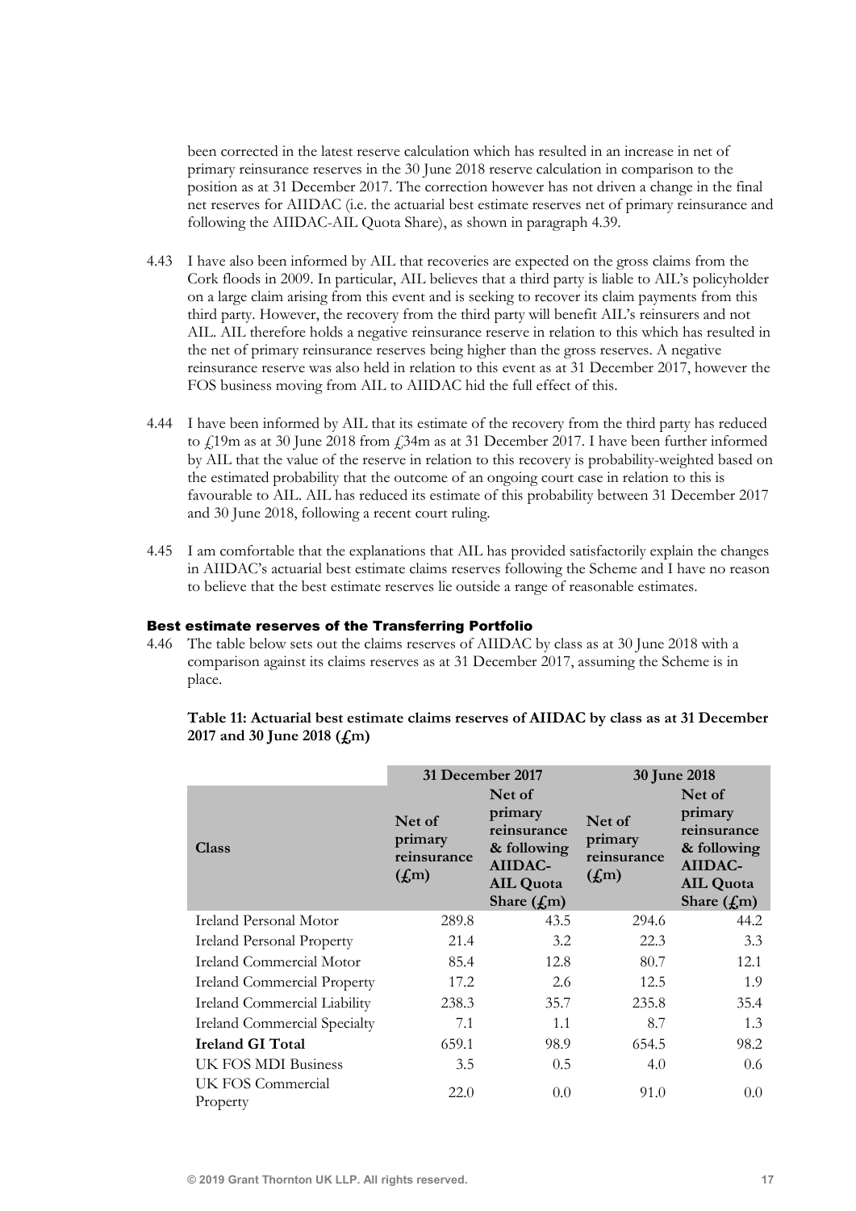been corrected in the latest reserve calculation which has resulted in an increase in net of primary reinsurance reserves in the 30 June 2018 reserve calculation in comparison to the position as at 31 December 2017. The correction however has not driven a change in the final net reserves for AIIDAC (i.e. the actuarial best estimate reserves net of primary reinsurance and following the AIIDAC-AIL Quota Share), as shown in paragraph 4.39.

4.43 I have also been informed by AIL that recoveries are expected on the gross claims from the Cork floods in 2009. In particular, AIL believes that a third party is liable to AIL's policyholder on a large claim arising from this event and is seeking to recover its claim payments from this third party. However, the recovery from the third party will benefit AIL's reinsurers and not AIL. AIL therefore holds a negative reinsurance reserve in relation to this which has resulted in the net of primary reinsurance reserves being higher than the gross reserves. A negative reinsurance reserve was also held in relation to this event as at 31 December 2017, however the FOS business moving from AIL to AIIDAC hid the full effect of this.

4.44 I have been informed by AIL that its estimate of the recovery from the third party has reduced to £19m as at 30 June 2018 from £34m as at 31 December 2017. I have been further informed by AIL that the value of the reserve in relation to this recovery is probability-weighted based on the estimated probability that the outcome of an ongoing court case in relation to this is favourable to AIL. AIL has reduced its estimate of this probability between 31 December 2017 and 30 June 2018, following a recent court ruling.

4.45 I am comfortable that the explanations that AIL has provided satisfactorily explain the changes in AIIDAC's actuarial best estimate claims reserves following the Scheme and I have no reason to believe that the best estimate reserves lie outside a range of reasonable estimates.

### Best estimate reserves of the Transferring Portfolio

4.46 The table below sets out the claims reserves of AIIDAC by class as at 30 June 2018 with a comparison against its claims reserves as at 31 December 2017, assuming the Scheme is in place.

**Table 11: Actuarial best estimate claims reserves of AIIDAC by class as at 31 December 2017 and 30 June 2018 (£m)**

| | 31 December 2017 | | 30 June 2018 | |
|---|---|---|---|---|
| **Class** | **Net of primary reinsurance (£m)** | **Net of primary reinsurance & following AIIDAC-AIL Quota Share (£m)** | **Net of primary reinsurance (£m)** | **Net of primary reinsurance & following AIIDAC-AIL Quota Share (£m)** |
| Ireland Personal Motor | 289.8 | 43.5 | 294.6 | 44.2 |
| Ireland Personal Property | 21.4 | 3.2 | 22.3 | 3.3 |
| Ireland Commercial Motor | 85.4 | 12.8 | 80.7 | 12.1 |
| Ireland Commercial Property | 17.2 | 2.6 | 12.5 | 1.9 |
| Ireland Commercial Liability | 238.3 | 35.7 | 235.8 | 35.4 |
| Ireland Commercial Specialty | 7.1 | 1.1 | 8.7 | 1.3 |
| **Ireland GI Total** | 659.1 | 98.9 | 654.5 | 98.2 |
| UK FOS MDI Business | 3.5 | 0.5 | 4.0 | 0.6 |
| UK FOS Commercial Property | 22.0 | 0.0 | 91.0 | 0.0 |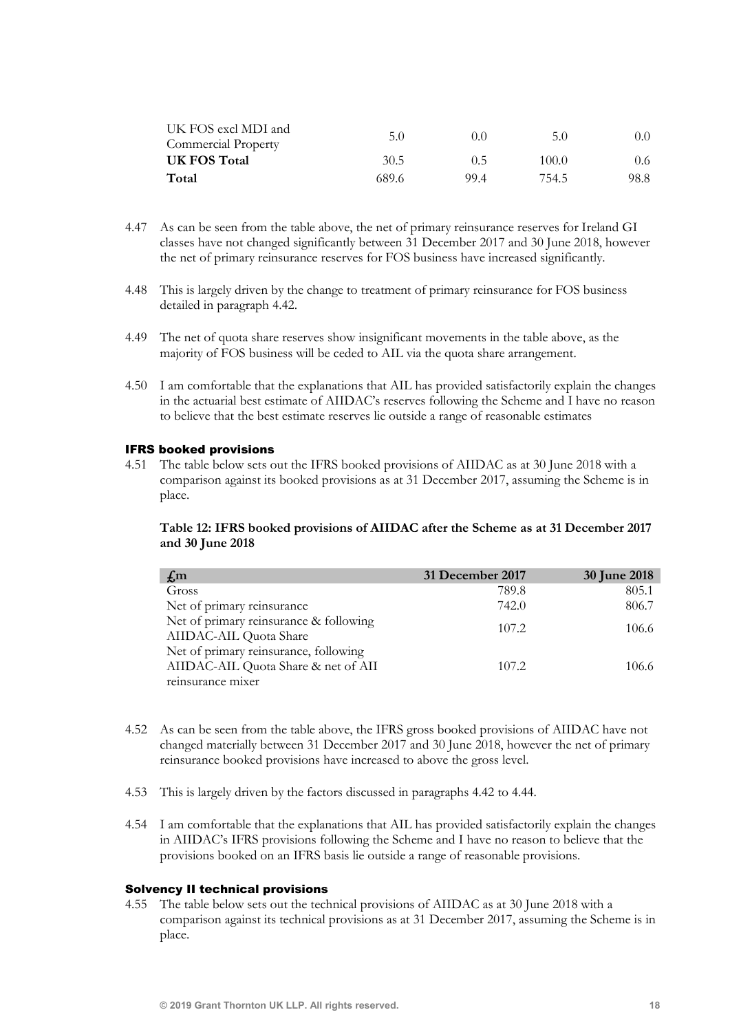| | | | | |
|---|---|---|---|---|
| UK FOS excl MDI and Commercial Property | 5.0 | 0.0 | 5.0 | 0.0 |
| **UK FOS Total** | 30.5 | 0.5 | 100.0 | 0.6 |
| **Total** | 689.6 | 99.4 | 754.5 | 98.8 |

4.47 As can be seen from the table above, the net of primary reinsurance reserves for Ireland GI classes have not changed significantly between 31 December 2017 and 30 June 2018, however the net of primary reinsurance reserves for FOS business have increased significantly.

4.48 This is largely driven by the change to treatment of primary reinsurance for FOS business detailed in paragraph 4.42.

4.49 The net of quota share reserves show insignificant movements in the table above, as the majority of FOS business will be ceded to AIL via the quota share arrangement.

4.50 I am comfortable that the explanations that AIL has provided satisfactorily explain the changes in the actuarial best estimate of AIIDAC's reserves following the Scheme and I have no reason to believe that the best estimate reserves lie outside a range of reasonable estimates

### IFRS booked provisions

4.51 The table below sets out the IFRS booked provisions of AIIDAC as at 30 June 2018 with a comparison against its booked provisions as at 31 December 2017, assuming the Scheme is in place.

**Table 12: IFRS booked provisions of AIIDAC after the Scheme as at 31 December 2017 and 30 June 2018**

| £m | 31 December 2017 | 30 June 2018 |
|---|---|---|
| Gross | 789.8 | 805.1 |
| Net of primary reinsurance | 742.0 | 806.7 |
| Net of primary reinsurance & following AIIDAC-AIL Quota Share | 107.2 | 106.6 |
| Net of primary reinsurance, following AIIDAC-AIL Quota Share & net of AII reinsurance mixer | 107.2 | 106.6 |

4.52 As can be seen from the table above, the IFRS gross booked provisions of AIIDAC have not changed materially between 31 December 2017 and 30 June 2018, however the net of primary reinsurance booked provisions have increased to above the gross level.

4.53 This is largely driven by the factors discussed in paragraphs 4.42 to 4.44.

4.54 I am comfortable that the explanations that AIL has provided satisfactorily explain the changes in AIIDAC's IFRS provisions following the Scheme and I have no reason to believe that the provisions booked on an IFRS basis lie outside a range of reasonable provisions.

### Solvency II technical provisions

4.55 The table below sets out the technical provisions of AIIDAC as at 30 June 2018 with a comparison against its technical provisions as at 31 December 2017, assuming the Scheme is in place.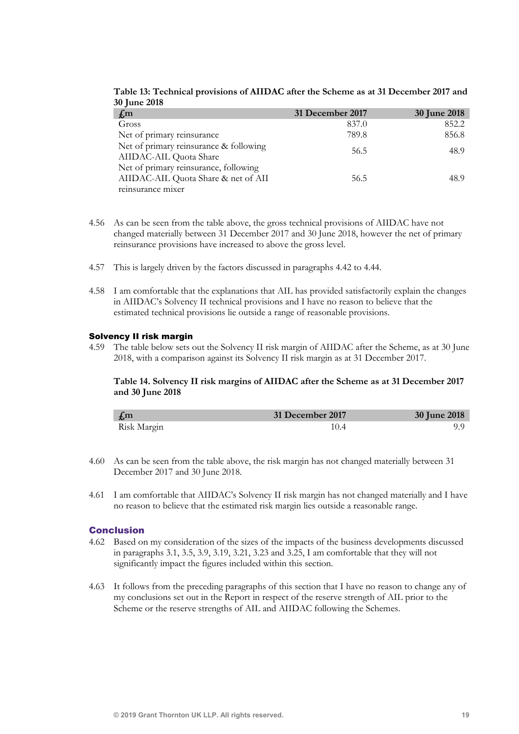**Table 13: Technical provisions of AIIDAC after the Scheme as at 31 December 2017 and 30 June 2018**

| £m | 31 December 2017 | 30 June 2018 |
|---|---|---|
| Gross | 837.0 | 852.2 |
| Net of primary reinsurance | 789.8 | 856.8 |
| Net of primary reinsurance & following AIIDAC-AIL Quota Share | 56.5 | 48.9 |
| Net of primary reinsurance, following AIIDAC-AIL Quota Share & net of AII reinsurance mixer | 56.5 | 48.9 |

4.56 As can be seen from the table above, the gross technical provisions of AIIDAC have not changed materially between 31 December 2017 and 30 June 2018, however the net of primary reinsurance provisions have increased to above the gross level.

4.57 This is largely driven by the factors discussed in paragraphs 4.42 to 4.44.

4.58 I am comfortable that the explanations that AIL has provided satisfactorily explain the changes in AIIDAC's Solvency II technical provisions and I have no reason to believe that the estimated technical provisions lie outside a range of reasonable provisions.

### Solvency II risk margin

4.59 The table below sets out the Solvency II risk margin of AIIDAC after the Scheme, as at 30 June 2018, with a comparison against its Solvency II risk margin as at 31 December 2017.

**Table 14. Solvency II risk margins of AIIDAC after the Scheme as at 31 December 2017 and 30 June 2018**

| £m | 31 December 2017 | 30 June 2018 |
|---|---|---|
| Risk Margin | 10.4 | 9.9 |

4.60 As can be seen from the table above, the risk margin has not changed materially between 31 December 2017 and 30 June 2018.

4.61 I am comfortable that AIIDAC's Solvency II risk margin has not changed materially and I have no reason to believe that the estimated risk margin lies outside a reasonable range.

### Conclusion

4.62 Based on my consideration of the sizes of the impacts of the business developments discussed in paragraphs 3.1, 3.5, 3.9, 3.19, 3.21, 3.23 and 3.25, I am comfortable that they will not significantly impact the figures included within this section.

4.63 It follows from the preceding paragraphs of this section that I have no reason to change any of my conclusions set out in the Report in respect of the reserve strength of AIL prior to the Scheme or the reserve strengths of AIL and AIIDAC following the Schemes.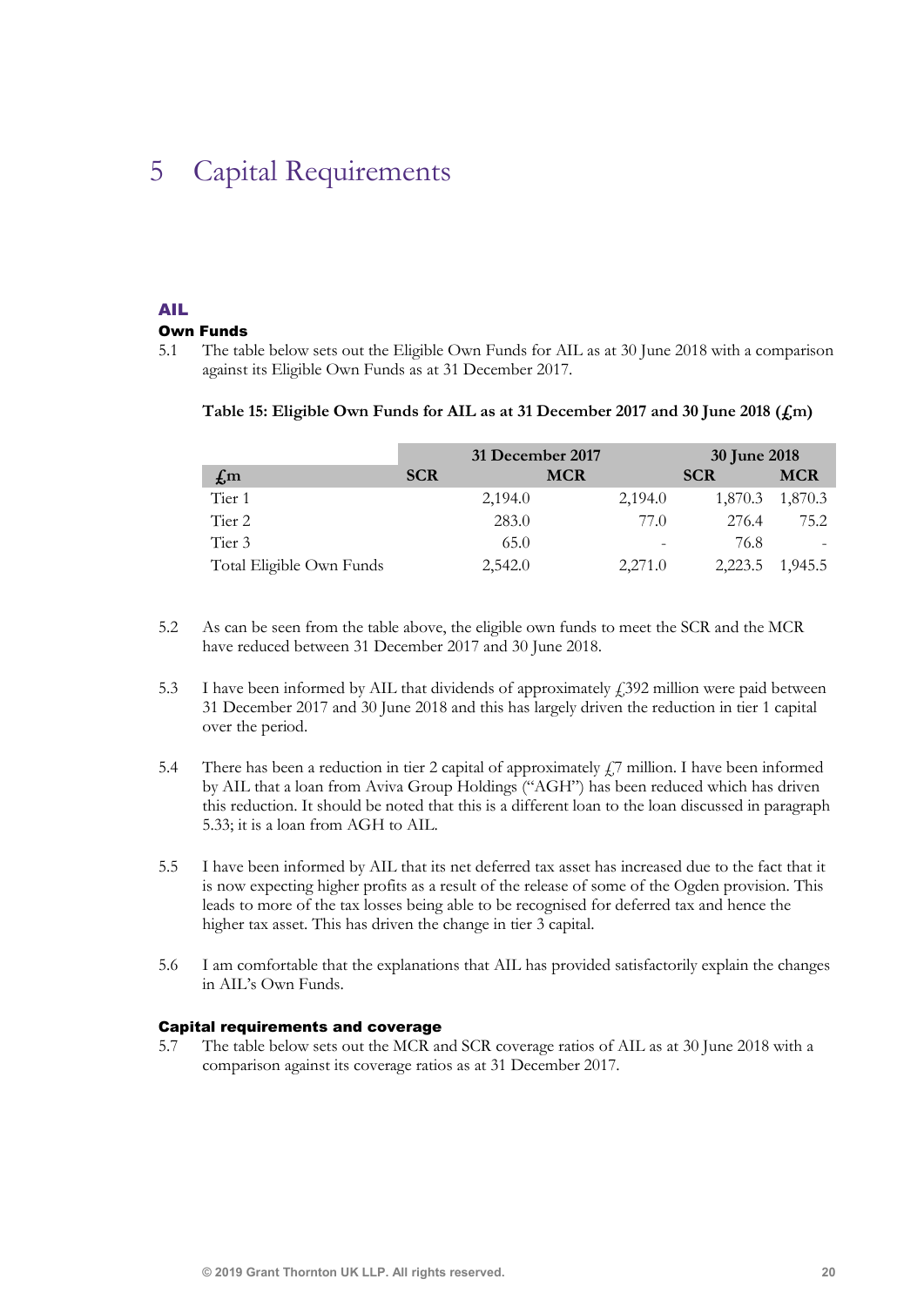# 5 Capital Requirements

## AIL

### Own Funds

5.1 The table below sets out the Eligible Own Funds for AIL as at 30 June 2018 with a comparison against its Eligible Own Funds as at 31 December 2017.

**Table 15: Eligible Own Funds for AIL as at 31 December 2017 and 30 June 2018 (£m)**

| | 31 December 2017 | | 30 June 2018 | |
|---|---|---|---|---|
| **£m** | **SCR** | **MCR** | **SCR** | **MCR** |
| Tier 1 | 2,194.0 | 2,194.0 | 1,870.3 | 1,870.3 |
| Tier 2 | 283.0 | 77.0 | 276.4 | 75.2 |
| Tier 3 | 65.0 | - | 76.8 | - |
| Total Eligible Own Funds | 2,542.0 | 2,271.0 | 2,223.5 | 1,945.5 |

5.2 As can be seen from the table above, the eligible own funds to meet the SCR and the MCR have reduced between 31 December 2017 and 30 June 2018.

5.3 I have been informed by AIL that dividends of approximately £392 million were paid between 31 December 2017 and 30 June 2018 and this has largely driven the reduction in tier 1 capital over the period.

5.4 There has been a reduction in tier 2 capital of approximately £7 million. I have been informed by AIL that a loan from Aviva Group Holdings ("AGH") has been reduced which has driven this reduction. It should be noted that this is a different loan to the loan discussed in paragraph 5.33; it is a loan from AGH to AIL.

5.5 I have been informed by AIL that its net deferred tax asset has increased due to the fact that it is now expecting higher profits as a result of the release of some of the Ogden provision. This leads to more of the tax losses being able to be recognised for deferred tax and hence the higher tax asset. This has driven the change in tier 3 capital.

5.6 I am comfortable that the explanations that AIL has provided satisfactorily explain the changes in AIL's Own Funds.

### Capital requirements and coverage

5.7 The table below sets out the MCR and SCR coverage ratios of AIL as at 30 June 2018 with a comparison against its coverage ratios as at 31 December 2017.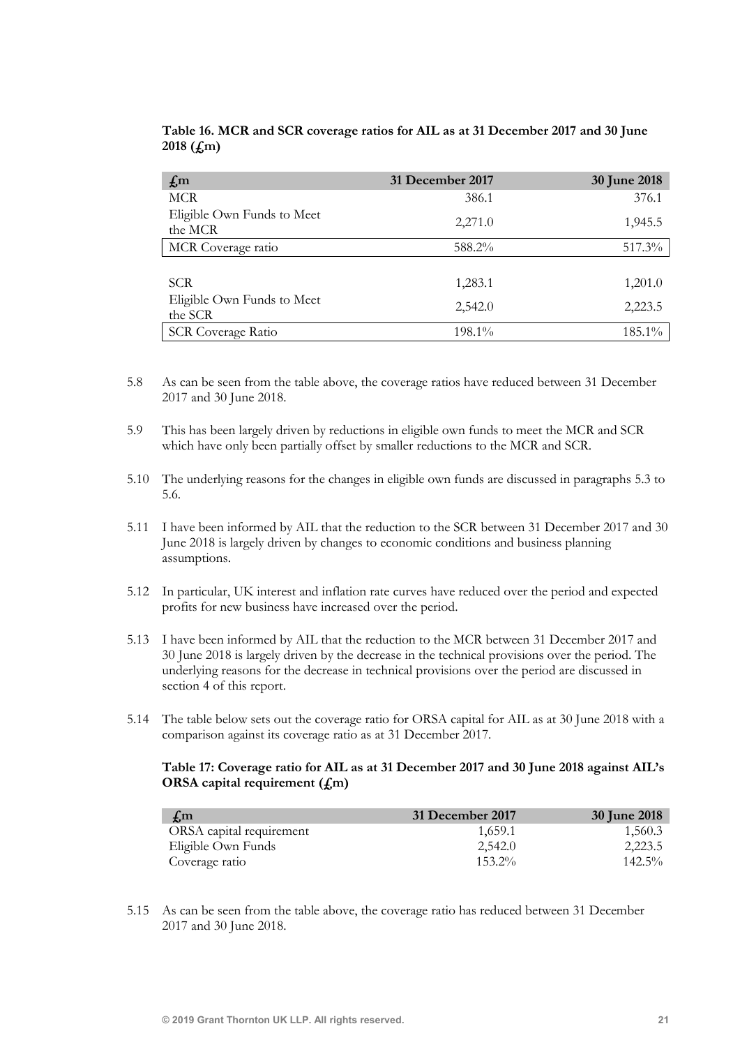**Table 16. MCR and SCR coverage ratios for AIL as at 31 December 2017 and 30 June 2018 (£m)**

| £m | 31 December 2017 | 30 June 2018 |
|---|---|---|
| MCR | 386.1 | 376.1 |
| Eligible Own Funds to Meet the MCR | 2,271.0 | 1,945.5 |
| MCR Coverage ratio | 588.2% | 517.3% |
| | | |
| SCR | 1,283.1 | 1,201.0 |
| Eligible Own Funds to Meet the SCR | 2,542.0 | 2,223.5 |
| SCR Coverage Ratio | 198.1% | 185.1% |

5.8 As can be seen from the table above, the coverage ratios have reduced between 31 December 2017 and 30 June 2018.

5.9 This has been largely driven by reductions in eligible own funds to meet the MCR and SCR which have only been partially offset by smaller reductions to the MCR and SCR.

5.10 The underlying reasons for the changes in eligible own funds are discussed in paragraphs 5.3 to 5.6.

5.11 I have been informed by AIL that the reduction to the SCR between 31 December 2017 and 30 June 2018 is largely driven by changes to economic conditions and business planning assumptions.

5.12 In particular, UK interest and inflation rate curves have reduced over the period and expected profits for new business have increased over the period.

5.13 I have been informed by AIL that the reduction to the MCR between 31 December 2017 and 30 June 2018 is largely driven by the decrease in the technical provisions over the period. The underlying reasons for the decrease in technical provisions over the period are discussed in section 4 of this report.

5.14 The table below sets out the coverage ratio for ORSA capital for AIL as at 30 June 2018 with a comparison against its coverage ratio as at 31 December 2017.

**Table 17: Coverage ratio for AIL as at 31 December 2017 and 30 June 2018 against AIL's ORSA capital requirement (£m)**

| £m | 31 December 2017 | 30 June 2018 |
|---|---|---|
| ORSA capital requirement | 1,659.1 | 1,560.3 |
| Eligible Own Funds | 2,542.0 | 2,223.5 |
| Coverage ratio | 153.2% | 142.5% |

5.15 As can be seen from the table above, the coverage ratio has reduced between 31 December 2017 and 30 June 2018.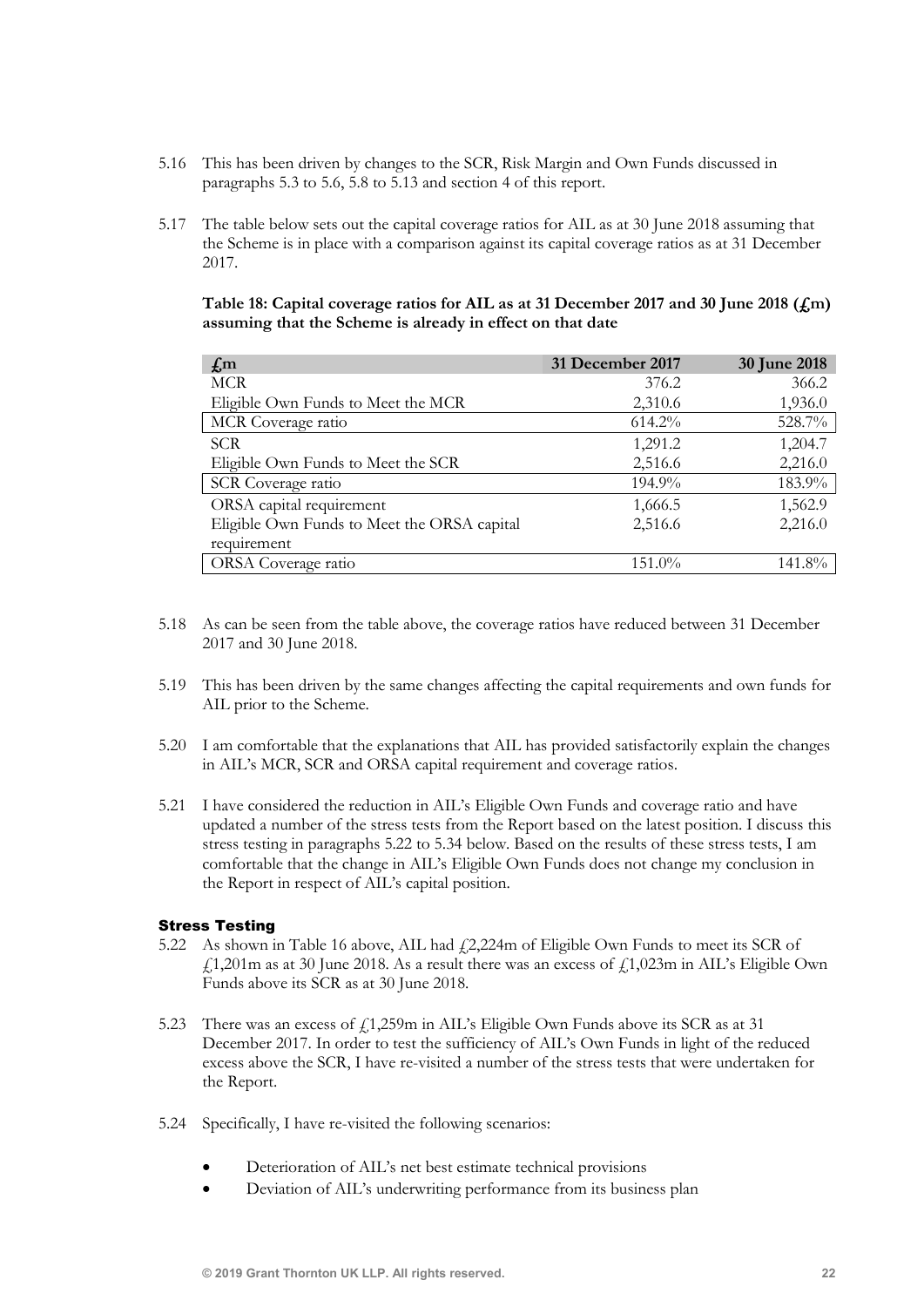5.16 This has been driven by changes to the SCR, Risk Margin and Own Funds discussed in paragraphs 5.3 to 5.6, 5.8 to 5.13 and section 4 of this report.

5.17 The table below sets out the capital coverage ratios for AIL as at 30 June 2018 assuming that the Scheme is in place with a comparison against its capital coverage ratios as at 31 December 2017.

**Table 18: Capital coverage ratios for AIL as at 31 December 2017 and 30 June 2018 (£m) assuming that the Scheme is already in effect on that date**

| £m | 31 December 2017 | 30 June 2018 |
|---|---|---|
| MCR | 376.2 | 366.2 |
| Eligible Own Funds to Meet the MCR | 2,310.6 | 1,936.0 |
| MCR Coverage ratio | 614.2% | 528.7% |
| SCR | 1,291.2 | 1,204.7 |
| Eligible Own Funds to Meet the SCR | 2,516.6 | 2,216.0 |
| SCR Coverage ratio | 194.9% | 183.9% |
| ORSA capital requirement | 1,666.5 | 1,562.9 |
| Eligible Own Funds to Meet the ORSA capital requirement | 2,516.6 | 2,216.0 |
| ORSA Coverage ratio | 151.0% | 141.8% |

5.18 As can be seen from the table above, the coverage ratios have reduced between 31 December 2017 and 30 June 2018.

5.19 This has been driven by the same changes affecting the capital requirements and own funds for AIL prior to the Scheme.

5.20 I am comfortable that the explanations that AIL has provided satisfactorily explain the changes in AIL's MCR, SCR and ORSA capital requirement and coverage ratios.

5.21 I have considered the reduction in AIL's Eligible Own Funds and coverage ratio and have updated a number of the stress tests from the Report based on the latest position. I discuss this stress testing in paragraphs 5.22 to 5.34 below. Based on the results of these stress tests, I am comfortable that the change in AIL's Eligible Own Funds does not change my conclusion in the Report in respect of AIL's capital position.

### Stress Testing

5.22 As shown in Table 16 above, AIL had £2,224m of Eligible Own Funds to meet its SCR of £1,201m as at 30 June 2018. As a result there was an excess of £1,023m in AIL's Eligible Own Funds above its SCR as at 30 June 2018.

5.23 There was an excess of £1,259m in AIL's Eligible Own Funds above its SCR as at 31 December 2017. In order to test the sufficiency of AIL's Own Funds in light of the reduced excess above the SCR, I have re-visited a number of the stress tests that were undertaken for the Report.

5.24 Specifically, I have re-visited the following scenarios:

- Deterioration of AIL's net best estimate technical provisions
- Deviation of AIL's underwriting performance from its business plan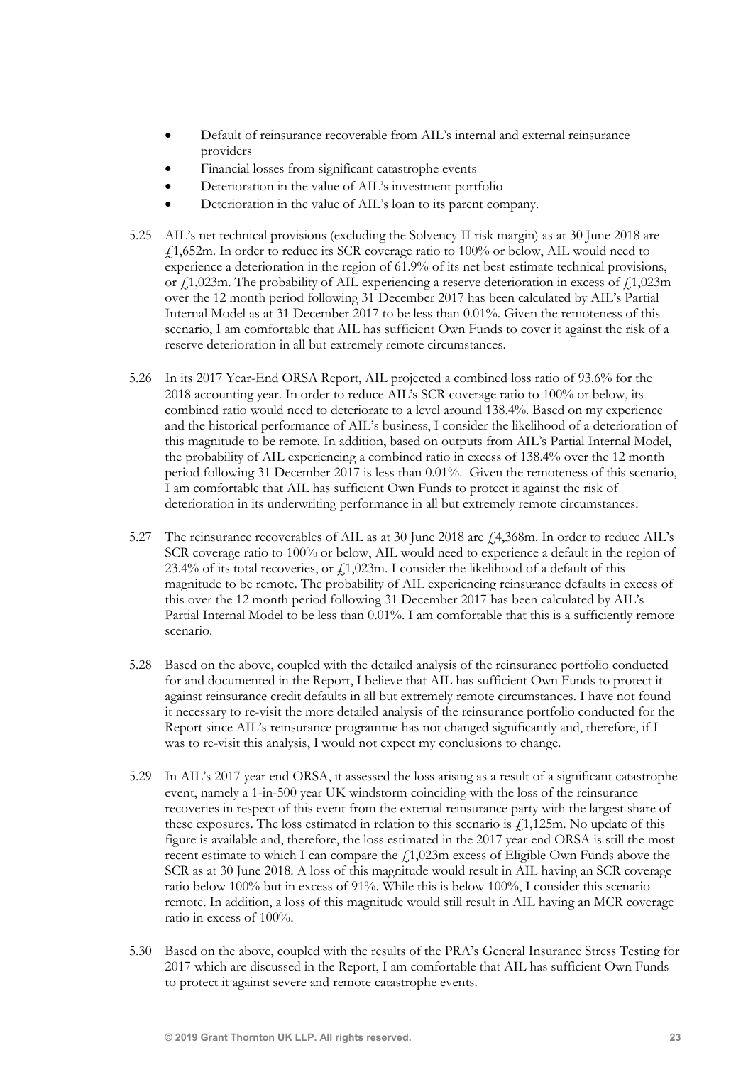- Default of reinsurance recoverable from AIL's internal and external reinsurance providers
- Financial losses from significant catastrophe events
- Deterioration in the value of AIL's investment portfolio
- Deterioration in the value of AIL's loan to its parent company.

5.25 AIL's net technical provisions (excluding the Solvency II risk margin) as at 30 June 2018 are £1,652m. In order to reduce its SCR coverage ratio to 100% or below, AIL would need to experience a deterioration in the region of 61.9% of its net best estimate technical provisions, or £1,023m. The probability of AIL experiencing a reserve deterioration in excess of £1,023m over the 12 month period following 31 December 2017 has been calculated by AIL's Partial Internal Model as at 31 December 2017 to be less than 0.01%. Given the remoteness of this scenario, I am comfortable that AIL has sufficient Own Funds to cover it against the risk of a reserve deterioration in all but extremely remote circumstances.

5.26 In its 2017 Year-End ORSA Report, AIL projected a combined loss ratio of 93.6% for the 2018 accounting year. In order to reduce AIL's SCR coverage ratio to 100% or below, its combined ratio would need to deteriorate to a level around 138.4%. Based on my experience and the historical performance of AIL's business, I consider the likelihood of a deterioration of this magnitude to be remote. In addition, based on outputs from AIL's Partial Internal Model, the probability of AIL experiencing a combined ratio in excess of 138.4% over the 12 month period following 31 December 2017 is less than 0.01%. Given the remoteness of this scenario, I am comfortable that AIL has sufficient Own Funds to protect it against the risk of deterioration in its underwriting performance in all but extremely remote circumstances.

5.27 The reinsurance recoverables of AIL as at 30 June 2018 are £4,368m. In order to reduce AIL's SCR coverage ratio to 100% or below, AIL would need to experience a default in the region of 23.4% of its total recoveries, or £1,023m. I consider the likelihood of a default of this magnitude to be remote. The probability of AIL experiencing reinsurance defaults in excess of this over the 12 month period following 31 December 2017 has been calculated by AIL's Partial Internal Model to be less than 0.01%. I am comfortable that this is a sufficiently remote scenario.

5.28 Based on the above, coupled with the detailed analysis of the reinsurance portfolio conducted for and documented in the Report, I believe that AIL has sufficient Own Funds to protect it against reinsurance credit defaults in all but extremely remote circumstances. I have not found it necessary to re-visit the more detailed analysis of the reinsurance portfolio conducted for the Report since AIL's reinsurance programme has not changed significantly and, therefore, if I was to re-visit this analysis, I would not expect my conclusions to change.

5.29 In AIL's 2017 year end ORSA, it assessed the loss arising as a result of a significant catastrophe event, namely a 1-in-500 year UK windstorm coinciding with the loss of the reinsurance recoveries in respect of this event from the external reinsurance party with the largest share of these exposures. The loss estimated in relation to this scenario is £1,125m. No update of this figure is available and, therefore, the loss estimated in the 2017 year end ORSA is still the most recent estimate to which I can compare the £1,023m excess of Eligible Own Funds above the SCR as at 30 June 2018. A loss of this magnitude would result in AIL having an SCR coverage ratio below 100% but in excess of 91%. While this is below 100%, I consider this scenario remote. In addition, a loss of this magnitude would still result in AIL having an MCR coverage ratio in excess of 100%.

5.30 Based on the above, coupled with the results of the PRA's General Insurance Stress Testing for 2017 which are discussed in the Report, I am comfortable that AIL has sufficient Own Funds to protect it against severe and remote catastrophe events.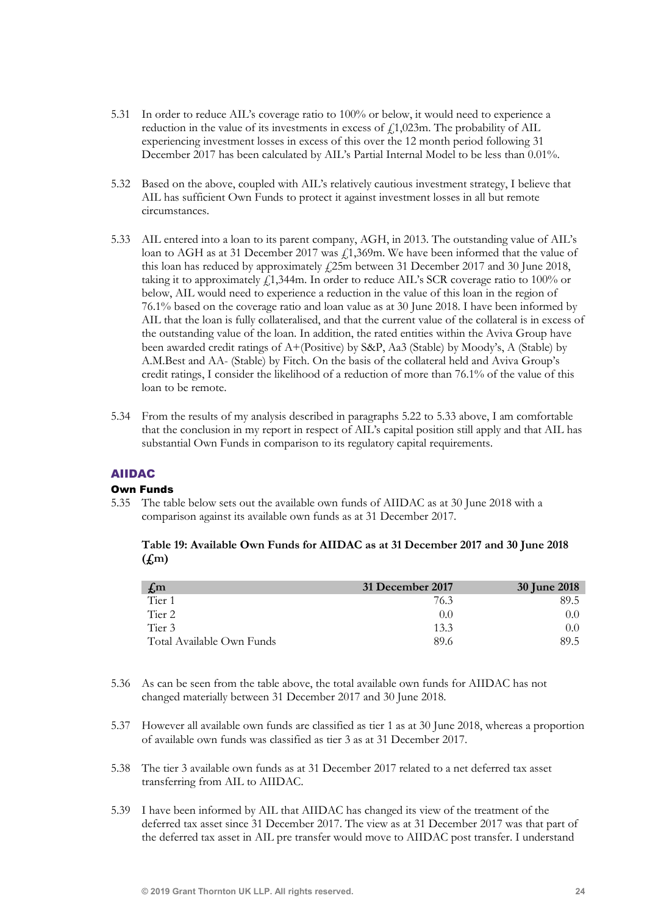5.31 In order to reduce AIL's coverage ratio to 100% or below, it would need to experience a reduction in the value of its investments in excess of £1,023m. The probability of AIL experiencing investment losses in excess of this over the 12 month period following 31 December 2017 has been calculated by AIL's Partial Internal Model to be less than 0.01%.

5.32 Based on the above, coupled with AIL's relatively cautious investment strategy, I believe that AIL has sufficient Own Funds to protect it against investment losses in all but remote circumstances.

5.33 AIL entered into a loan to its parent company, AGH, in 2013. The outstanding value of AIL's loan to AGH as at 31 December 2017 was £1,369m. We have been informed that the value of this loan has reduced by approximately £25m between 31 December 2017 and 30 June 2018, taking it to approximately £1,344m. In order to reduce AIL's SCR coverage ratio to 100% or below, AIL would need to experience a reduction in the value of this loan in the region of 76.1% based on the coverage ratio and loan value as at 30 June 2018. I have been informed by AIL that the loan is fully collateralised, and that the current value of the collateral is in excess of the outstanding value of the loan. In addition, the rated entities within the Aviva Group have been awarded credit ratings of A+(Positive) by S&P, Aa3 (Stable) by Moody's, A (Stable) by A.M.Best and AA- (Stable) by Fitch. On the basis of the collateral held and Aviva Group's credit ratings, I consider the likelihood of a reduction of more than 76.1% of the value of this loan to be remote.

5.34 From the results of my analysis described in paragraphs 5.22 to 5.33 above, I am comfortable that the conclusion in my report in respect of AIL's capital position still apply and that AIL has substantial Own Funds in comparison to its regulatory capital requirements.

## AIIDAC

### Own Funds

5.35 The table below sets out the available own funds of AIIDAC as at 30 June 2018 with a comparison against its available own funds as at 31 December 2017.

**Table 19: Available Own Funds for AIIDAC as at 31 December 2017 and 30 June 2018 (£m)**

| £m | 31 December 2017 | 30 June 2018 |
|---|---|---|
| Tier 1 | 76.3 | 89.5 |
| Tier 2 | 0.0 | 0.0 |
| Tier 3 | 13.3 | 0.0 |
| Total Available Own Funds | 89.6 | 89.5 |

5.36 As can be seen from the table above, the total available own funds for AIIDAC has not changed materially between 31 December 2017 and 30 June 2018.

5.37 However all available own funds are classified as tier 1 as at 30 June 2018, whereas a proportion of available own funds was classified as tier 3 as at 31 December 2017.

5.38 The tier 3 available own funds as at 31 December 2017 related to a net deferred tax asset transferring from AIL to AIIDAC.

5.39 I have been informed by AIL that AIIDAC has changed its view of the treatment of the deferred tax asset since 31 December 2017. The view as at 31 December 2017 was that part of the deferred tax asset in AIL pre transfer would move to AIIDAC post transfer. I understand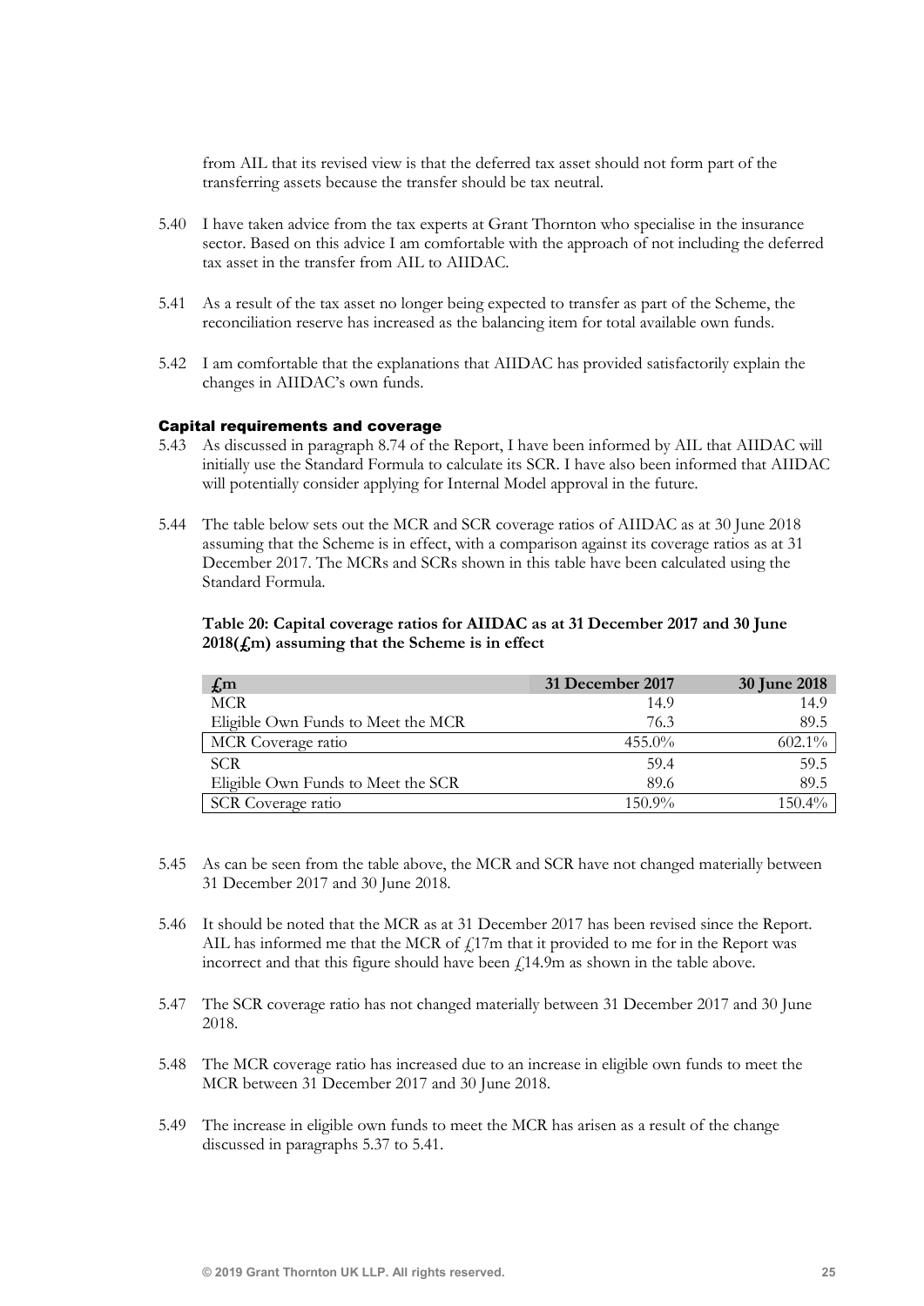from AIL that its revised view is that the deferred tax asset should not form part of the transferring assets because the transfer should be tax neutral.

5.40 I have taken advice from the tax experts at Grant Thornton who specialise in the insurance sector. Based on this advice I am comfortable with the approach of not including the deferred tax asset in the transfer from AIL to AIIDAC.

5.41 As a result of the tax asset no longer being expected to transfer as part of the Scheme, the reconciliation reserve has increased as the balancing item for total available own funds.

5.42 I am comfortable that the explanations that AIIDAC has provided satisfactorily explain the changes in AIIDAC's own funds.

#### Capital requirements and coverage

5.43 As discussed in paragraph 8.74 of the Report, I have been informed by AIL that AIIDAC will initially use the Standard Formula to calculate its SCR. I have also been informed that AIIDAC will potentially consider applying for Internal Model approval in the future.

5.44 The table below sets out the MCR and SCR coverage ratios of AIIDAC as at 30 June 2018 assuming that the Scheme is in effect, with a comparison against its coverage ratios as at 31 December 2017. The MCRs and SCRs shown in this table have been calculated using the Standard Formula.

**Table 20: Capital coverage ratios for AIIDAC as at 31 December 2017 and 30 June 2018(£m) assuming that the Scheme is in effect**

| £m | 31 December 2017 | 30 June 2018 |
|---|---|---|
| MCR | 14.9 | 14.9 |
| Eligible Own Funds to Meet the MCR | 76.3 | 89.5 |
| MCR Coverage ratio | 455.0% | 602.1% |
| SCR | 59.4 | 59.5 |
| Eligible Own Funds to Meet the SCR | 89.6 | 89.5 |
| SCR Coverage ratio | 150.9% | 150.4% |

5.45 As can be seen from the table above, the MCR and SCR have not changed materially between 31 December 2017 and 30 June 2018.

5.46 It should be noted that the MCR as at 31 December 2017 has been revised since the Report. AIL has informed me that the MCR of £17m that it provided to me for in the Report was incorrect and that this figure should have been £14.9m as shown in the table above.

5.47 The SCR coverage ratio has not changed materially between 31 December 2017 and 30 June 2018.

5.48 The MCR coverage ratio has increased due to an increase in eligible own funds to meet the MCR between 31 December 2017 and 30 June 2018.

5.49 The increase in eligible own funds to meet the MCR has arisen as a result of the change discussed in paragraphs 5.37 to 5.41.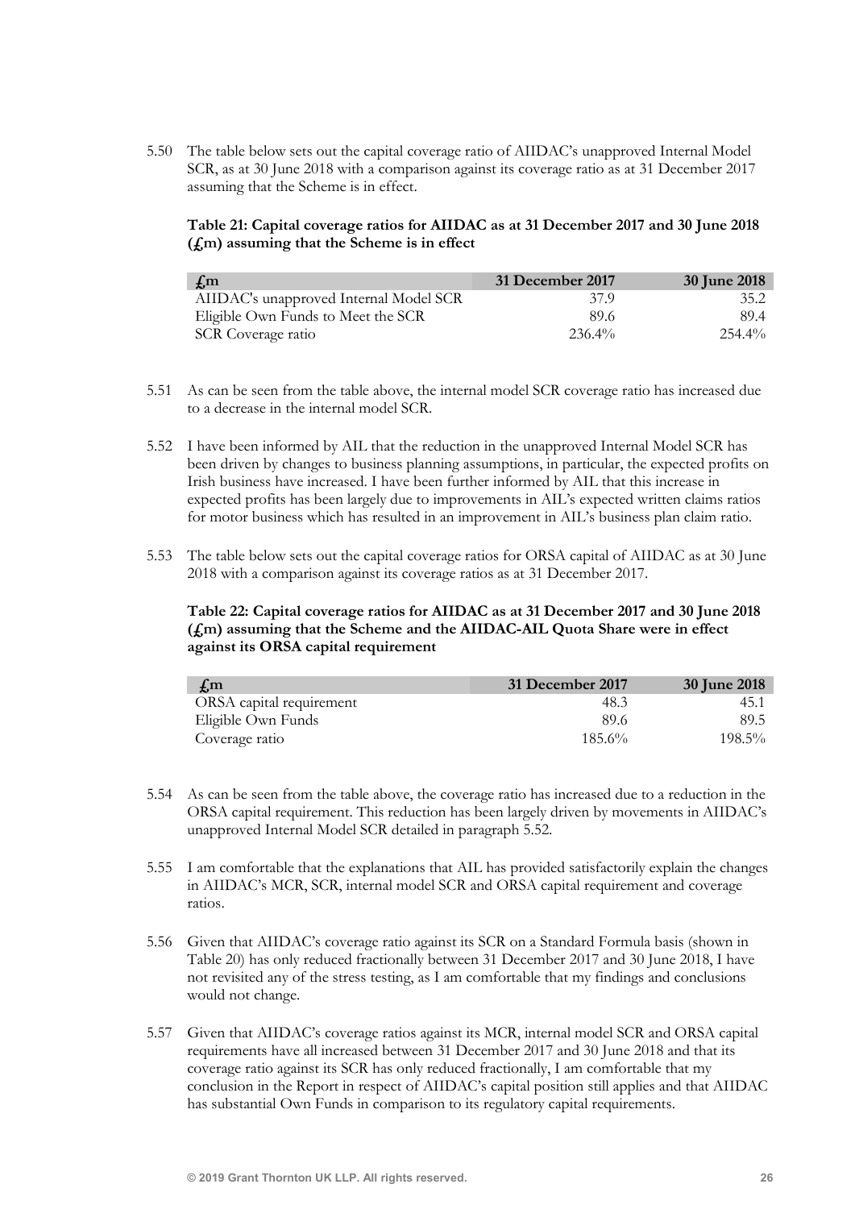5.50 The table below sets out the capital coverage ratio of AIIDAC's unapproved Internal Model SCR, as at 30 June 2018 with a comparison against its coverage ratio as at 31 December 2017 assuming that the Scheme is in effect.

**Table 21: Capital coverage ratios for AIIDAC as at 31 December 2017 and 30 June 2018 (£m) assuming that the Scheme is in effect**

| £m | 31 December 2017 | 30 June 2018 |
|---|---|---|
| AIIDAC's unapproved Internal Model SCR | 37.9 | 35.2 |
| Eligible Own Funds to Meet the SCR | 89.6 | 89.4 |
| SCR Coverage ratio | 236.4% | 254.4% |

5.51 As can be seen from the table above, the internal model SCR coverage ratio has increased due to a decrease in the internal model SCR.

5.52 I have been informed by AIL that the reduction in the unapproved Internal Model SCR has been driven by changes to business planning assumptions, in particular, the expected profits on Irish business have increased. I have been further informed by AIL that this increase in expected profits has been largely due to improvements in AIL's expected written claims ratios for motor business which has resulted in an improvement in AIL's business plan claim ratio.

5.53 The table below sets out the capital coverage ratios for ORSA capital of AIIDAC as at 30 June 2018 with a comparison against its coverage ratios as at 31 December 2017.

**Table 22: Capital coverage ratios for AIIDAC as at 31 December 2017 and 30 June 2018 (£m) assuming that the Scheme and the AIIDAC-AIL Quota Share were in effect against its ORSA capital requirement**

| £m | 31 December 2017 | 30 June 2018 |
|---|---|---|
| ORSA capital requirement | 48.3 | 45.1 |
| Eligible Own Funds | 89.6 | 89.5 |
| Coverage ratio | 185.6% | 198.5% |

5.54 As can be seen from the table above, the coverage ratio has increased due to a reduction in the ORSA capital requirement. This reduction has been largely driven by movements in AIIDAC's unapproved Internal Model SCR detailed in paragraph 5.52.

5.55 I am comfortable that the explanations that AIL has provided satisfactorily explain the changes in AIIDAC's MCR, SCR, internal model SCR and ORSA capital requirement and coverage ratios.

5.56 Given that AIIDAC's coverage ratio against its SCR on a Standard Formula basis (shown in Table 20) has only reduced fractionally between 31 December 2017 and 30 June 2018, I have not revisited any of the stress testing, as I am comfortable that my findings and conclusions would not change.

5.57 Given that AIIDAC's coverage ratios against its MCR, internal model SCR and ORSA capital requirements have all increased between 31 December 2017 and 30 June 2018 and that its coverage ratio against its SCR has only reduced fractionally, I am comfortable that my conclusion in the Report in respect of AIIDAC's capital position still applies and that AIIDAC has substantial Own Funds in comparison to its regulatory capital requirements.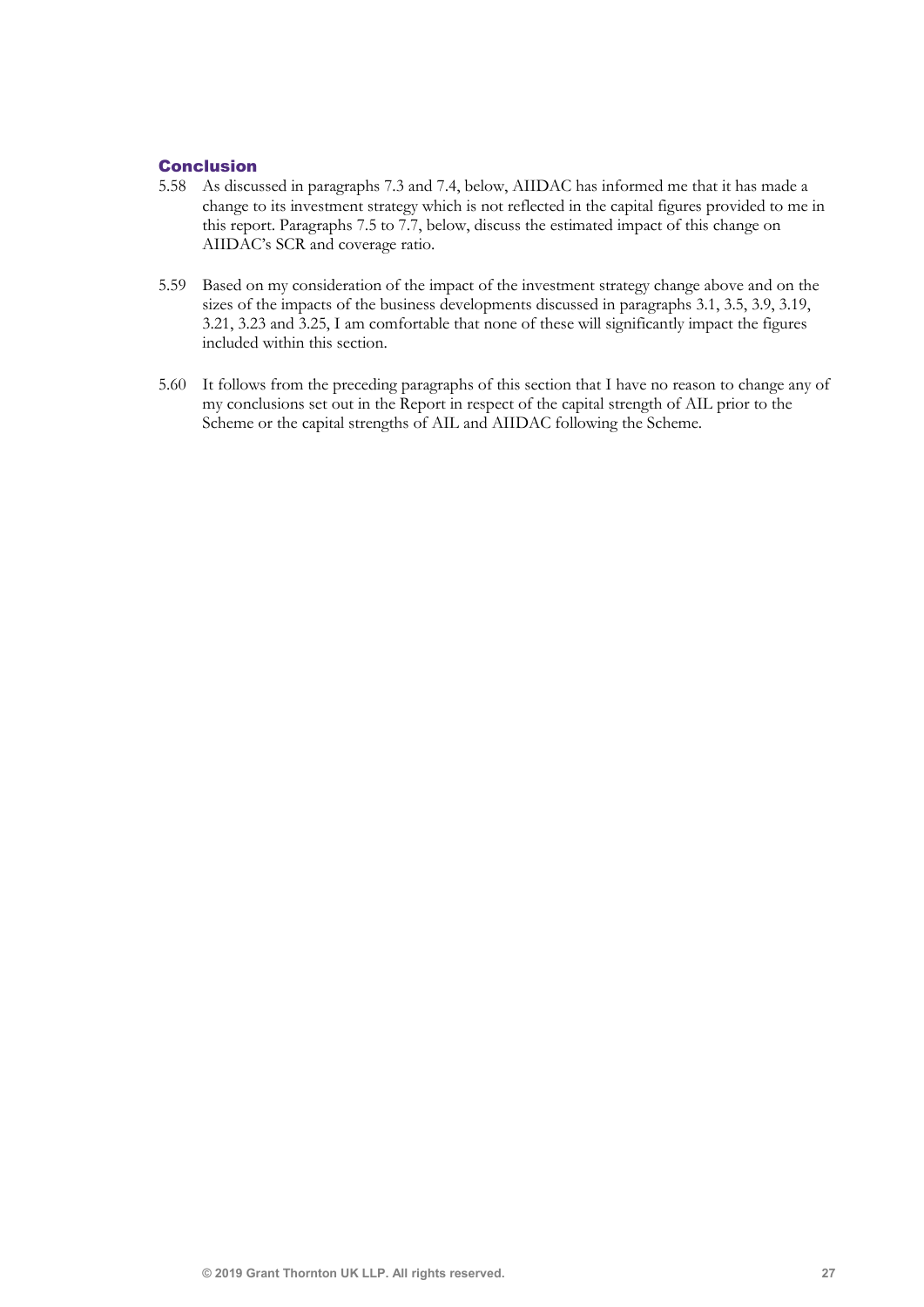### Conclusion

5.58 As discussed in paragraphs 7.3 and 7.4, below, AIIDAC has informed me that it has made a change to its investment strategy which is not reflected in the capital figures provided to me in this report. Paragraphs 7.5 to 7.7, below, discuss the estimated impact of this change on AIIDAC's SCR and coverage ratio.

5.59 Based on my consideration of the impact of the investment strategy change above and on the sizes of the impacts of the business developments discussed in paragraphs 3.1, 3.5, 3.9, 3.19, 3.21, 3.23 and 3.25, I am comfortable that none of these will significantly impact the figures included within this section.

5.60 It follows from the preceding paragraphs of this section that I have no reason to change any of my conclusions set out in the Report in respect of the capital strength of AIL prior to the Scheme or the capital strengths of AIL and AIIDAC following the Scheme.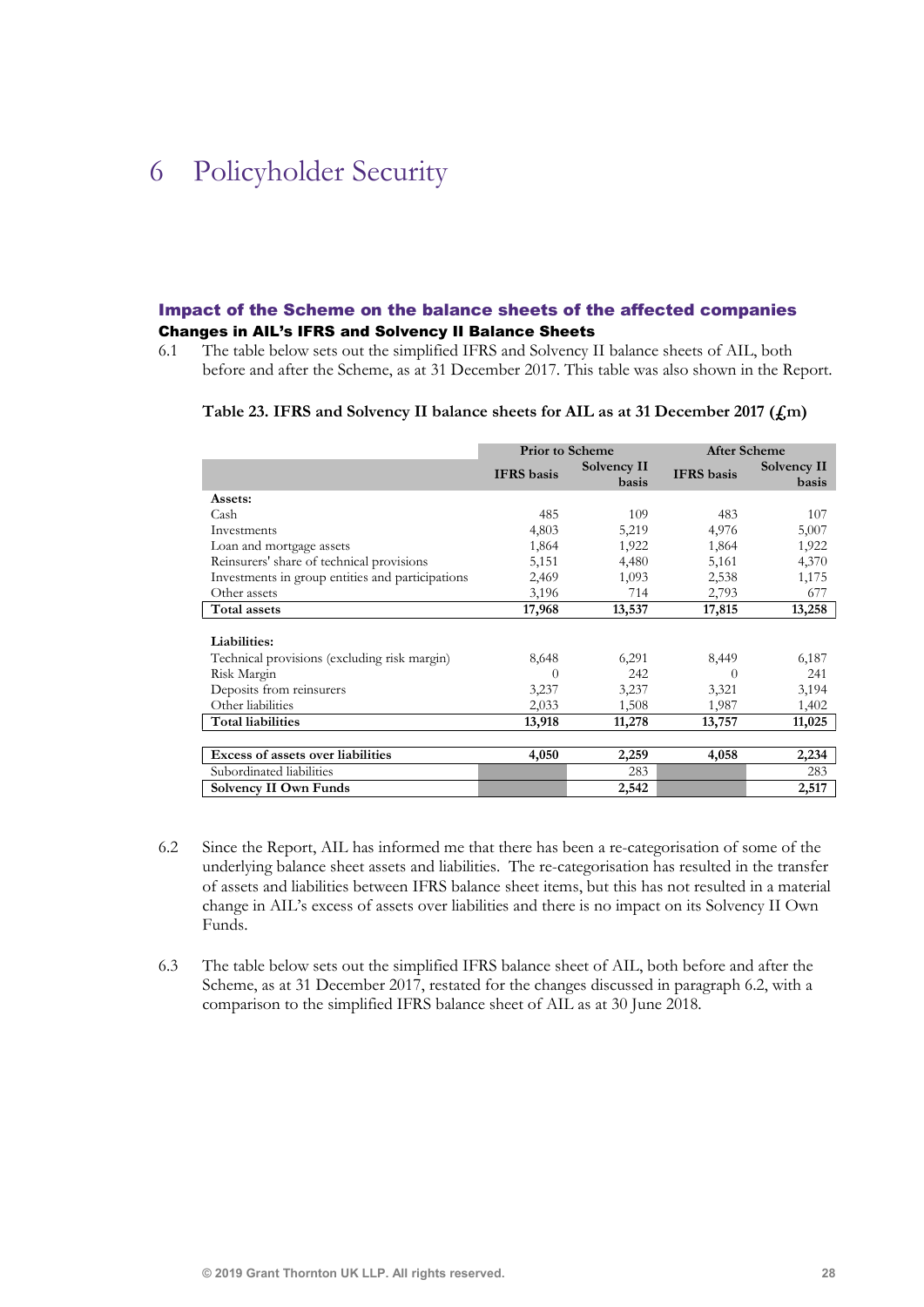# 6 Policyholder Security

### Impact of the Scheme on the balance sheets of the affected companies

#### Changes in AIL's IFRS and Solvency II Balance Sheets

6.1 The table below sets out the simplified IFRS and Solvency II balance sheets of AIL, both before and after the Scheme, as at 31 December 2017. This table was also shown in the Report.

**Table 23. IFRS and Solvency II balance sheets for AIL as at 31 December 2017 (£m)**

| | Prior to Scheme | | After Scheme | |
|---|---|---|---|---|
| | IFRS basis | Solvency II basis | IFRS basis | Solvency II basis |
| **Assets:** | | | | |
| Cash | 485 | 109 | 483 | 107 |
| Investments | 4,803 | 5,219 | 4,976 | 5,007 |
| Loan and mortgage assets | 1,864 | 1,922 | 1,864 | 1,922 |
| Reinsurers' share of technical provisions | 5,151 | 4,480 | 5,161 | 4,370 |
| Investments in group entities and participations | 2,469 | 1,093 | 2,538 | 1,175 |
| Other assets | 3,196 | 714 | 2,793 | 677 |
| **Total assets** | **17,968** | **13,537** | **17,815** | **13,258** |
| | | | | |
| **Liabilities:** | | | | |
| Technical provisions (excluding risk margin) | 8,648 | 6,291 | 8,449 | 6,187 |
| Risk Margin | 0 | 242 | 0 | 241 |
| Deposits from reinsurers | 3,237 | 3,237 | 3,321 | 3,194 |
| Other liabilities | 2,033 | 1,508 | 1,987 | 1,402 |
| **Total liabilities** | **13,918** | **11,278** | **13,757** | **11,025** |
| | | | | |
| **Excess of assets over liabilities** | **4,050** | **2,259** | **4,058** | **2,234** |
| Subordinated liabilities | | 283 | | 283 |
| **Solvency II Own Funds** | | **2,542** | | **2,517** |

6.2 Since the Report, AIL has informed me that there has been a re-categorisation of some of the underlying balance sheet assets and liabilities. The re-categorisation has resulted in the transfer of assets and liabilities between IFRS balance sheet items, but this has not resulted in a material change in AIL's excess of assets over liabilities and there is no impact on its Solvency II Own Funds.

6.3 The table below sets out the simplified IFRS balance sheet of AIL, both before and after the Scheme, as at 31 December 2017, restated for the changes discussed in paragraph 6.2, with a comparison to the simplified IFRS balance sheet of AIL as at 30 June 2018.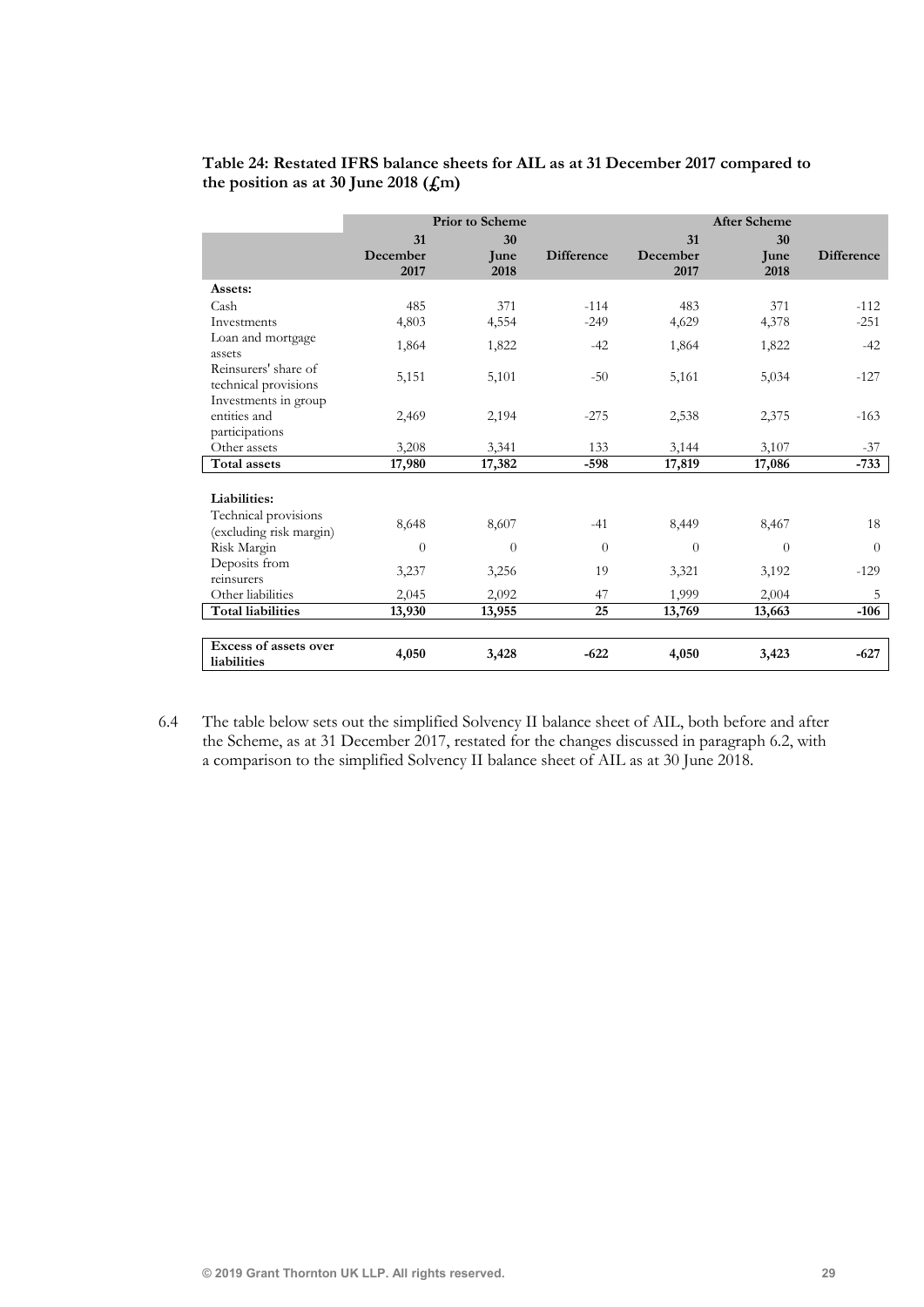**Table 24: Restated IFRS balance sheets for AIL as at 31 December 2017 compared to the position as at 30 June 2018 (£m)**

| | Prior to Scheme | | | After Scheme | | |
|---|---|---|---|---|---|---|
| | 31 December 2017 | 30 June 2018 | Difference | 31 December 2017 | 30 June 2018 | Difference |
| **Assets:** | | | | | | |
| Cash | 485 | 371 | -114 | 483 | 371 | -112 |
| Investments | 4,803 | 4,554 | -249 | 4,629 | 4,378 | -251 |
| Loan and mortgage assets | 1,864 | 1,822 | -42 | 1,864 | 1,822 | -42 |
| Reinsurers' share of technical provisions | 5,151 | 5,101 | -50 | 5,161 | 5,034 | -127 |
| Investments in group entities and participations | 2,469 | 2,194 | -275 | 2,538 | 2,375 | -163 |
| Other assets | 3,208 | 3,341 | 133 | 3,144 | 3,107 | -37 |
| **Total assets** | **17,980** | **17,382** | **-598** | **17,819** | **17,086** | **-733** |
| **Liabilities:** | | | | | | |
| Technical provisions (excluding risk margin) | 8,648 | 8,607 | -41 | 8,449 | 8,467 | 18 |
| Risk Margin | 0 | 0 | 0 | 0 | 0 | 0 |
| Deposits from reinsurers | 3,237 | 3,256 | 19 | 3,321 | 3,192 | -129 |
| Other liabilities | 2,045 | 2,092 | 47 | 1,999 | 2,004 | 5 |
| **Total liabilities** | **13,930** | **13,955** | **25** | **13,769** | **13,663** | **-106** |
| **Excess of assets over liabilities** | **4,050** | **3,428** | **-622** | **4,050** | **3,423** | **-627** |

6.4 The table below sets out the simplified Solvency II balance sheet of AIL, both before and after the Scheme, as at 31 December 2017, restated for the changes discussed in paragraph 6.2, with a comparison to the simplified Solvency II balance sheet of AIL as at 30 June 2018.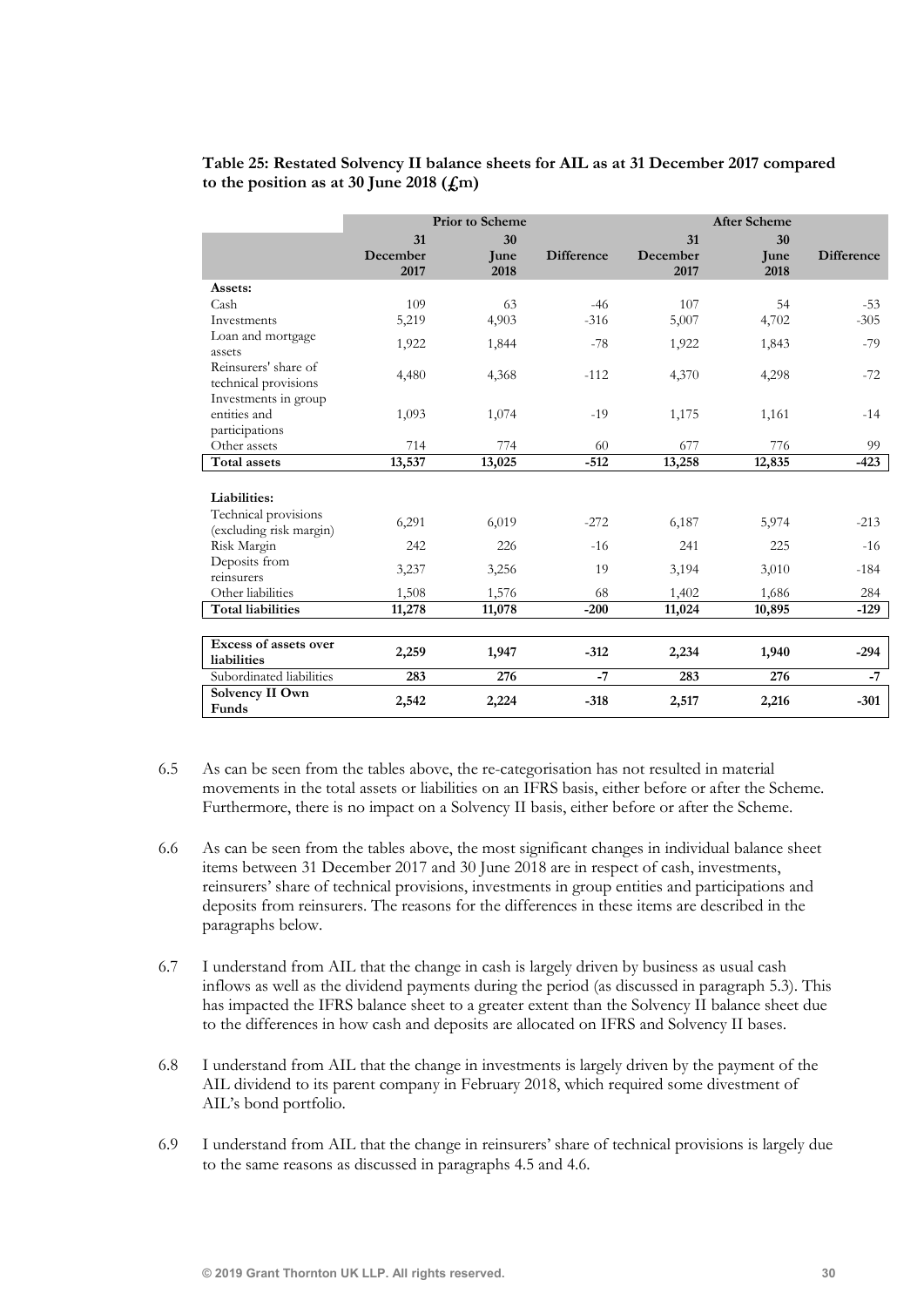**Table 25: Restated Solvency II balance sheets for AIL as at 31 December 2017 compared to the position as at 30 June 2018 (£m)**

| | Prior to Scheme | | | After Scheme | | |
|---|---|---|---|---|---|---|
| | 31 December 2017 | 30 June 2018 | Difference | 31 December 2017 | 30 June 2018 | Difference |
| **Assets:** | | | | | | |
| Cash | 109 | 63 | -46 | 107 | 54 | -53 |
| Investments | 5,219 | 4,903 | -316 | 5,007 | 4,702 | -305 |
| Loan and mortgage assets | 1,922 | 1,844 | -78 | 1,922 | 1,843 | -79 |
| Reinsurers' share of technical provisions | 4,480 | 4,368 | -112 | 4,370 | 4,298 | -72 |
| Investments in group entities and participations | 1,093 | 1,074 | -19 | 1,175 | 1,161 | -14 |
| Other assets | 714 | 774 | 60 | 677 | 776 | 99 |
| **Total assets** | **13,537** | **13,025** | **-512** | **13,258** | **12,835** | **-423** |
| **Liabilities:** | | | | | | |
| Technical provisions (excluding risk margin) | 6,291 | 6,019 | -272 | 6,187 | 5,974 | -213 |
| Risk Margin | 242 | 226 | -16 | 241 | 225 | -16 |
| Deposits from reinsurers | 3,237 | 3,256 | 19 | 3,194 | 3,010 | -184 |
| Other liabilities | 1,508 | 1,576 | 68 | 1,402 | 1,686 | 284 |
| **Total liabilities** | **11,278** | **11,078** | **-200** | **11,024** | **10,895** | **-129** |
| **Excess of assets over liabilities** | **2,259** | **1,947** | **-312** | **2,234** | **1,940** | **-294** |
| Subordinated liabilities | **283** | **276** | **-7** | **283** | **276** | **-7** |
| **Solvency II Own Funds** | **2,542** | **2,224** | **-318** | **2,517** | **2,216** | **-301** |

6.5 As can be seen from the tables above, the re-categorisation has not resulted in material movements in the total assets or liabilities on an IFRS basis, either before or after the Scheme. Furthermore, there is no impact on a Solvency II basis, either before or after the Scheme.

6.6 As can be seen from the tables above, the most significant changes in individual balance sheet items between 31 December 2017 and 30 June 2018 are in respect of cash, investments, reinsurers' share of technical provisions, investments in group entities and participations and deposits from reinsurers. The reasons for the differences in these items are described in the paragraphs below.

6.7 I understand from AIL that the change in cash is largely driven by business as usual cash inflows as well as the dividend payments during the period (as discussed in paragraph 5.3). This has impacted the IFRS balance sheet to a greater extent than the Solvency II balance sheet due to the differences in how cash and deposits are allocated on IFRS and Solvency II bases.

6.8 I understand from AIL that the change in investments is largely driven by the payment of the AIL dividend to its parent company in February 2018, which required some divestment of AIL's bond portfolio.

6.9 I understand from AIL that the change in reinsurers' share of technical provisions is largely due to the same reasons as discussed in paragraphs 4.5 and 4.6.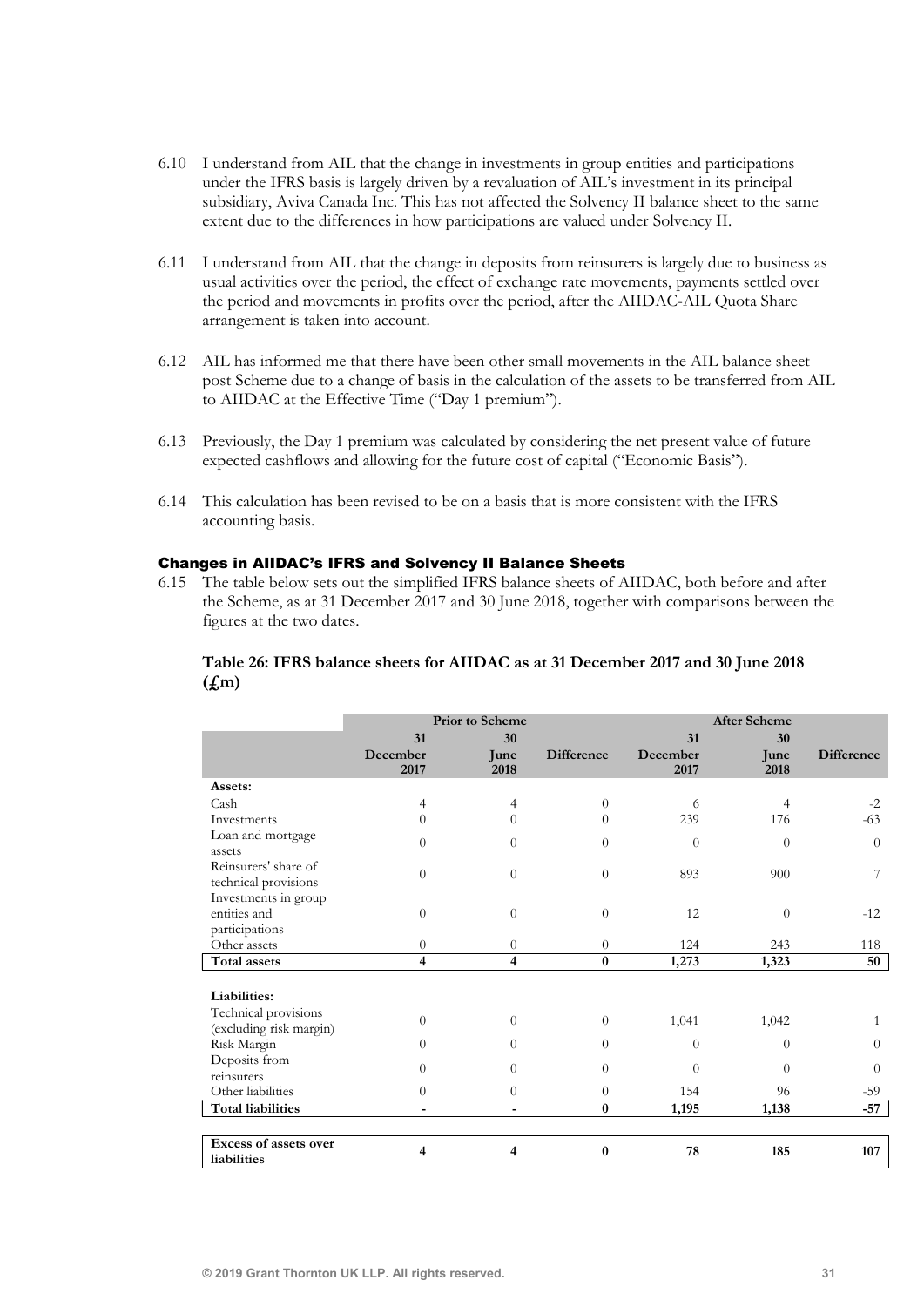6.10 I understand from AIL that the change in investments in group entities and participations under the IFRS basis is largely driven by a revaluation of AIL's investment in its principal subsidiary, Aviva Canada Inc. This has not affected the Solvency II balance sheet to the same extent due to the differences in how participations are valued under Solvency II.

6.11 I understand from AIL that the change in deposits from reinsurers is largely due to business as usual activities over the period, the effect of exchange rate movements, payments settled over the period and movements in profits over the period, after the AIIDAC-AIL Quota Share arrangement is taken into account.

6.12 AIL has informed me that there have been other small movements in the AIL balance sheet post Scheme due to a change of basis in the calculation of the assets to be transferred from AIL to AIIDAC at the Effective Time ("Day 1 premium").

6.13 Previously, the Day 1 premium was calculated by considering the net present value of future expected cashflows and allowing for the future cost of capital ("Economic Basis").

6.14 This calculation has been revised to be on a basis that is more consistent with the IFRS accounting basis.

## Changes in AIIDAC's IFRS and Solvency II Balance Sheets

6.15 The table below sets out the simplified IFRS balance sheets of AIIDAC, both before and after the Scheme, as at 31 December 2017 and 30 June 2018, together with comparisons between the figures at the two dates.

**Table 26: IFRS balance sheets for AIIDAC as at 31 December 2017 and 30 June 2018 (£m)**

| | Prior to Scheme | | | After Scheme | | |
|---|---|---|---|---|---|---|
| | 31 December 2017 | 30 June 2018 | Difference | 31 December 2017 | 30 June 2018 | Difference |
| **Assets:** | | | | | | |
| Cash | 4 | 4 | 0 | 6 | 4 | -2 |
| Investments | 0 | 0 | 0 | 239 | 176 | -63 |
| Loan and mortgage assets | 0 | 0 | 0 | 0 | 0 | 0 |
| Reinsurers' share of technical provisions | 0 | 0 | 0 | 893 | 900 | 7 |
| Investments in group entities and participations | 0 | 0 | 0 | 12 | 0 | -12 |
| Other assets | 0 | 0 | 0 | 124 | 243 | 118 |
| **Total assets** | **4** | **4** | **0** | **1,273** | **1,323** | **50** |
| **Liabilities:** | | | | | | |
| Technical provisions (excluding risk margin) | 0 | 0 | 0 | 1,041 | 1,042 | 1 |
| Risk Margin | 0 | 0 | 0 | 0 | 0 | 0 |
| Deposits from reinsurers | 0 | 0 | 0 | 0 | 0 | 0 |
| Other liabilities | 0 | 0 | 0 | 154 | 96 | -59 |
| **Total liabilities** | **-** | **-** | **0** | **1,195** | **1,138** | **-57** |
| **Excess of assets over liabilities** | **4** | **4** | **0** | **78** | **185** | **107** |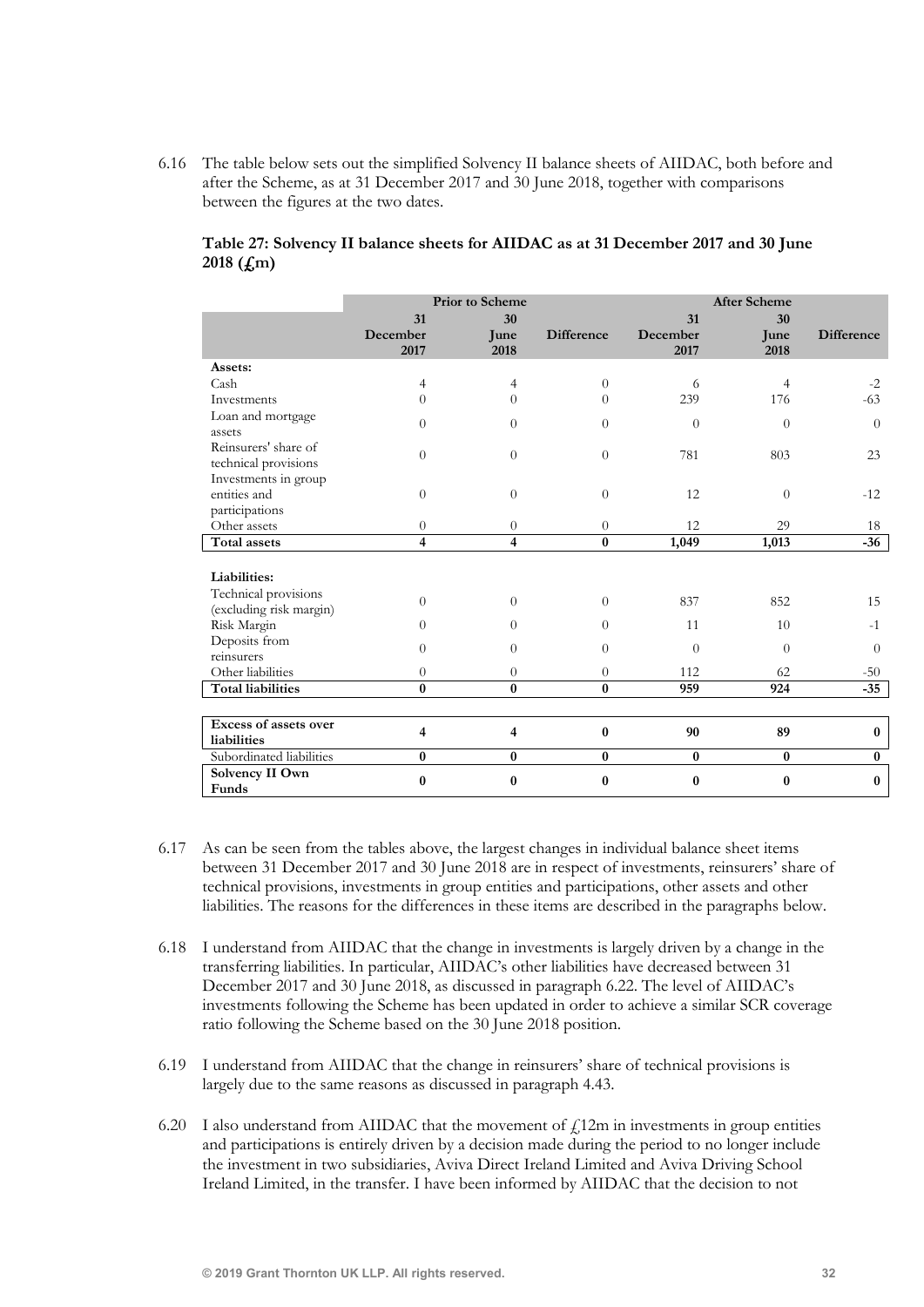6.16 The table below sets out the simplified Solvency II balance sheets of AIIDAC, both before and after the Scheme, as at 31 December 2017 and 30 June 2018, together with comparisons between the figures at the two dates.

**Table 27: Solvency II balance sheets for AIIDAC as at 31 December 2017 and 30 June 2018 (£m)**

| | Prior to Scheme | | | After Scheme | | |
|---|---|---|---|---|---|---|
| | 31 December 2017 | 30 June 2018 | Difference | 31 December 2017 | 30 June 2018 | Difference |
| **Assets:** | | | | | | |
| Cash | 4 | 4 | 0 | 6 | 4 | -2 |
| Investments | 0 | 0 | 0 | 239 | 176 | -63 |
| Loan and mortgage assets | 0 | 0 | 0 | 0 | 0 | 0 |
| Reinsurers' share of technical provisions | 0 | 0 | 0 | 781 | 803 | 23 |
| Investments in group entities and participations | 0 | 0 | 0 | 12 | 0 | -12 |
| Other assets | 0 | 0 | 0 | 12 | 29 | 18 |
| **Total assets** | **4** | **4** | **0** | **1,049** | **1,013** | **-36** |
| **Liabilities:** | | | | | | |
| Technical provisions (excluding risk margin) | 0 | 0 | 0 | 837 | 852 | 15 |
| Risk Margin | 0 | 0 | 0 | 11 | 10 | -1 |
| Deposits from reinsurers | 0 | 0 | 0 | 0 | 0 | 0 |
| Other liabilities | 0 | 0 | 0 | 112 | 62 | -50 |
| **Total liabilities** | **0** | **0** | **0** | **959** | **924** | **-35** |
| **Excess of assets over liabilities** | **4** | **4** | **0** | **90** | **89** | **0** |
| Subordinated liabilities | **0** | **0** | **0** | **0** | **0** | **0** |
| **Solvency II Own Funds** | **0** | **0** | **0** | **0** | **0** | **0** |

6.17 As can be seen from the tables above, the largest changes in individual balance sheet items between 31 December 2017 and 30 June 2018 are in respect of investments, reinsurers' share of technical provisions, investments in group entities and participations, other assets and other liabilities. The reasons for the differences in these items are described in the paragraphs below.

6.18 I understand from AIIDAC that the change in investments is largely driven by a change in the transferring liabilities. In particular, AIIDAC's other liabilities have decreased between 31 December 2017 and 30 June 2018, as discussed in paragraph 6.22. The level of AIIDAC's investments following the Scheme has been updated in order to achieve a similar SCR coverage ratio following the Scheme based on the 30 June 2018 position.

6.19 I understand from AIIDAC that the change in reinsurers' share of technical provisions is largely due to the same reasons as discussed in paragraph 4.43.

6.20 I also understand from AIIDAC that the movement of £12m in investments in group entities and participations is entirely driven by a decision made during the period to no longer include the investment in two subsidiaries, Aviva Direct Ireland Limited and Aviva Driving School Ireland Limited, in the transfer. I have been informed by AIIDAC that the decision to not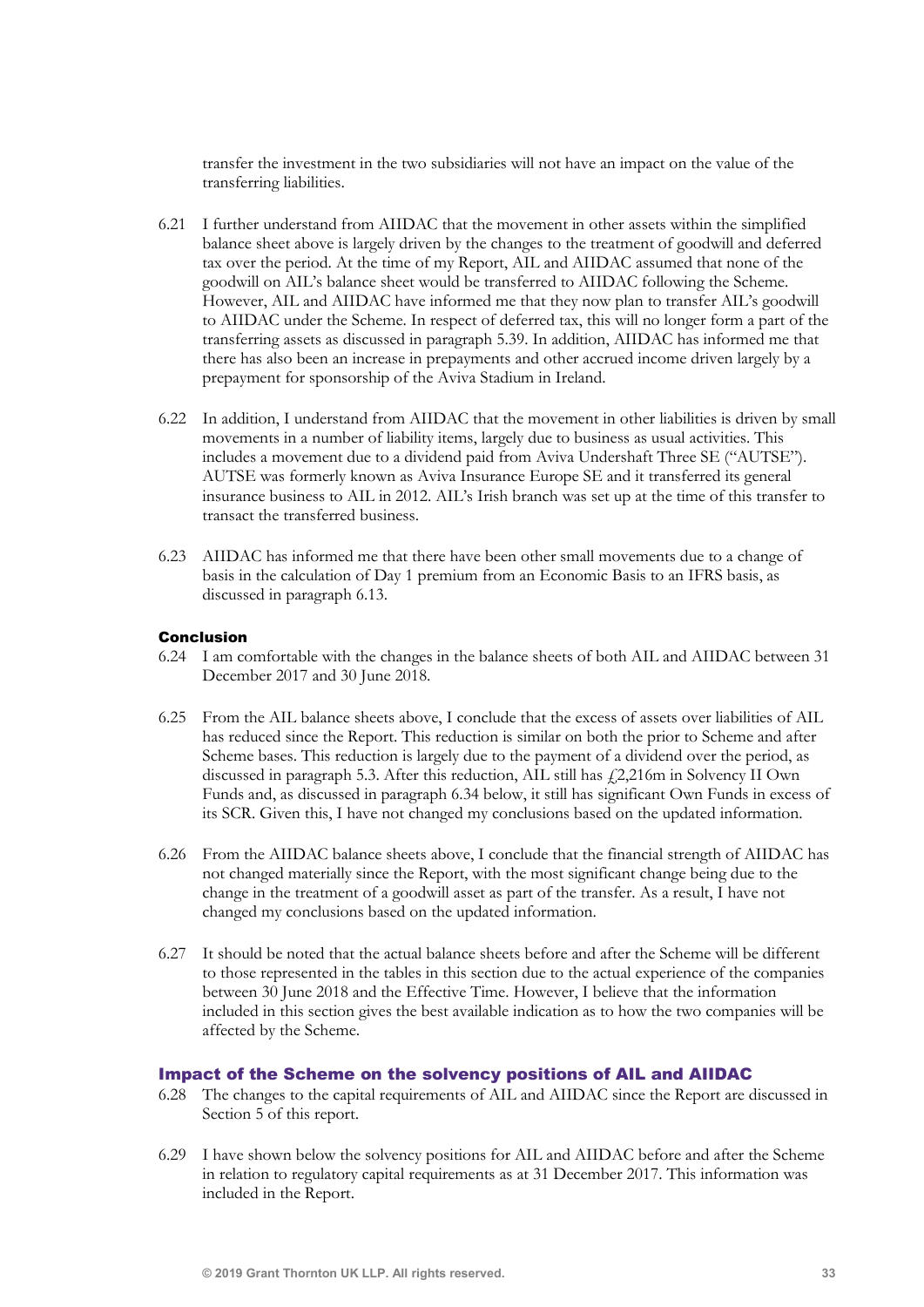transfer the investment in the two subsidiaries will not have an impact on the value of the transferring liabilities.

6.21 I further understand from AIIDAC that the movement in other assets within the simplified balance sheet above is largely driven by the changes to the treatment of goodwill and deferred tax over the period. At the time of my Report, AIL and AIIDAC assumed that none of the goodwill on AIL's balance sheet would be transferred to AIIDAC following the Scheme. However, AIL and AIIDAC have informed me that they now plan to transfer AIL's goodwill to AIIDAC under the Scheme. In respect of deferred tax, this will no longer form a part of the transferring assets as discussed in paragraph 5.39. In addition, AIIDAC has informed me that there has also been an increase in prepayments and other accrued income driven largely by a prepayment for sponsorship of the Aviva Stadium in Ireland.

6.22 In addition, I understand from AIIDAC that the movement in other liabilities is driven by small movements in a number of liability items, largely due to business as usual activities. This includes a movement due to a dividend paid from Aviva Undershaft Three SE ("AUTSE"). AUTSE was formerly known as Aviva Insurance Europe SE and it transferred its general insurance business to AIL in 2012. AIL's Irish branch was set up at the time of this transfer to transact the transferred business.

6.23 AIIDAC has informed me that there have been other small movements due to a change of basis in the calculation of Day 1 premium from an Economic Basis to an IFRS basis, as discussed in paragraph 6.13.

### Conclusion

6.24 I am comfortable with the changes in the balance sheets of both AIL and AIIDAC between 31 December 2017 and 30 June 2018.

6.25 From the AIL balance sheets above, I conclude that the excess of assets over liabilities of AIL has reduced since the Report. This reduction is similar on both the prior to Scheme and after Scheme bases. This reduction is largely due to the payment of a dividend over the period, as discussed in paragraph 5.3. After this reduction, AIL still has £2,216m in Solvency II Own Funds and, as discussed in paragraph 6.34 below, it still has significant Own Funds in excess of its SCR. Given this, I have not changed my conclusions based on the updated information.

6.26 From the AIIDAC balance sheets above, I conclude that the financial strength of AIIDAC has not changed materially since the Report, with the most significant change being due to the change in the treatment of a goodwill asset as part of the transfer. As a result, I have not changed my conclusions based on the updated information.

6.27 It should be noted that the actual balance sheets before and after the Scheme will be different to those represented in the tables in this section due to the actual experience of the companies between 30 June 2018 and the Effective Time. However, I believe that the information included in this section gives the best available indication as to how the two companies will be affected by the Scheme.

## Impact of the Scheme on the solvency positions of AIL and AIIDAC

6.28 The changes to the capital requirements of AIL and AIIDAC since the Report are discussed in Section 5 of this report.

6.29 I have shown below the solvency positions for AIL and AIIDAC before and after the Scheme in relation to regulatory capital requirements as at 31 December 2017. This information was included in the Report.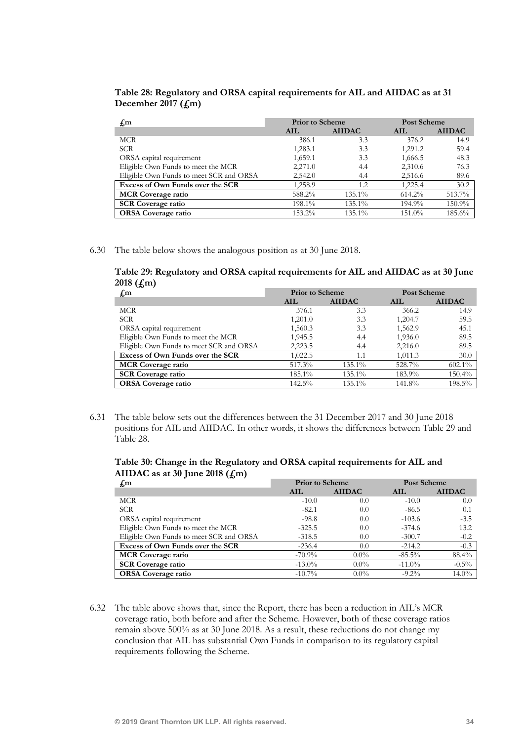**Table 28: Regulatory and ORSA capital requirements for AIL and AIIDAC as at 31 December 2017 (£m)**

| £m | Prior to Scheme | | Post Scheme | |
|---|---|---|---|---|
| | AIL | AIIDAC | AIL | AIIDAC |
| MCR | 386.1 | 3.3 | 376.2 | 14.9 |
| SCR | 1,283.1 | 3.3 | 1,291.2 | 59.4 |
| ORSA capital requirement | 1,659.1 | 3.3 | 1,666.5 | 48.3 |
| Eligible Own Funds to meet the MCR | 2,271.0 | 4.4 | 2,310.6 | 76.3 |
| Eligible Own Funds to meet SCR and ORSA | 2,542.0 | 4.4 | 2,516.6 | 89.6 |
| **Excess of Own Funds over the SCR** | 1,258.9 | 1.2 | 1,225.4 | 30.2 |
| **MCR Coverage ratio** | 588.2% | 135.1% | 614.2% | 513.7% |
| **SCR Coverage ratio** | 198.1% | 135.1% | 194.9% | 150.9% |
| **ORSA Coverage ratio** | 153.2% | 135.1% | 151.0% | 185.6% |

6.30 The table below shows the analogous position as at 30 June 2018.

**Table 29: Regulatory and ORSA capital requirements for AIL and AIIDAC as at 30 June 2018 (£m)**

| £m | Prior to Scheme | | Post Scheme | |
|---|---|---|---|---|
| | AIL | AIIDAC | AIL | AIIDAC |
| MCR | 376.1 | 3.3 | 366.2 | 14.9 |
| SCR | 1,201.0 | 3.3 | 1,204.7 | 59.5 |
| ORSA capital requirement | 1,560.3 | 3.3 | 1,562.9 | 45.1 |
| Eligible Own Funds to meet the MCR | 1,945.5 | 4.4 | 1,936.0 | 89.5 |
| Eligible Own Funds to meet SCR and ORSA | 2,223.5 | 4.4 | 2,216.0 | 89.5 |
| **Excess of Own Funds over the SCR** | 1,022.5 | 1.1 | 1,011.3 | 30.0 |
| **MCR Coverage ratio** | 517.3% | 135.1% | 528.7% | 602.1% |
| **SCR Coverage ratio** | 185.1% | 135.1% | 183.9% | 150.4% |
| **ORSA Coverage ratio** | 142.5% | 135.1% | 141.8% | 198.5% |

6.31 The table below sets out the differences between the 31 December 2017 and 30 June 2018 positions for AIL and AIIDAC. In other words, it shows the differences between Table 29 and Table 28.

**Table 30: Change in the Regulatory and ORSA capital requirements for AIL and AIIDAC as at 30 June 2018 (£m)**

| £m | Prior to Scheme | | Post Scheme | |
|---|---|---|---|---|
| | AIL | AIIDAC | AIL | AIIDAC |
| MCR | -10.0 | 0.0 | -10.0 | 0.0 |
| SCR | -82.1 | 0.0 | -86.5 | 0.1 |
| ORSA capital requirement | -98.8 | 0.0 | -103.6 | -3.5 |
| Eligible Own Funds to meet the MCR | -325.5 | 0.0 | -374.6 | 13.2 |
| Eligible Own Funds to meet SCR and ORSA | -318.5 | 0.0 | -300.7 | -0.2 |
| **Excess of Own Funds over the SCR** | -236.4 | 0.0 | -214.2 | -0.3 |
| **MCR Coverage ratio** | -70.9% | 0.0% | -85.5% | 88.4% |
| **SCR Coverage ratio** | -13.0% | 0.0% | -11.0% | -0.5% |
| **ORSA Coverage ratio** | -10.7% | 0.0% | -9.2% | 14.0% |

6.32 The table above shows that, since the Report, there has been a reduction in AIL's MCR coverage ratio, both before and after the Scheme. However, both of these coverage ratios remain above 500% as at 30 June 2018. As a result, these reductions do not change my conclusion that AIL has substantial Own Funds in comparison to its regulatory capital requirements following the Scheme.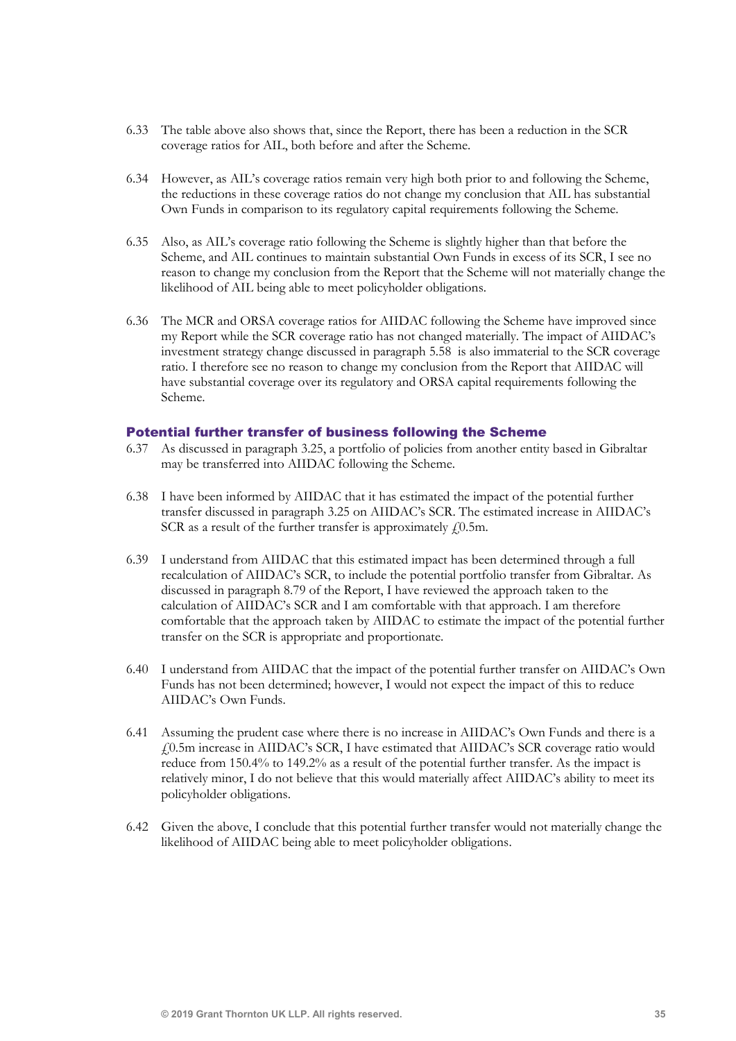6.33 The table above also shows that, since the Report, there has been a reduction in the SCR coverage ratios for AIL, both before and after the Scheme.

6.34 However, as AIL's coverage ratios remain very high both prior to and following the Scheme, the reductions in these coverage ratios do not change my conclusion that AIL has substantial Own Funds in comparison to its regulatory capital requirements following the Scheme.

6.35 Also, as AIL's coverage ratio following the Scheme is slightly higher than that before the Scheme, and AIL continues to maintain substantial Own Funds in excess of its SCR, I see no reason to change my conclusion from the Report that the Scheme will not materially change the likelihood of AIL being able to meet policyholder obligations.

6.36 The MCR and ORSA coverage ratios for AIIDAC following the Scheme have improved since my Report while the SCR coverage ratio has not changed materially. The impact of AIIDAC's investment strategy change discussed in paragraph 5.58 is also immaterial to the SCR coverage ratio. I therefore see no reason to change my conclusion from the Report that AIIDAC will have substantial coverage over its regulatory and ORSA capital requirements following the Scheme.

### Potential further transfer of business following the Scheme

6.37 As discussed in paragraph 3.25, a portfolio of policies from another entity based in Gibraltar may be transferred into AIIDAC following the Scheme.

6.38 I have been informed by AIIDAC that it has estimated the impact of the potential further transfer discussed in paragraph 3.25 on AIIDAC's SCR. The estimated increase in AIIDAC's SCR as a result of the further transfer is approximately £0.5m.

6.39 I understand from AIIDAC that this estimated impact has been determined through a full recalculation of AIIDAC's SCR, to include the potential portfolio transfer from Gibraltar. As discussed in paragraph 8.79 of the Report, I have reviewed the approach taken to the calculation of AIIDAC's SCR and I am comfortable with that approach. I am therefore comfortable that the approach taken by AIIDAC to estimate the impact of the potential further transfer on the SCR is appropriate and proportionate.

6.40 I understand from AIIDAC that the impact of the potential further transfer on AIIDAC's Own Funds has not been determined; however, I would not expect the impact of this to reduce AIIDAC's Own Funds.

6.41 Assuming the prudent case where there is no increase in AIIDAC's Own Funds and there is a £0.5m increase in AIIDAC's SCR, I have estimated that AIIDAC's SCR coverage ratio would reduce from 150.4% to 149.2% as a result of the potential further transfer. As the impact is relatively minor, I do not believe that this would materially affect AIIDAC's ability to meet its policyholder obligations.

6.42 Given the above, I conclude that this potential further transfer would not materially change the likelihood of AIIDAC being able to meet policyholder obligations.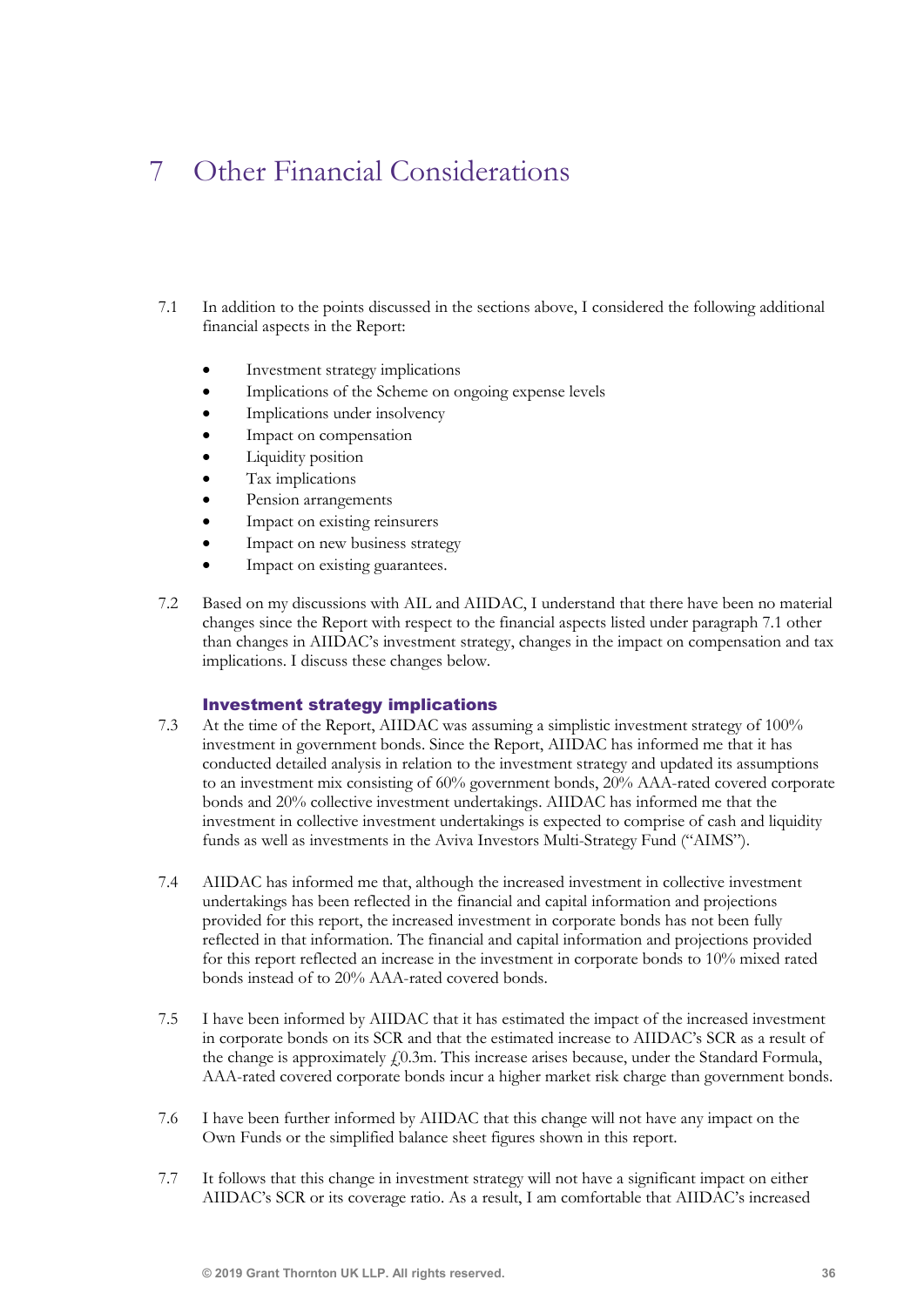# 7 Other Financial Considerations

7.1 In addition to the points discussed in the sections above, I considered the following additional financial aspects in the Report:

- Investment strategy implications
- Implications of the Scheme on ongoing expense levels
- Implications under insolvency
- Impact on compensation
- Liquidity position
- Tax implications
- Pension arrangements
- Impact on existing reinsurers
- Impact on new business strategy
- Impact on existing guarantees.

7.2 Based on my discussions with AIL and AIIDAC, I understand that there have been no material changes since the Report with respect to the financial aspects listed under paragraph 7.1 other than changes in AIIDAC's investment strategy, changes in the impact on compensation and tax implications. I discuss these changes below.

### Investment strategy implications

7.3 At the time of the Report, AIIDAC was assuming a simplistic investment strategy of 100% investment in government bonds. Since the Report, AIIDAC has informed me that it has conducted detailed analysis in relation to the investment strategy and updated its assumptions to an investment mix consisting of 60% government bonds, 20% AAA-rated covered corporate bonds and 20% collective investment undertakings. AIIDAC has informed me that the investment in collective investment undertakings is expected to comprise of cash and liquidity funds as well as investments in the Aviva Investors Multi-Strategy Fund ("AIMS").

7.4 AIIDAC has informed me that, although the increased investment in collective investment undertakings has been reflected in the financial and capital information and projections provided for this report, the increased investment in corporate bonds has not been fully reflected in that information. The financial and capital information and projections provided for this report reflected an increase in the investment in corporate bonds to 10% mixed rated bonds instead of to 20% AAA-rated covered bonds.

7.5 I have been informed by AIIDAC that it has estimated the impact of the increased investment in corporate bonds on its SCR and that the estimated increase to AIIDAC's SCR as a result of the change is approximately £0.3m. This increase arises because, under the Standard Formula, AAA-rated covered corporate bonds incur a higher market risk charge than government bonds.

7.6 I have been further informed by AIIDAC that this change will not have any impact on the Own Funds or the simplified balance sheet figures shown in this report.

7.7 It follows that this change in investment strategy will not have a significant impact on either AIIDAC's SCR or its coverage ratio. As a result, I am comfortable that AIIDAC's increased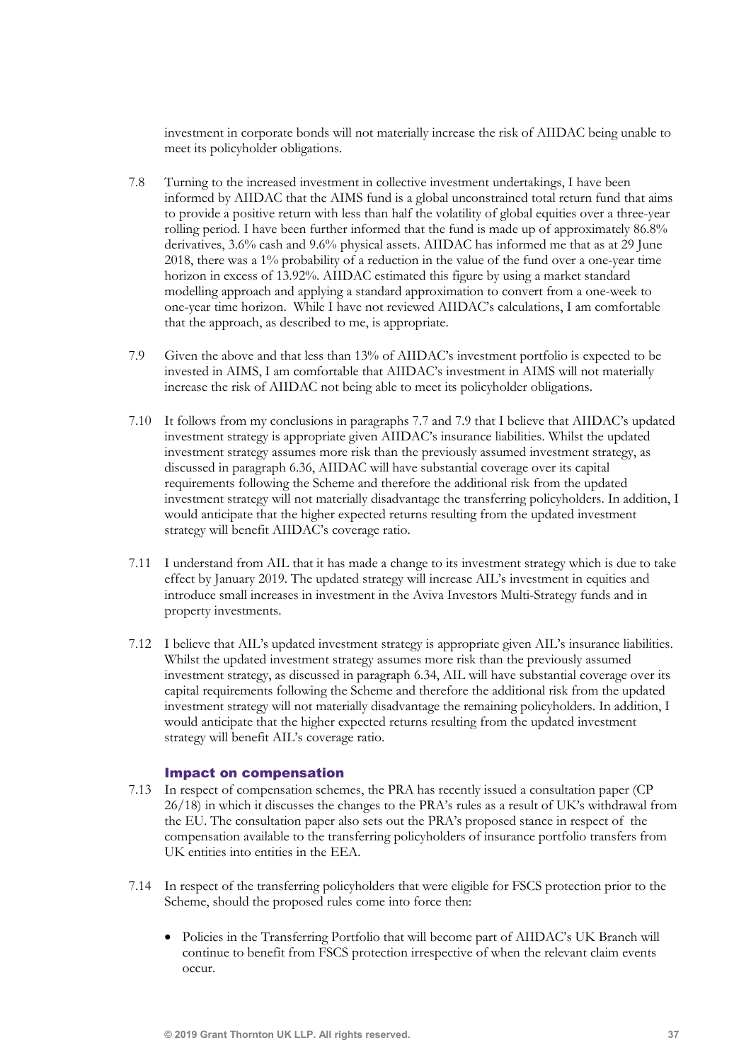investment in corporate bonds will not materially increase the risk of AIIDAC being unable to meet its policyholder obligations.

7.8 Turning to the increased investment in collective investment undertakings, I have been informed by AIIDAC that the AIMS fund is a global unconstrained total return fund that aims to provide a positive return with less than half the volatility of global equities over a three-year rolling period. I have been further informed that the fund is made up of approximately 86.8% derivatives, 3.6% cash and 9.6% physical assets. AIIDAC has informed me that as at 29 June 2018, there was a 1% probability of a reduction in the value of the fund over a one-year time horizon in excess of 13.92%. AIIDAC estimated this figure by using a market standard modelling approach and applying a standard approximation to convert from a one-week to one-year time horizon. While I have not reviewed AIIDAC's calculations, I am comfortable that the approach, as described to me, is appropriate.

7.9 Given the above and that less than 13% of AIIDAC's investment portfolio is expected to be invested in AIMS, I am comfortable that AIIDAC's investment in AIMS will not materially increase the risk of AIIDAC not being able to meet its policyholder obligations.

7.10 It follows from my conclusions in paragraphs 7.7 and 7.9 that I believe that AIIDAC's updated investment strategy is appropriate given AIIDAC's insurance liabilities. Whilst the updated investment strategy assumes more risk than the previously assumed investment strategy, as discussed in paragraph 6.36, AIIDAC will have substantial coverage over its capital requirements following the Scheme and therefore the additional risk from the updated investment strategy will not materially disadvantage the transferring policyholders. In addition, I would anticipate that the higher expected returns resulting from the updated investment strategy will benefit AIIDAC's coverage ratio.

7.11 I understand from AIL that it has made a change to its investment strategy which is due to take effect by January 2019. The updated strategy will increase AIL's investment in equities and introduce small increases in investment in the Aviva Investors Multi-Strategy funds and in property investments.

7.12 I believe that AIL's updated investment strategy is appropriate given AIL's insurance liabilities. Whilst the updated investment strategy assumes more risk than the previously assumed investment strategy, as discussed in paragraph 6.34, AIL will have substantial coverage over its capital requirements following the Scheme and therefore the additional risk from the updated investment strategy will not materially disadvantage the remaining policyholders. In addition, I would anticipate that the higher expected returns resulting from the updated investment strategy will benefit AIL's coverage ratio.

### Impact on compensation

7.13 In respect of compensation schemes, the PRA has recently issued a consultation paper (CP 26/18) in which it discusses the changes to the PRA's rules as a result of UK's withdrawal from the EU. The consultation paper also sets out the PRA's proposed stance in respect of the compensation available to the transferring policyholders of insurance portfolio transfers from UK entities into entities in the EEA.

7.14 In respect of the transferring policyholders that were eligible for FSCS protection prior to the Scheme, should the proposed rules come into force then:

- Policies in the Transferring Portfolio that will become part of AIIDAC's UK Branch will continue to benefit from FSCS protection irrespective of when the relevant claim events occur.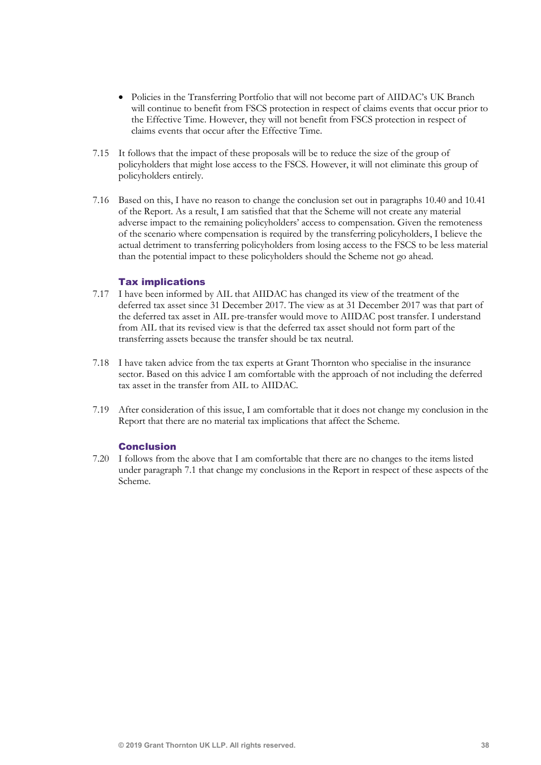- Policies in the Transferring Portfolio that will not become part of AIIDAC's UK Branch will continue to benefit from FSCS protection in respect of claims events that occur prior to the Effective Time. However, they will not benefit from FSCS protection in respect of claims events that occur after the Effective Time.

7.15 It follows that the impact of these proposals will be to reduce the size of the group of policyholders that might lose access to the FSCS. However, it will not eliminate this group of policyholders entirely.

7.16 Based on this, I have no reason to change the conclusion set out in paragraphs 10.40 and 10.41 of the Report. As a result, I am satisfied that that the Scheme will not create any material adverse impact to the remaining policyholders' access to compensation. Given the remoteness of the scenario where compensation is required by the transferring policyholders, I believe the actual detriment to transferring policyholders from losing access to the FSCS to be less material than the potential impact to these policyholders should the Scheme not go ahead.

### Tax implications

7.17 I have been informed by AIL that AIIDAC has changed its view of the treatment of the deferred tax asset since 31 December 2017. The view as at 31 December 2017 was that part of the deferred tax asset in AIL pre-transfer would move to AIIDAC post transfer. I understand from AIL that its revised view is that the deferred tax asset should not form part of the transferring assets because the transfer should be tax neutral.

7.18 I have taken advice from the tax experts at Grant Thornton who specialise in the insurance sector. Based on this advice I am comfortable with the approach of not including the deferred tax asset in the transfer from AIL to AIIDAC.

7.19 After consideration of this issue, I am comfortable that it does not change my conclusion in the Report that there are no material tax implications that affect the Scheme.

### Conclusion

7.20 I follows from the above that I am comfortable that there are no changes to the items listed under paragraph 7.1 that change my conclusions in the Report in respect of these aspects of the Scheme.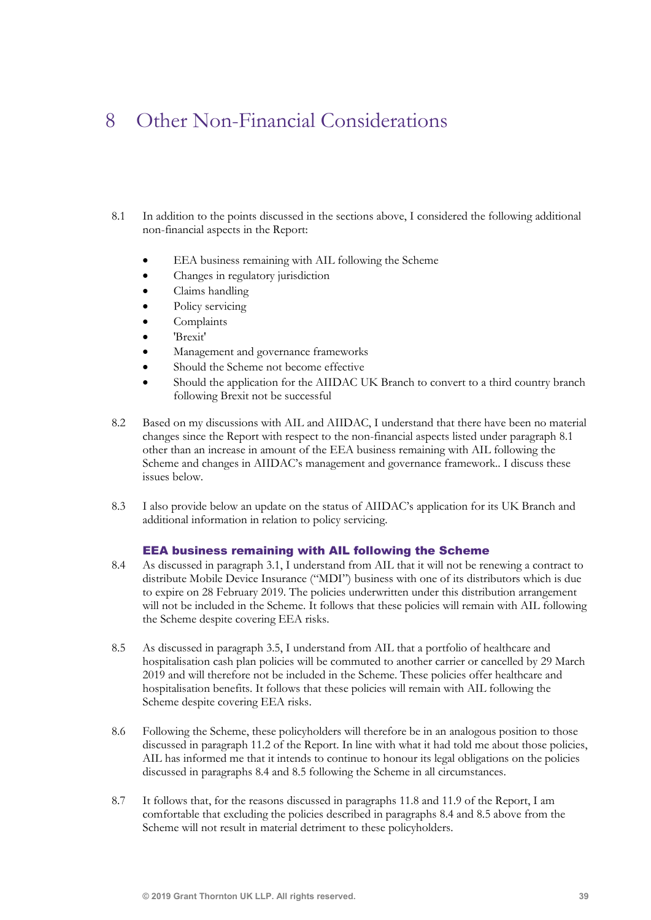# 8 Other Non-Financial Considerations

8.1 In addition to the points discussed in the sections above, I considered the following additional non-financial aspects in the Report:

- EEA business remaining with AIL following the Scheme
- Changes in regulatory jurisdiction
- Claims handling
- Policy servicing
- Complaints
- 'Brexit'
- Management and governance frameworks
- Should the Scheme not become effective
- Should the application for the AIIDAC UK Branch to convert to a third country branch following Brexit not be successful

8.2 Based on my discussions with AIL and AIIDAC, I understand that there have been no material changes since the Report with respect to the non-financial aspects listed under paragraph 8.1 other than an increase in amount of the EEA business remaining with AIL following the Scheme and changes in AIIDAC's management and governance framework.. I discuss these issues below.

8.3 I also provide below an update on the status of AIIDAC's application for its UK Branch and additional information in relation to policy servicing.

### EEA business remaining with AIL following the Scheme

8.4 As discussed in paragraph 3.1, I understand from AIL that it will not be renewing a contract to distribute Mobile Device Insurance ("MDI") business with one of its distributors which is due to expire on 28 February 2019. The policies underwritten under this distribution arrangement will not be included in the Scheme. It follows that these policies will remain with AIL following the Scheme despite covering EEA risks.

8.5 As discussed in paragraph 3.5, I understand from AIL that a portfolio of healthcare and hospitalisation cash plan policies will be commuted to another carrier or cancelled by 29 March 2019 and will therefore not be included in the Scheme. These policies offer healthcare and hospitalisation benefits. It follows that these policies will remain with AIL following the Scheme despite covering EEA risks.

8.6 Following the Scheme, these policyholders will therefore be in an analogous position to those discussed in paragraph 11.2 of the Report. In line with what it had told me about those policies, AIL has informed me that it intends to continue to honour its legal obligations on the policies discussed in paragraphs 8.4 and 8.5 following the Scheme in all circumstances.

8.7 It follows that, for the reasons discussed in paragraphs 11.8 and 11.9 of the Report, I am comfortable that excluding the policies described in paragraphs 8.4 and 8.5 above from the Scheme will not result in material detriment to these policyholders.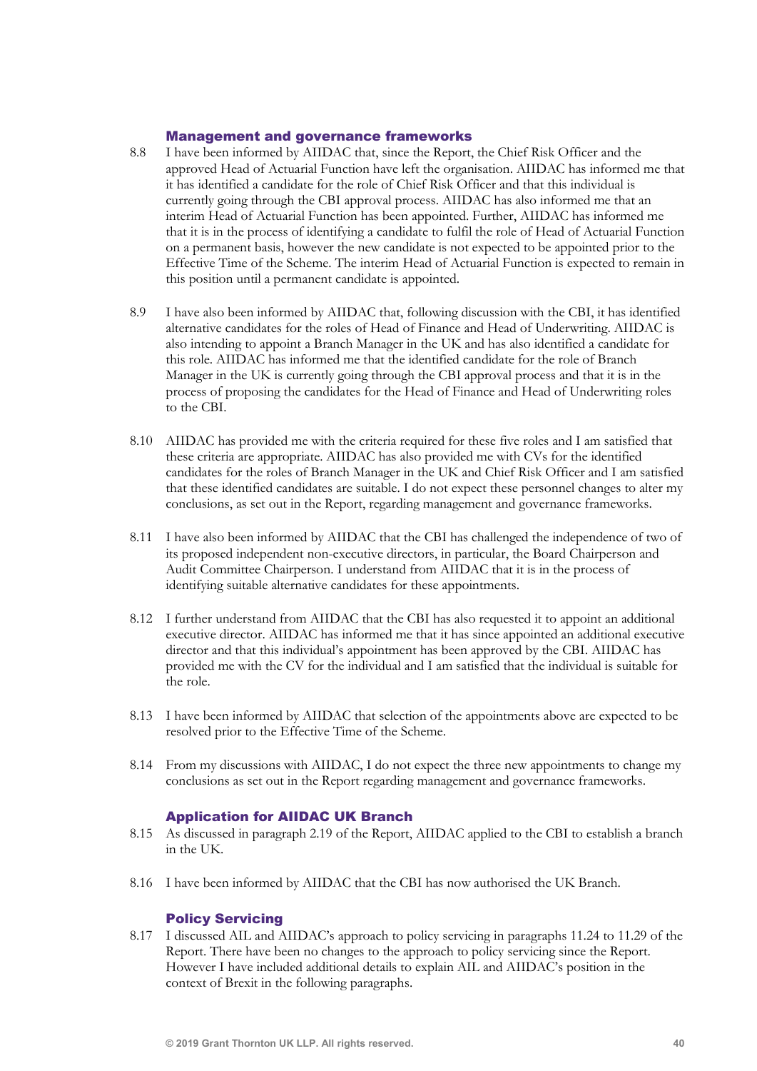### Management and governance frameworks

8.8 I have been informed by AIIDAC that, since the Report, the Chief Risk Officer and the approved Head of Actuarial Function have left the organisation. AIIDAC has informed me that it has identified a candidate for the role of Chief Risk Officer and that this individual is currently going through the CBI approval process. AIIDAC has also informed me that an interim Head of Actuarial Function has been appointed. Further, AIIDAC has informed me that it is in the process of identifying a candidate to fulfil the role of Head of Actuarial Function on a permanent basis, however the new candidate is not expected to be appointed prior to the Effective Time of the Scheme. The interim Head of Actuarial Function is expected to remain in this position until a permanent candidate is appointed.

8.9 I have also been informed by AIIDAC that, following discussion with the CBI, it has identified alternative candidates for the roles of Head of Finance and Head of Underwriting. AIIDAC is also intending to appoint a Branch Manager in the UK and has also identified a candidate for this role. AIIDAC has informed me that the identified candidate for the role of Branch Manager in the UK is currently going through the CBI approval process and that it is in the process of proposing the candidates for the Head of Finance and Head of Underwriting roles to the CBI.

8.10 AIIDAC has provided me with the criteria required for these five roles and I am satisfied that these criteria are appropriate. AIIDAC has also provided me with CVs for the identified candidates for the roles of Branch Manager in the UK and Chief Risk Officer and I am satisfied that these identified candidates are suitable. I do not expect these personnel changes to alter my conclusions, as set out in the Report, regarding management and governance frameworks.

8.11 I have also been informed by AIIDAC that the CBI has challenged the independence of two of its proposed independent non-executive directors, in particular, the Board Chairperson and Audit Committee Chairperson. I understand from AIIDAC that it is in the process of identifying suitable alternative candidates for these appointments.

8.12 I further understand from AIIDAC that the CBI has also requested it to appoint an additional executive director. AIIDAC has informed me that it has since appointed an additional executive director and that this individual's appointment has been approved by the CBI. AIIDAC has provided me with the CV for the individual and I am satisfied that the individual is suitable for the role.

8.13 I have been informed by AIIDAC that selection of the appointments above are expected to be resolved prior to the Effective Time of the Scheme.

8.14 From my discussions with AIIDAC, I do not expect the three new appointments to change my conclusions as set out in the Report regarding management and governance frameworks.

### Application for AIIDAC UK Branch

8.15 As discussed in paragraph 2.19 of the Report, AIIDAC applied to the CBI to establish a branch in the UK.

8.16 I have been informed by AIIDAC that the CBI has now authorised the UK Branch.

### Policy Servicing

8.17 I discussed AIL and AIIDAC's approach to policy servicing in paragraphs 11.24 to 11.29 of the Report. There have been no changes to the approach to policy servicing since the Report. However I have included additional details to explain AIL and AIIDAC's position in the context of Brexit in the following paragraphs.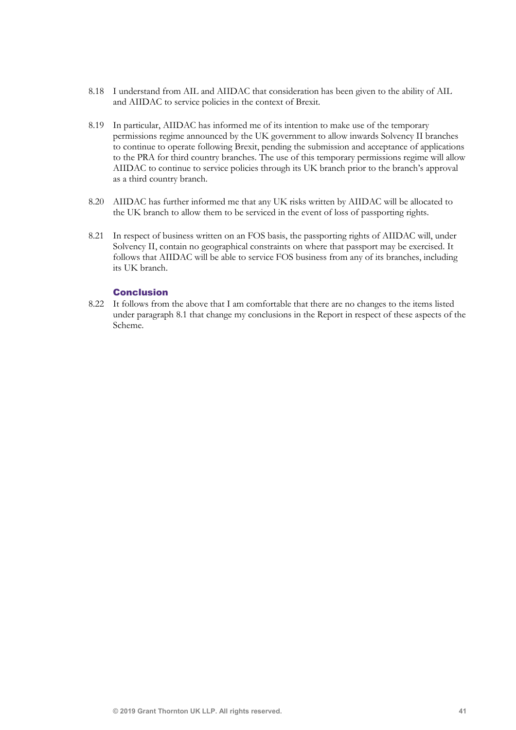8.18 I understand from AIL and AIIDAC that consideration has been given to the ability of AIL and AIIDAC to service policies in the context of Brexit.

8.19 In particular, AIIDAC has informed me of its intention to make use of the temporary permissions regime announced by the UK government to allow inwards Solvency II branches to continue to operate following Brexit, pending the submission and acceptance of applications to the PRA for third country branches. The use of this temporary permissions regime will allow AIIDAC to continue to service policies through its UK branch prior to the branch's approval as a third country branch.

8.20 AIIDAC has further informed me that any UK risks written by AIIDAC will be allocated to the UK branch to allow them to be serviced in the event of loss of passporting rights.

8.21 In respect of business written on an FOS basis, the passporting rights of AIIDAC will, under Solvency II, contain no geographical constraints on where that passport may be exercised. It follows that AIIDAC will be able to service FOS business from any of its branches, including its UK branch.

### Conclusion

8.22 It follows from the above that I am comfortable that there are no changes to the items listed under paragraph 8.1 that change my conclusions in the Report in respect of these aspects of the Scheme.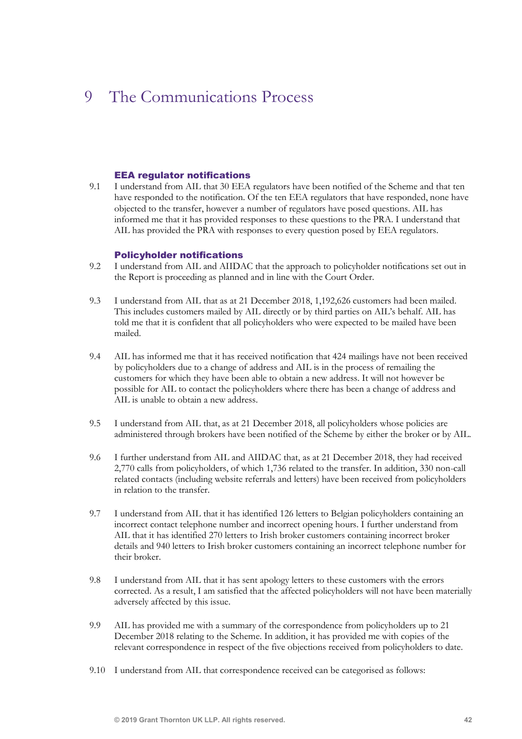# 9 The Communications Process

### EEA regulator notifications

9.1 I understand from AIL that 30 EEA regulators have been notified of the Scheme and that ten have responded to the notification. Of the ten EEA regulators that have responded, none have objected to the transfer, however a number of regulators have posed questions. AIL has informed me that it has provided responses to these questions to the PRA. I understand that AIL has provided the PRA with responses to every question posed by EEA regulators.

### Policyholder notifications

9.2 I understand from AIL and AIIDAC that the approach to policyholder notifications set out in the Report is proceeding as planned and in line with the Court Order.

9.3 I understand from AIL that as at 21 December 2018, 1,192,626 customers had been mailed. This includes customers mailed by AIL directly or by third parties on AIL's behalf. AIL has told me that it is confident that all policyholders who were expected to be mailed have been mailed.

9.4 AIL has informed me that it has received notification that 424 mailings have not been received by policyholders due to a change of address and AIL is in the process of remailing the customers for which they have been able to obtain a new address. It will not however be possible for AIL to contact the policyholders where there has been a change of address and AIL is unable to obtain a new address.

9.5 I understand from AIL that, as at 21 December 2018, all policyholders whose policies are administered through brokers have been notified of the Scheme by either the broker or by AIL.

9.6 I further understand from AIL and AIIDAC that, as at 21 December 2018, they had received 2,770 calls from policyholders, of which 1,736 related to the transfer. In addition, 330 non-call related contacts (including website referrals and letters) have been received from policyholders in relation to the transfer.

9.7 I understand from AIL that it has identified 126 letters to Belgian policyholders containing an incorrect contact telephone number and incorrect opening hours. I further understand from AIL that it has identified 270 letters to Irish broker customers containing incorrect broker details and 940 letters to Irish broker customers containing an incorrect telephone number for their broker.

9.8 I understand from AIL that it has sent apology letters to these customers with the errors corrected. As a result, I am satisfied that the affected policyholders will not have been materially adversely affected by this issue.

9.9 AIL has provided me with a summary of the correspondence from policyholders up to 21 December 2018 relating to the Scheme. In addition, it has provided me with copies of the relevant correspondence in respect of the five objections received from policyholders to date.

9.10 I understand from AIL that correspondence received can be categorised as follows: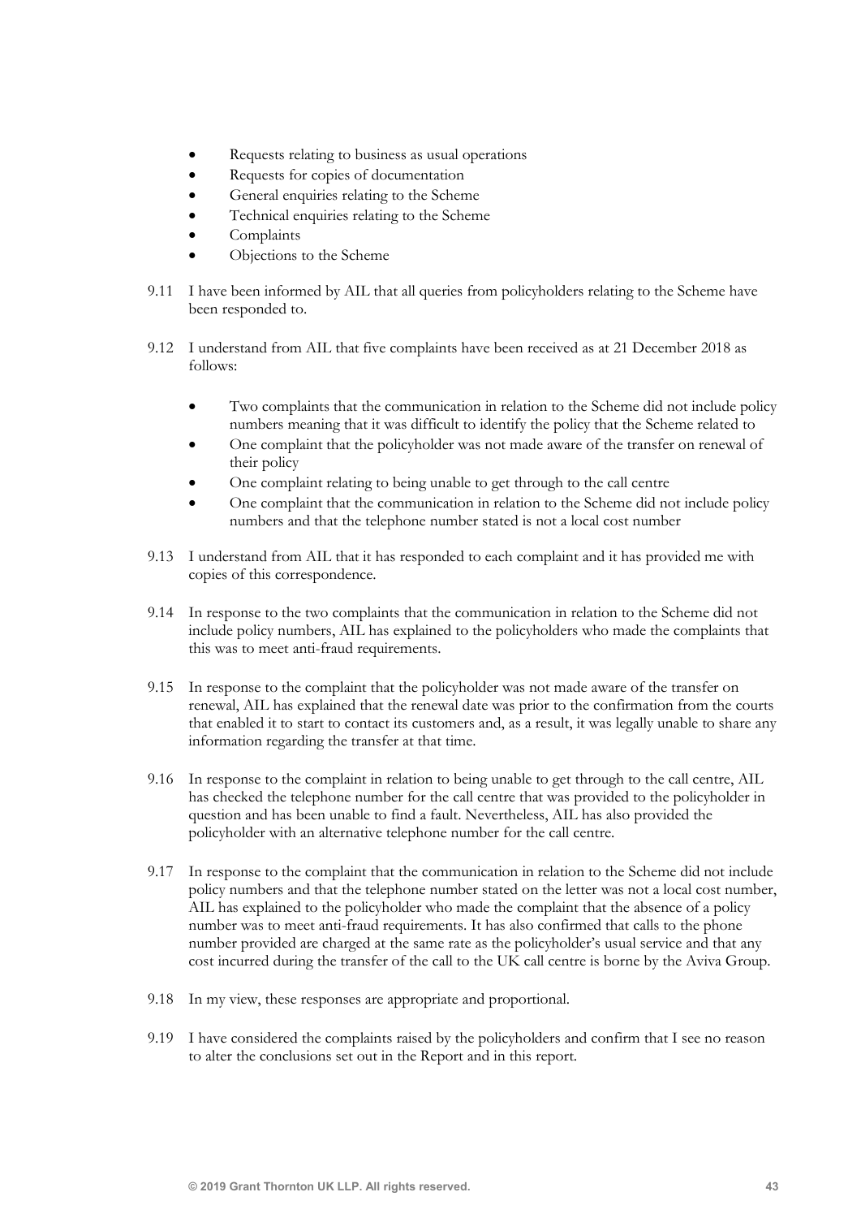- Requests relating to business as usual operations
- Requests for copies of documentation
- General enquiries relating to the Scheme
- Technical enquiries relating to the Scheme
- Complaints
- Objections to the Scheme

9.11 I have been informed by AIL that all queries from policyholders relating to the Scheme have been responded to.

9.12 I understand from AIL that five complaints have been received as at 21 December 2018 as follows:

- Two complaints that the communication in relation to the Scheme did not include policy numbers meaning that it was difficult to identify the policy that the Scheme related to
- One complaint that the policyholder was not made aware of the transfer on renewal of their policy
- One complaint relating to being unable to get through to the call centre
- One complaint that the communication in relation to the Scheme did not include policy numbers and that the telephone number stated is not a local cost number

9.13 I understand from AIL that it has responded to each complaint and it has provided me with copies of this correspondence.

9.14 In response to the two complaints that the communication in relation to the Scheme did not include policy numbers, AIL has explained to the policyholders who made the complaints that this was to meet anti-fraud requirements.

9.15 In response to the complaint that the policyholder was not made aware of the transfer on renewal, AIL has explained that the renewal date was prior to the confirmation from the courts that enabled it to start to contact its customers and, as a result, it was legally unable to share any information regarding the transfer at that time.

9.16 In response to the complaint in relation to being unable to get through to the call centre, AIL has checked the telephone number for the call centre that was provided to the policyholder in question and has been unable to find a fault. Nevertheless, AIL has also provided the policyholder with an alternative telephone number for the call centre.

9.17 In response to the complaint that the communication in relation to the Scheme did not include policy numbers and that the telephone number stated on the letter was not a local cost number, AIL has explained to the policyholder who made the complaint that the absence of a policy number was to meet anti-fraud requirements. It has also confirmed that calls to the phone number provided are charged at the same rate as the policyholder's usual service and that any cost incurred during the transfer of the call to the UK call centre is borne by the Aviva Group.

9.18 In my view, these responses are appropriate and proportional.

9.19 I have considered the complaints raised by the policyholders and confirm that I see no reason to alter the conclusions set out in the Report and in this report.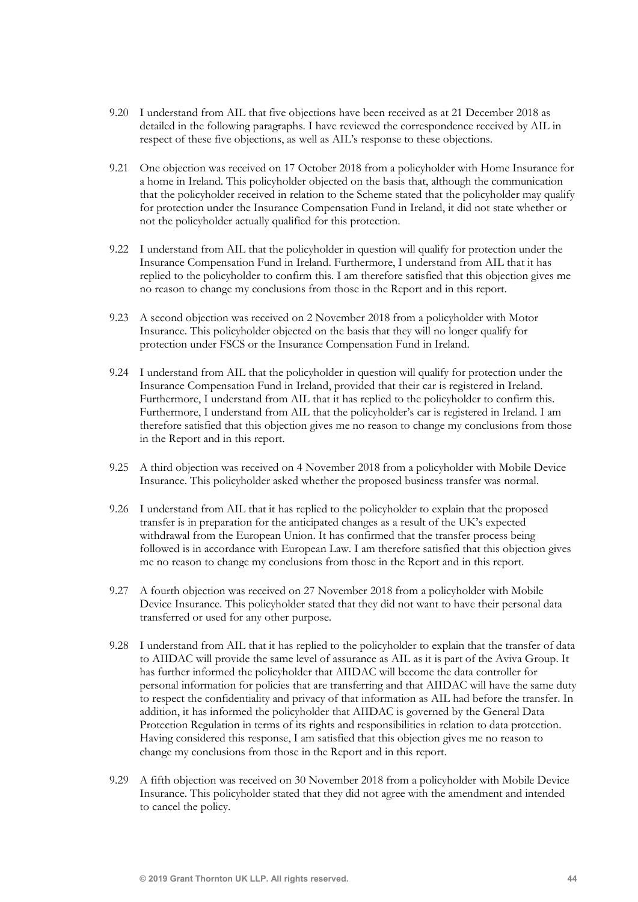9.20 I understand from AIL that five objections have been received as at 21 December 2018 as detailed in the following paragraphs. I have reviewed the correspondence received by AIL in respect of these five objections, as well as AIL's response to these objections.

9.21 One objection was received on 17 October 2018 from a policyholder with Home Insurance for a home in Ireland. This policyholder objected on the basis that, although the communication that the policyholder received in relation to the Scheme stated that the policyholder may qualify for protection under the Insurance Compensation Fund in Ireland, it did not state whether or not the policyholder actually qualified for this protection.

9.22 I understand from AIL that the policyholder in question will qualify for protection under the Insurance Compensation Fund in Ireland. Furthermore, I understand from AIL that it has replied to the policyholder to confirm this. I am therefore satisfied that this objection gives me no reason to change my conclusions from those in the Report and in this report.

9.23 A second objection was received on 2 November 2018 from a policyholder with Motor Insurance. This policyholder objected on the basis that they will no longer qualify for protection under FSCS or the Insurance Compensation Fund in Ireland.

9.24 I understand from AIL that the policyholder in question will qualify for protection under the Insurance Compensation Fund in Ireland, provided that their car is registered in Ireland. Furthermore, I understand from AIL that it has replied to the policyholder to confirm this. Furthermore, I understand from AIL that the policyholder's car is registered in Ireland. I am therefore satisfied that this objection gives me no reason to change my conclusions from those in the Report and in this report.

9.25 A third objection was received on 4 November 2018 from a policyholder with Mobile Device Insurance. This policyholder asked whether the proposed business transfer was normal.

9.26 I understand from AIL that it has replied to the policyholder to explain that the proposed transfer is in preparation for the anticipated changes as a result of the UK's expected withdrawal from the European Union. It has confirmed that the transfer process being followed is in accordance with European Law. I am therefore satisfied that this objection gives me no reason to change my conclusions from those in the Report and in this report.

9.27 A fourth objection was received on 27 November 2018 from a policyholder with Mobile Device Insurance. This policyholder stated that they did not want to have their personal data transferred or used for any other purpose.

9.28 I understand from AIL that it has replied to the policyholder to explain that the transfer of data to AIIDAC will provide the same level of assurance as AIL as it is part of the Aviva Group. It has further informed the policyholder that AIIDAC will become the data controller for personal information for policies that are transferring and that AIIDAC will have the same duty to respect the confidentiality and privacy of that information as AIL had before the transfer. In addition, it has informed the policyholder that AIIDAC is governed by the General Data Protection Regulation in terms of its rights and responsibilities in relation to data protection. Having considered this response, I am satisfied that this objection gives me no reason to change my conclusions from those in the Report and in this report.

9.29 A fifth objection was received on 30 November 2018 from a policyholder with Mobile Device Insurance. This policyholder stated that they did not agree with the amendment and intended to cancel the policy.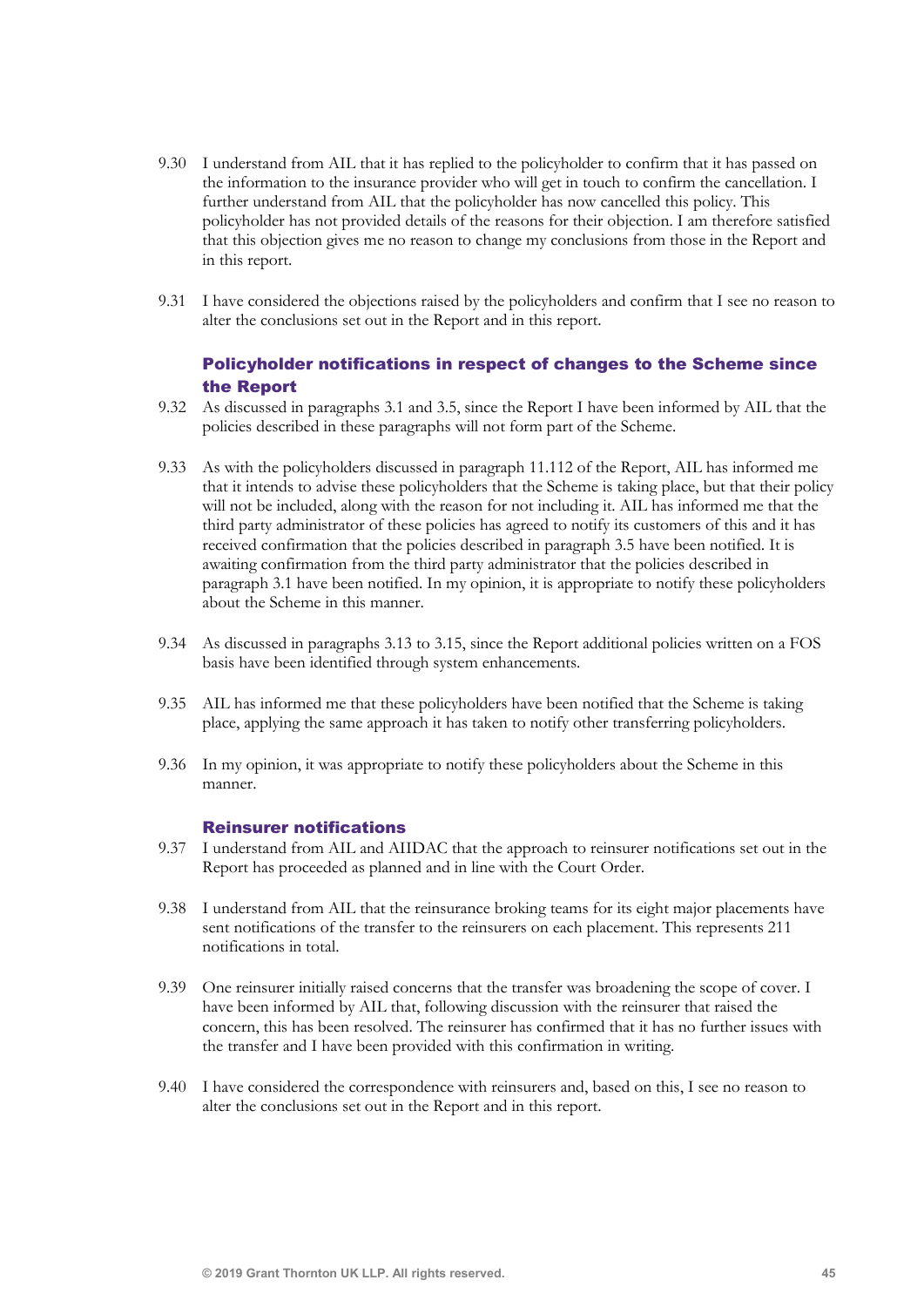9.30 I understand from AIL that it has replied to the policyholder to confirm that it has passed on the information to the insurance provider who will get in touch to confirm the cancellation. I further understand from AIL that the policyholder has now cancelled this policy. This policyholder has not provided details of the reasons for their objection. I am therefore satisfied that this objection gives me no reason to change my conclusions from those in the Report and in this report.

9.31 I have considered the objections raised by the policyholders and confirm that I see no reason to alter the conclusions set out in the Report and in this report.

### Policyholder notifications in respect of changes to the Scheme since the Report

9.32 As discussed in paragraphs 3.1 and 3.5, since the Report I have been informed by AIL that the policies described in these paragraphs will not form part of the Scheme.

9.33 As with the policyholders discussed in paragraph 11.112 of the Report, AIL has informed me that it intends to advise these policyholders that the Scheme is taking place, but that their policy will not be included, along with the reason for not including it. AIL has informed me that the third party administrator of these policies has agreed to notify its customers of this and it has received confirmation that the policies described in paragraph 3.5 have been notified. It is awaiting confirmation from the third party administrator that the policies described in paragraph 3.1 have been notified. In my opinion, it is appropriate to notify these policyholders about the Scheme in this manner.

9.34 As discussed in paragraphs 3.13 to 3.15, since the Report additional policies written on a FOS basis have been identified through system enhancements.

9.35 AIL has informed me that these policyholders have been notified that the Scheme is taking place, applying the same approach it has taken to notify other transferring policyholders.

9.36 In my opinion, it was appropriate to notify these policyholders about the Scheme in this manner.

### Reinsurer notifications

9.37 I understand from AIL and AIIDAC that the approach to reinsurer notifications set out in the Report has proceeded as planned and in line with the Court Order.

9.38 I understand from AIL that the reinsurance broking teams for its eight major placements have sent notifications of the transfer to the reinsurers on each placement. This represents 211 notifications in total.

9.39 One reinsurer initially raised concerns that the transfer was broadening the scope of cover. I have been informed by AIL that, following discussion with the reinsurer that raised the concern, this has been resolved. The reinsurer has confirmed that it has no further issues with the transfer and I have been provided with this confirmation in writing.

9.40 I have considered the correspondence with reinsurers and, based on this, I see no reason to alter the conclusions set out in the Report and in this report.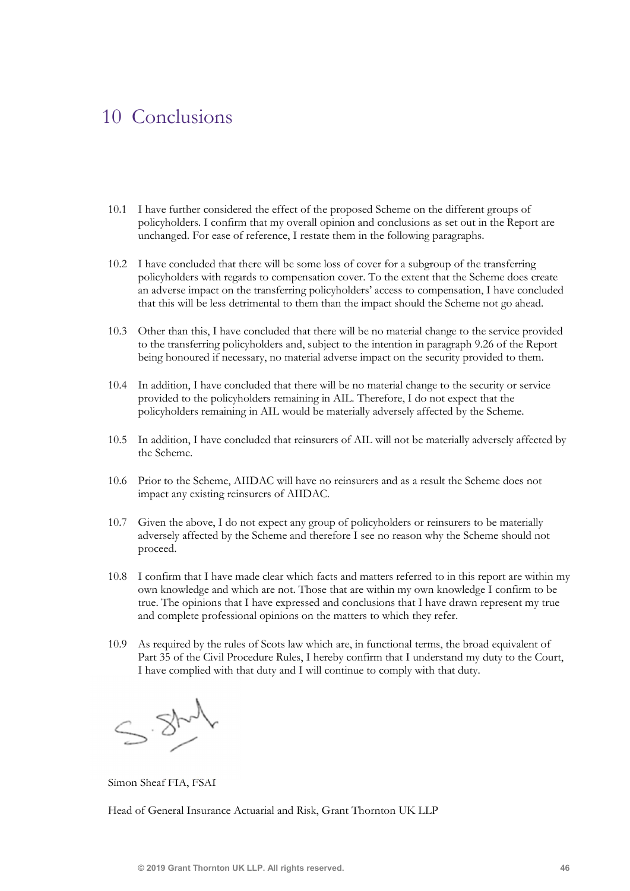# 10 Conclusions

10.1 I have further considered the effect of the proposed Scheme on the different groups of policyholders. I confirm that my overall opinion and conclusions as set out in the Report are unchanged. For ease of reference, I restate them in the following paragraphs.

10.2 I have concluded that there will be some loss of cover for a subgroup of the transferring policyholders with regards to compensation cover. To the extent that the Scheme does create an adverse impact on the transferring policyholders' access to compensation, I have concluded that this will be less detrimental to them than the impact should the Scheme not go ahead.

10.3 Other than this, I have concluded that there will be no material change to the service provided to the transferring policyholders and, subject to the intention in paragraph 9.26 of the Report being honoured if necessary, no material adverse impact on the security provided to them.

10.4 In addition, I have concluded that there will be no material change to the security or service provided to the policyholders remaining in AIL. Therefore, I do not expect that the policyholders remaining in AIL would be materially adversely affected by the Scheme.

10.5 In addition, I have concluded that reinsurers of AIL will not be materially adversely affected by the Scheme.

10.6 Prior to the Scheme, AIIDAC will have no reinsurers and as a result the Scheme does not impact any existing reinsurers of AIIDAC.

10.7 Given the above, I do not expect any group of policyholders or reinsurers to be materially adversely affected by the Scheme and therefore I see no reason why the Scheme should not proceed.

10.8 I confirm that I have made clear which facts and matters referred to in this report are within my own knowledge and which are not. Those that are within my own knowledge I confirm to be true. The opinions that I have expressed and conclusions that I have drawn represent my true and complete professional opinions on the matters to which they refer.

10.9 As required by the rules of Scots law which are, in functional terms, the broad equivalent of Part 35 of the Civil Procedure Rules, I hereby confirm that I understand my duty to the Court, I have complied with that duty and I will continue to comply with that duty.

Simon Sheaf FIA, FSAI

Head of General Insurance Actuarial and Risk, Grant Thornton UK LLP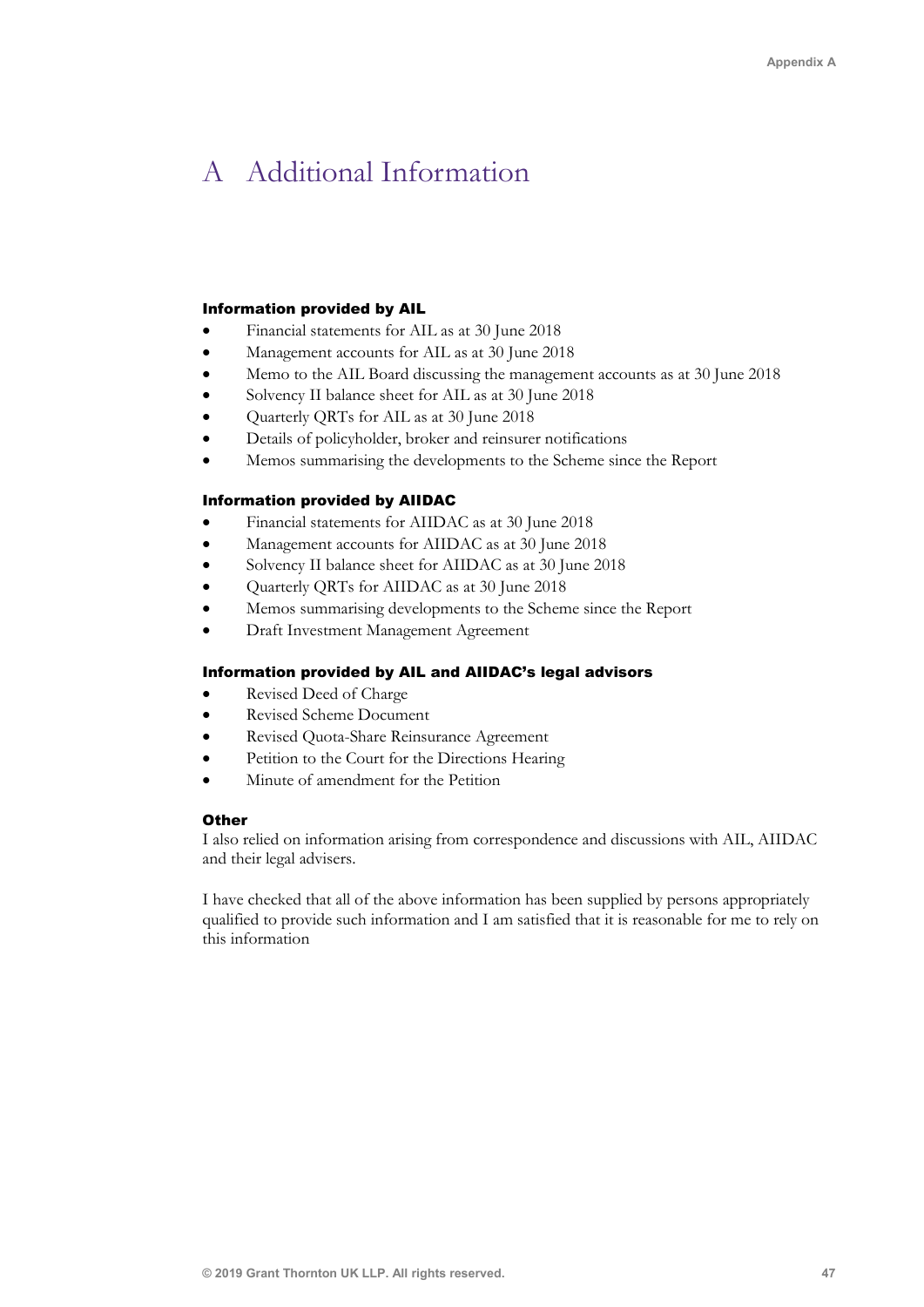# A Additional Information

#### Information provided by AIL

- Financial statements for AIL as at 30 June 2018
- Management accounts for AIL as at 30 June 2018
- Memo to the AIL Board discussing the management accounts as at 30 June 2018
- Solvency II balance sheet for AIL as at 30 June 2018
- Quarterly QRTs for AIL as at 30 June 2018
- Details of policyholder, broker and reinsurer notifications
- Memos summarising the developments to the Scheme since the Report

#### Information provided by AIIDAC

- Financial statements for AIIDAC as at 30 June 2018
- Management accounts for AIIDAC as at 30 June 2018
- Solvency II balance sheet for AIIDAC as at 30 June 2018
- Quarterly QRTs for AIIDAC as at 30 June 2018
- Memos summarising developments to the Scheme since the Report
- Draft Investment Management Agreement

#### Information provided by AIL and AIIDAC's legal advisors

- Revised Deed of Charge
- Revised Scheme Document
- Revised Quota-Share Reinsurance Agreement
- Petition to the Court for the Directions Hearing
- Minute of amendment for the Petition

#### Other

I also relied on information arising from correspondence and discussions with AIL, AIIDAC and their legal advisers.

I have checked that all of the above information has been supplied by persons appropriately qualified to provide such information and I am satisfied that it is reasonable for me to rely on this information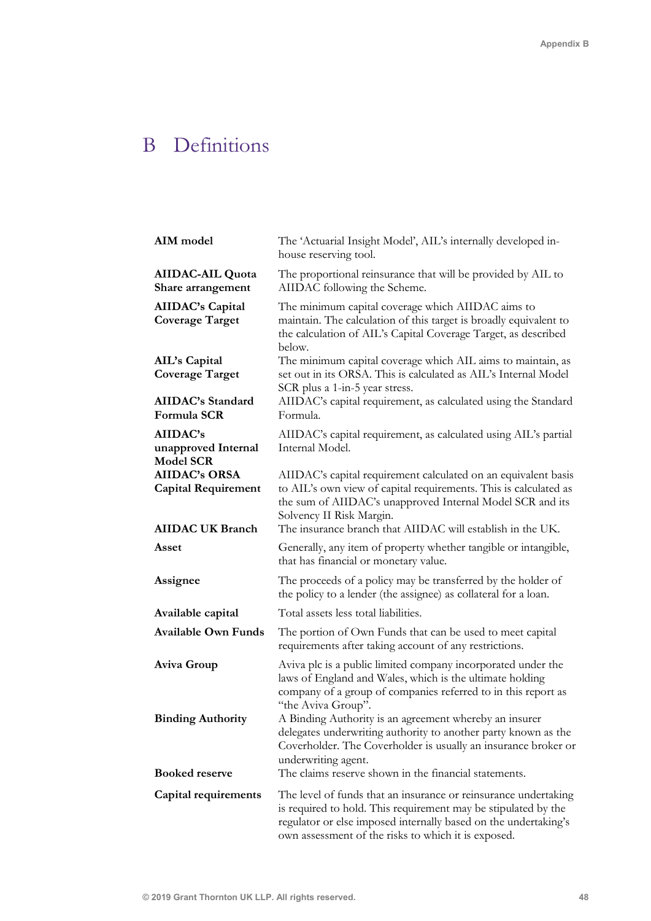# B Definitions

| | |
|---|---|
| **AIM model** | The 'Actuarial Insight Model', AIL's internally developed in-house reserving tool. |
| **AIIDAC-AIL Quota Share arrangement** | The proportional reinsurance that will be provided by AIL to AIIDAC following the Scheme. |
| **AIIDAC's Capital Coverage Target** | The minimum capital coverage which AIIDAC aims to maintain. The calculation of this target is broadly equivalent to the calculation of AIL's Capital Coverage Target, as described below. |
| **AIL's Capital Coverage Target** | The minimum capital coverage which AIL aims to maintain, as set out in its ORSA. This is calculated as AIL's Internal Model SCR plus a 1-in-5 year stress. |
| **AIIDAC's Standard Formula SCR** | AIIDAC's capital requirement, as calculated using the Standard Formula. |
| **AIIDAC's unapproved Internal Model SCR** | AIIDAC's capital requirement, as calculated using AIL's partial Internal Model. |
| **AIIDAC's ORSA Capital Requirement** | AIIDAC's capital requirement calculated on an equivalent basis to AIL's own view of capital requirements. This is calculated as the sum of AIIDAC's unapproved Internal Model SCR and its Solvency II Risk Margin. |
| **AIIDAC UK Branch** | The insurance branch that AIIDAC will establish in the UK. |
| **Asset** | Generally, any item of property whether tangible or intangible, that has financial or monetary value. |
| **Assignee** | The proceeds of a policy may be transferred by the holder of the policy to a lender (the assignee) as collateral for a loan. |
| **Available capital** | Total assets less total liabilities. |
| **Available Own Funds** | The portion of Own Funds that can be used to meet capital requirements after taking account of any restrictions. |
| **Aviva Group** | Aviva plc is a public limited company incorporated under the laws of England and Wales, which is the ultimate holding company of a group of companies referred to in this report as "the Aviva Group". |
| **Binding Authority** | A Binding Authority is an agreement whereby an insurer delegates underwriting authority to another party known as the Coverholder. The Coverholder is usually an insurance broker or underwriting agent. |
| **Booked reserve** | The claims reserve shown in the financial statements. |
| **Capital requirements** | The level of funds that an insurance or reinsurance undertaking is required to hold. This requirement may be stipulated by the regulator or else imposed internally based on the undertaking's own assessment of the risks to which it is exposed. |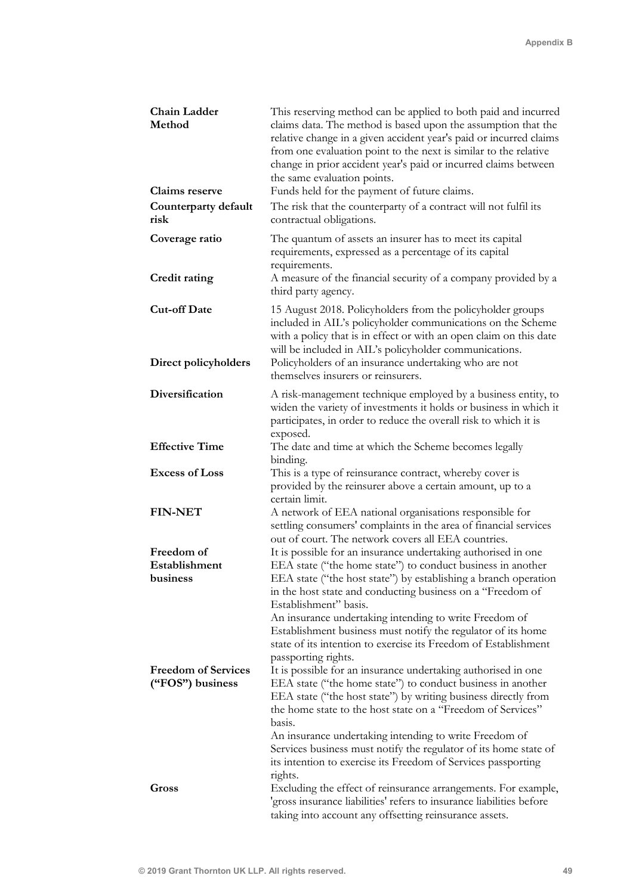| | |
|---|---|
| **Chain Ladder Method** | This reserving method can be applied to both paid and incurred claims data. The method is based upon the assumption that the relative change in a given accident year's paid or incurred claims from one evaluation point to the next is similar to the relative change in prior accident year's paid or incurred claims between the same evaluation points. |
| **Claims reserve** | Funds held for the payment of future claims. |
| **Counterparty default risk** | The risk that the counterparty of a contract will not fulfil its contractual obligations. |
| **Coverage ratio** | The quantum of assets an insurer has to meet its capital requirements, expressed as a percentage of its capital requirements. |
| **Credit rating** | A measure of the financial security of a company provided by a third party agency. |
| **Cut-off Date** | 15 August 2018. Policyholders from the policyholder groups included in AIL's policyholder communications on the Scheme with a policy that is in effect or with an open claim on this date will be included in AIL's policyholder communications. |
| **Direct policyholders** | Policyholders of an insurance undertaking who are not themselves insurers or reinsurers. |
| **Diversification** | A risk-management technique employed by a business entity, to widen the variety of investments it holds or business in which it participates, in order to reduce the overall risk to which it is exposed. |
| **Effective Time** | The date and time at which the Scheme becomes legally binding. |
| **Excess of Loss** | This is a type of reinsurance contract, whereby cover is provided by the reinsurer above a certain amount, up to a certain limit. |
| **FIN-NET** | A network of EEA national organisations responsible for settling consumers' complaints in the area of financial services out of court. The network covers all EEA countries. |
| **Freedom of Establishment business** | It is possible for an insurance undertaking authorised in one EEA state ("the home state") to conduct business in another EEA state ("the host state") by establishing a branch operation in the host state and conducting business on a "Freedom of Establishment" basis.<br>An insurance undertaking intending to write Freedom of Establishment business must notify the regulator of its home state of its intention to exercise its Freedom of Establishment passporting rights. |
| **Freedom of Services ("FOS") business** | It is possible for an insurance undertaking authorised in one EEA state ("the home state") to conduct business in another EEA state ("the host state") by writing business directly from the home state to the host state on a "Freedom of Services" basis.<br>An insurance undertaking intending to write Freedom of Services business must notify the regulator of its home state of its intention to exercise its Freedom of Services passporting rights. |
| **Gross** | Excluding the effect of reinsurance arrangements. For example, 'gross insurance liabilities' refers to insurance liabilities before taking into account any offsetting reinsurance assets. |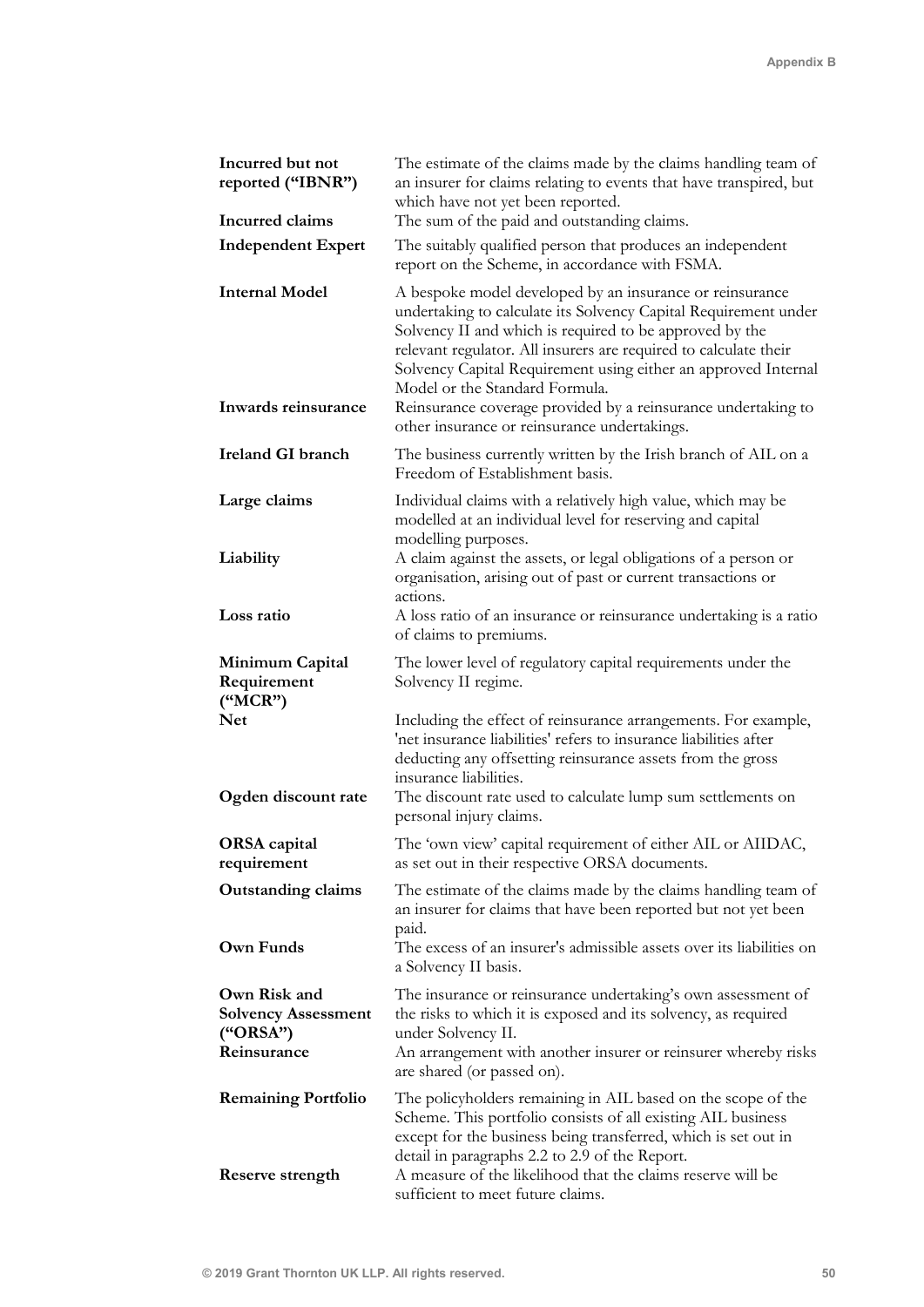| | |
|---|---|
| **Incurred but not reported ("IBNR")** | The estimate of the claims made by the claims handling team of an insurer for claims relating to events that have transpired, but which have not yet been reported. |
| **Incurred claims** | The sum of the paid and outstanding claims. |
| **Independent Expert** | The suitably qualified person that produces an independent report on the Scheme, in accordance with FSMA. |
| **Internal Model** | A bespoke model developed by an insurance or reinsurance undertaking to calculate its Solvency Capital Requirement under Solvency II and which is required to be approved by the relevant regulator. All insurers are required to calculate their Solvency Capital Requirement using either an approved Internal Model or the Standard Formula. |
| **Inwards reinsurance** | Reinsurance coverage provided by a reinsurance undertaking to other insurance or reinsurance undertakings. |
| **Ireland GI branch** | The business currently written by the Irish branch of AIL on a Freedom of Establishment basis. |
| **Large claims** | Individual claims with a relatively high value, which may be modelled at an individual level for reserving and capital modelling purposes. |
| **Liability** | A claim against the assets, or legal obligations of a person or organisation, arising out of past or current transactions or actions. |
| **Loss ratio** | A loss ratio of an insurance or reinsurance undertaking is a ratio of claims to premiums. |
| **Minimum Capital Requirement ("MCR")** | The lower level of regulatory capital requirements under the Solvency II regime. |
| **Net** | Including the effect of reinsurance arrangements. For example, 'net insurance liabilities' refers to insurance liabilities after deducting any offsetting reinsurance assets from the gross insurance liabilities. |
| **Ogden discount rate** | The discount rate used to calculate lump sum settlements on personal injury claims. |
| **ORSA capital requirement** | The 'own view' capital requirement of either AIL or AIIDAC, as set out in their respective ORSA documents. |
| **Outstanding claims** | The estimate of the claims made by the claims handling team of an insurer for claims that have been reported but not yet been paid. |
| **Own Funds** | The excess of an insurer's admissible assets over its liabilities on a Solvency II basis. |
| **Own Risk and Solvency Assessment ("ORSA")** | The insurance or reinsurance undertaking's own assessment of the risks to which it is exposed and its solvency, as required under Solvency II. |
| **Reinsurance** | An arrangement with another insurer or reinsurer whereby risks are shared (or passed on). |
| **Remaining Portfolio** | The policyholders remaining in AIL based on the scope of the Scheme. This portfolio consists of all existing AIL business except for the business being transferred, which is set out in detail in paragraphs 2.2 to 2.9 of the Report. |
| **Reserve strength** | A measure of the likelihood that the claims reserve will be sufficient to meet future claims. |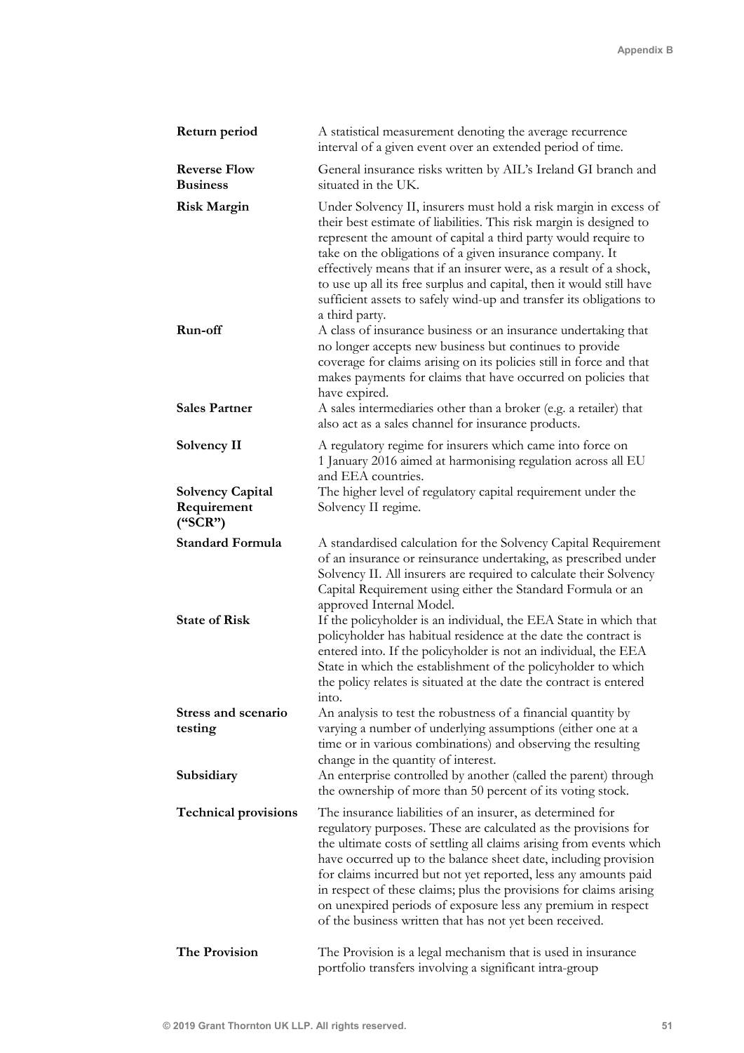| | |
|---|---|
| **Return period** | A statistical measurement denoting the average recurrence interval of a given event over an extended period of time. |
| **Reverse Flow Business** | General insurance risks written by AIL's Ireland GI branch and situated in the UK. |
| **Risk Margin** | Under Solvency II, insurers must hold a risk margin in excess of their best estimate of liabilities. This risk margin is designed to represent the amount of capital a third party would require to take on the obligations of a given insurance company. It effectively means that if an insurer were, as a result of a shock, to use up all its free surplus and capital, then it would still have sufficient assets to safely wind-up and transfer its obligations to a third party. |
| **Run-off** | A class of insurance business or an insurance undertaking that no longer accepts new business but continues to provide coverage for claims arising on its policies still in force and that makes payments for claims that have occurred on policies that have expired. |
| **Sales Partner** | A sales intermediaries other than a broker (e.g. a retailer) that also act as a sales channel for insurance products. |
| **Solvency II** | A regulatory regime for insurers which came into force on 1 January 2016 aimed at harmonising regulation across all EU and EEA countries. |
| **Solvency Capital Requirement ("SCR")** | The higher level of regulatory capital requirement under the Solvency II regime. |
| **Standard Formula** | A standardised calculation for the Solvency Capital Requirement of an insurance or reinsurance undertaking, as prescribed under Solvency II. All insurers are required to calculate their Solvency Capital Requirement using either the Standard Formula or an approved Internal Model. |
| **State of Risk** | If the policyholder is an individual, the EEA State in which that policyholder has habitual residence at the date the contract is entered into. If the policyholder is not an individual, the EEA State in which the establishment of the policyholder to which the policy relates is situated at the date the contract is entered into. |
| **Stress and scenario testing** | An analysis to test the robustness of a financial quantity by varying a number of underlying assumptions (either one at a time or in various combinations) and observing the resulting change in the quantity of interest. |
| **Subsidiary** | An enterprise controlled by another (called the parent) through the ownership of more than 50 percent of its voting stock. |
| **Technical provisions** | The insurance liabilities of an insurer, as determined for regulatory purposes. These are calculated as the provisions for the ultimate costs of settling all claims arising from events which have occurred up to the balance sheet date, including provision for claims incurred but not yet reported, less any amounts paid in respect of these claims; plus the provisions for claims arising on unexpired periods of exposure less any premium in respect of the business written that has not yet been received. |
| **The Provision** | The Provision is a legal mechanism that is used in insurance portfolio transfers involving a significant intra-group |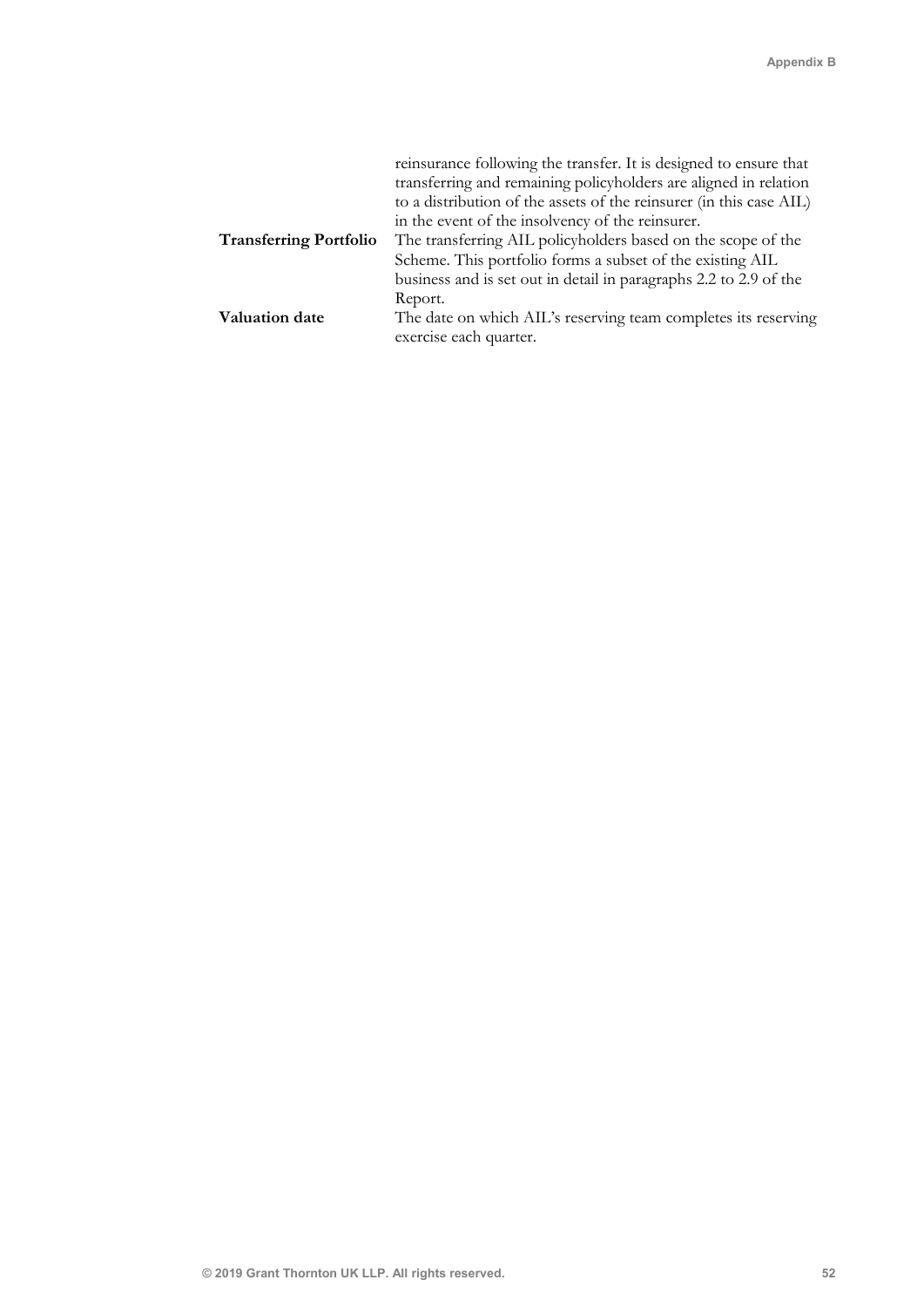| | |
|---|---|
| | reinsurance following the transfer. It is designed to ensure that transferring and remaining policyholders are aligned in relation to a distribution of the assets of the reinsurer (in this case AIL) in the event of the insolvency of the reinsurer. |
| **Transferring Portfolio** | The transferring AIL policyholders based on the scope of the Scheme. This portfolio forms a subset of the existing AIL business and is set out in detail in paragraphs 2.2 to 2.9 of the Report. |
| **Valuation date** | The date on which AIL's reserving team completes its reserving exercise each quarter. |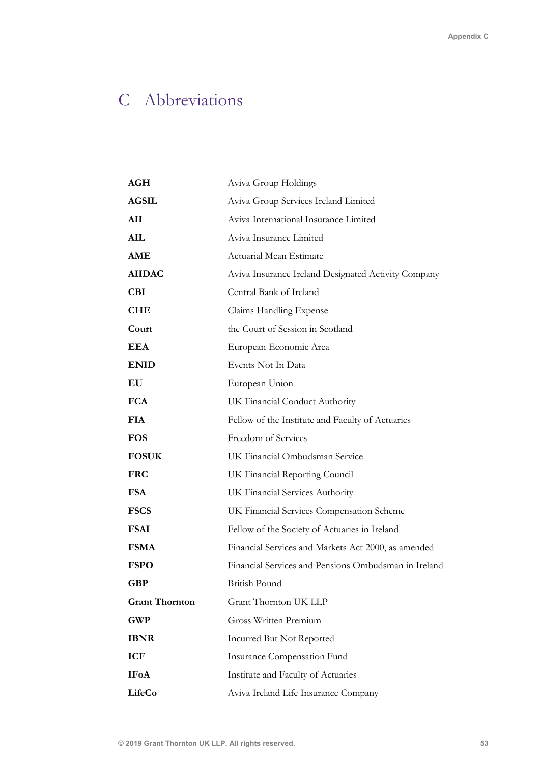# C Abbreviations

| | |
|---|---|
| **AGH** | Aviva Group Holdings |
| **AGSIL** | Aviva Group Services Ireland Limited |
| **AII** | Aviva International Insurance Limited |
| **AIL** | Aviva Insurance Limited |
| **AME** | Actuarial Mean Estimate |
| **AIIDAC** | Aviva Insurance Ireland Designated Activity Company |
| **CBI** | Central Bank of Ireland |
| **CHE** | Claims Handling Expense |
| **Court** | the Court of Session in Scotland |
| **EEA** | European Economic Area |
| **ENID** | Events Not In Data |
| **EU** | European Union |
| **FCA** | UK Financial Conduct Authority |
| **FIA** | Fellow of the Institute and Faculty of Actuaries |
| **FOS** | Freedom of Services |
| **FOSUK** | UK Financial Ombudsman Service |
| **FRC** | UK Financial Reporting Council |
| **FSA** | UK Financial Services Authority |
| **FSCS** | UK Financial Services Compensation Scheme |
| **FSAI** | Fellow of the Society of Actuaries in Ireland |
| **FSMA** | Financial Services and Markets Act 2000, as amended |
| **FSPO** | Financial Services and Pensions Ombudsman in Ireland |
| **GBP** | British Pound |
| **Grant Thornton** | Grant Thornton UK LLP |
| **GWP** | Gross Written Premium |
| **IBNR** | Incurred But Not Reported |
| **ICF** | Insurance Compensation Fund |
| **IFoA** | Institute and Faculty of Actuaries |
| **LifeCo** | Aviva Ireland Life Insurance Company |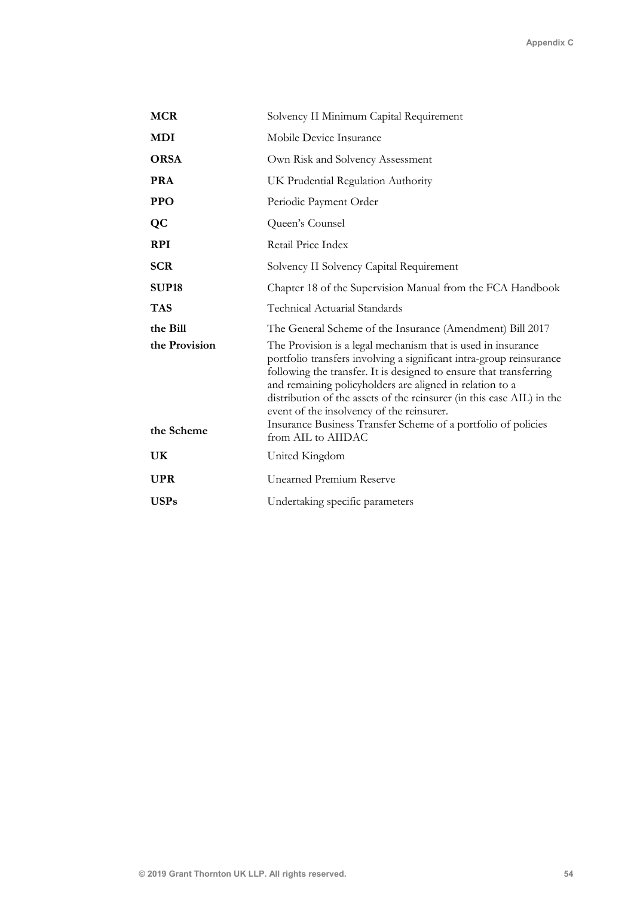| | |
|---|---|
| **MCR** | Solvency II Minimum Capital Requirement |
| **MDI** | Mobile Device Insurance |
| **ORSA** | Own Risk and Solvency Assessment |
| **PRA** | UK Prudential Regulation Authority |
| **PPO** | Periodic Payment Order |
| **QC** | Queen's Counsel |
| **RPI** | Retail Price Index |
| **SCR** | Solvency II Solvency Capital Requirement |
| **SUP18** | Chapter 18 of the Supervision Manual from the FCA Handbook |
| **TAS** | Technical Actuarial Standards |
| **the Bill** | The General Scheme of the Insurance (Amendment) Bill 2017 |
| **the Provision** | The Provision is a legal mechanism that is used in insurance portfolio transfers involving a significant intra-group reinsurance following the transfer. It is designed to ensure that transferring and remaining policyholders are aligned in relation to a distribution of the assets of the reinsurer (in this case AIL) in the event of the insolvency of the reinsurer. |
| **the Scheme** | Insurance Business Transfer Scheme of a portfolio of policies from AIL to AIIDAC |
| **UK** | United Kingdom |
| **UPR** | Unearned Premium Reserve |
| **USPs** | Undertaking specific parameters |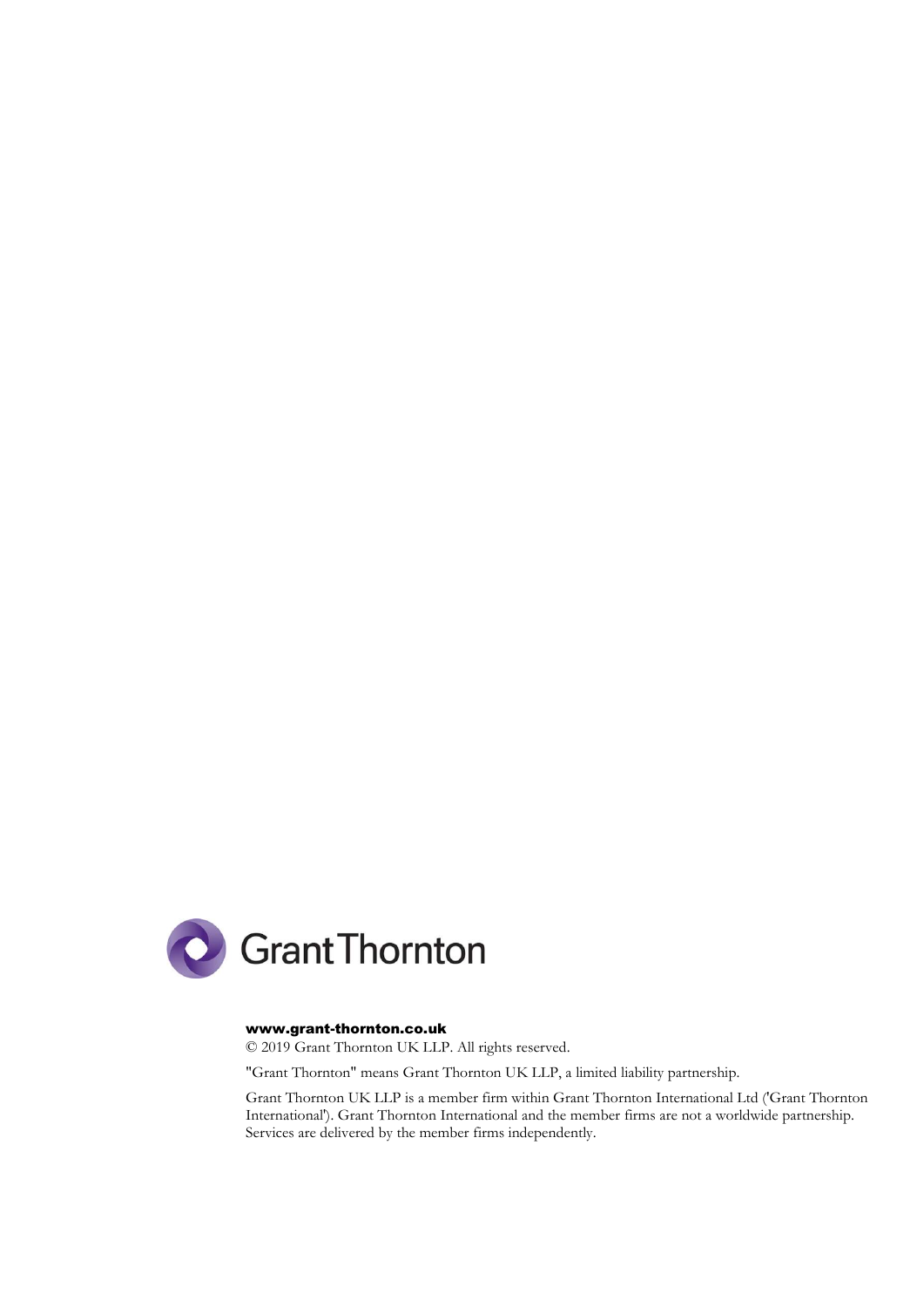Grant Thornton

**www.grant-thornton.co.uk**
© 2019 Grant Thornton UK LLP. All rights reserved.

"Grant Thornton" means Grant Thornton UK LLP, a limited liability partnership.

Grant Thornton UK LLP is a member firm within Grant Thornton International Ltd ('Grant Thornton International'). Grant Thornton International and the member firms are not a worldwide partnership. Services are delivered by the member firms independently.